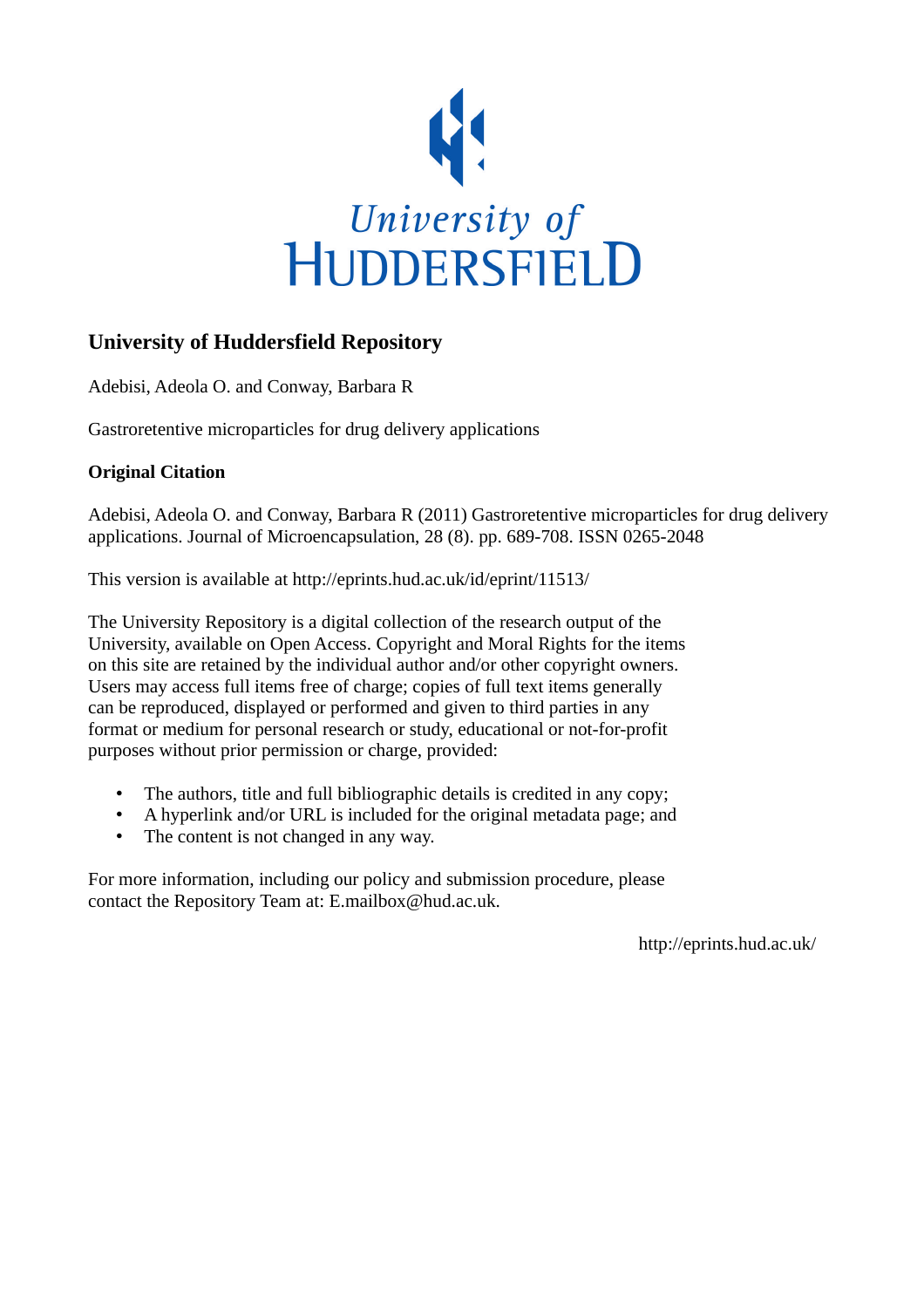University of
HUDDERSFIELD

## University of Huddersfield Repository

Adebisi, Adeola O. and Conway, Barbara R

Gastroretentive microparticles for drug delivery applications

### Original Citation

Adebisi, Adeola O. and Conway, Barbara R (2011) Gastroretentive microparticles for drug delivery applications. Journal of Microencapsulation, 28 (8). pp. 689-708. ISSN 0265-2048

This version is available at http://eprints.hud.ac.uk/id/eprint/11513/

The University Repository is a digital collection of the research output of the University, available on Open Access. Copyright and Moral Rights for the items on this site are retained by the individual author and/or other copyright owners. Users may access full items free of charge; copies of full text items generally can be reproduced, displayed or performed and given to third parties in any format or medium for personal research or study, educational or not-for-profit purposes without prior permission or charge, provided:

- The authors, title and full bibliographic details is credited in any copy;
- A hyperlink and/or URL is included for the original metadata page; and
- The content is not changed in any way.

For more information, including our policy and submission procedure, please contact the Repository Team at: E.mailbox@hud.ac.uk.

http://eprints.hud.ac.uk/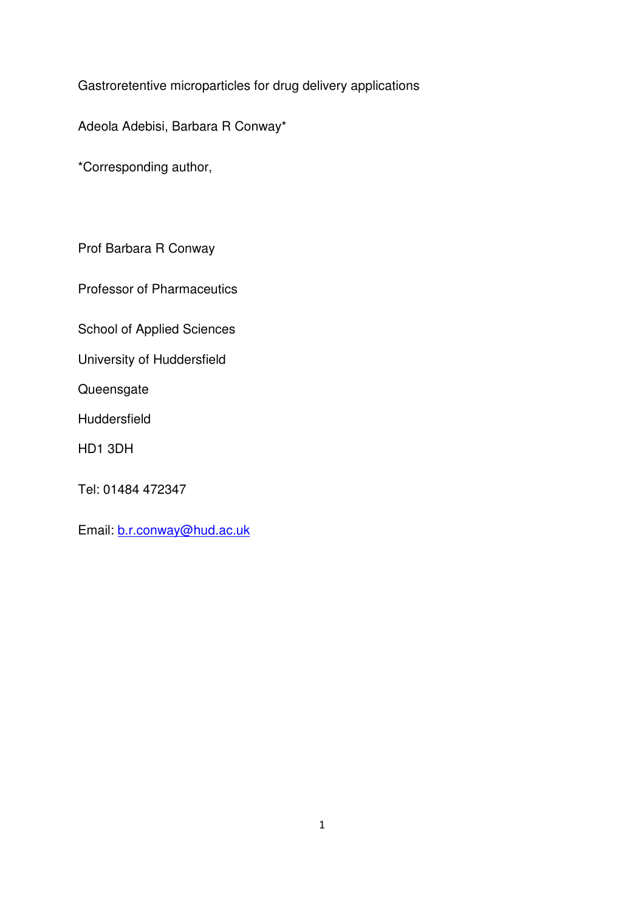# Gastroretentive microparticles for drug delivery applications

Adeola Adebisi, Barbara R Conway*

*Corresponding author,

Prof Barbara R Conway

Professor of Pharmaceutics

School of Applied Sciences

University of Huddersfield

Queensgate

Huddersfield

HD1 3DH

Tel: 01484 472347

Email: b.r.conway@hud.ac.uk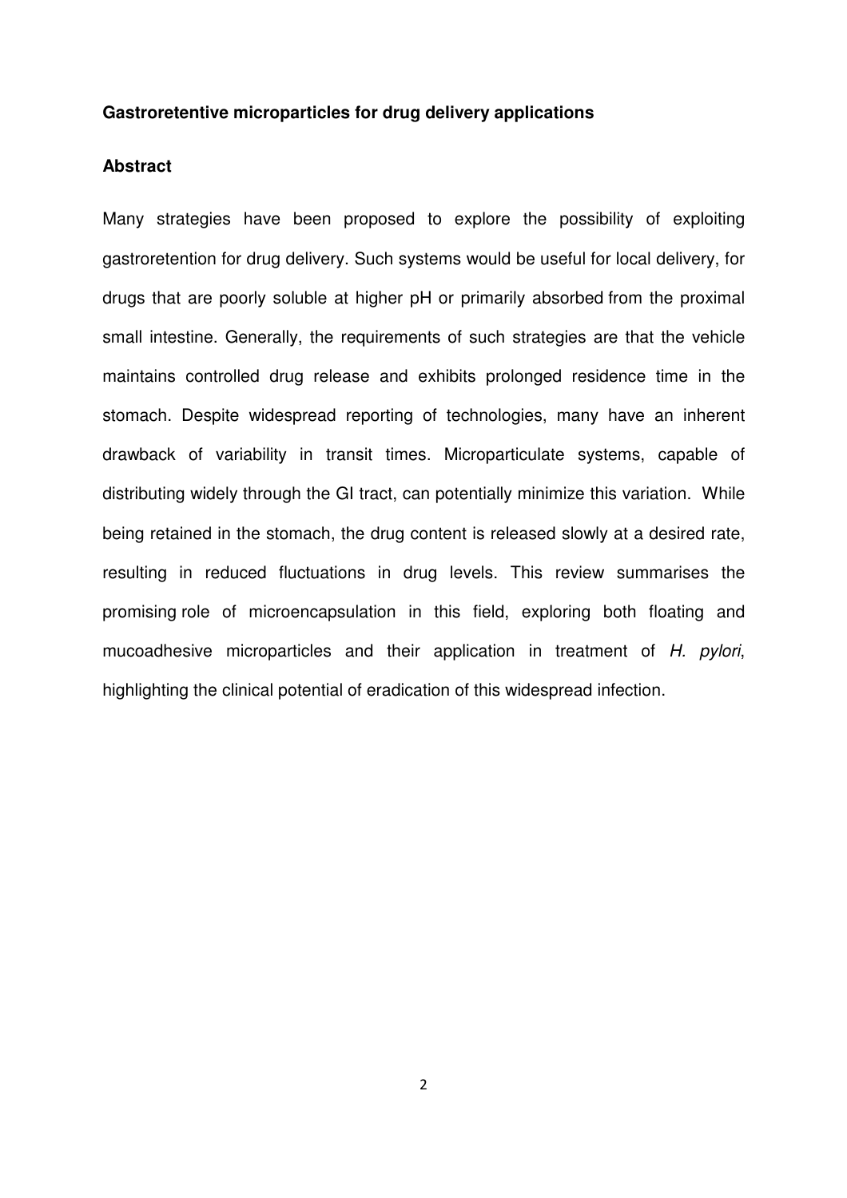**Gastroretentive microparticles for drug delivery applications**

**Abstract**

Many strategies have been proposed to explore the possibility of exploiting gastroretention for drug delivery. Such systems would be useful for local delivery, for drugs that are poorly soluble at higher pH or primarily absorbed from the proximal small intestine. Generally, the requirements of such strategies are that the vehicle maintains controlled drug release and exhibits prolonged residence time in the stomach. Despite widespread reporting of technologies, many have an inherent drawback of variability in transit times. Microparticulate systems, capable of distributing widely through the GI tract, can potentially minimize this variation. While being retained in the stomach, the drug content is released slowly at a desired rate, resulting in reduced fluctuations in drug levels. This review summarises the promising role of microencapsulation in this field, exploring both floating and mucoadhesive microparticles and their application in treatment of *H. pylori*, highlighting the clinical potential of eradication of this widespread infection.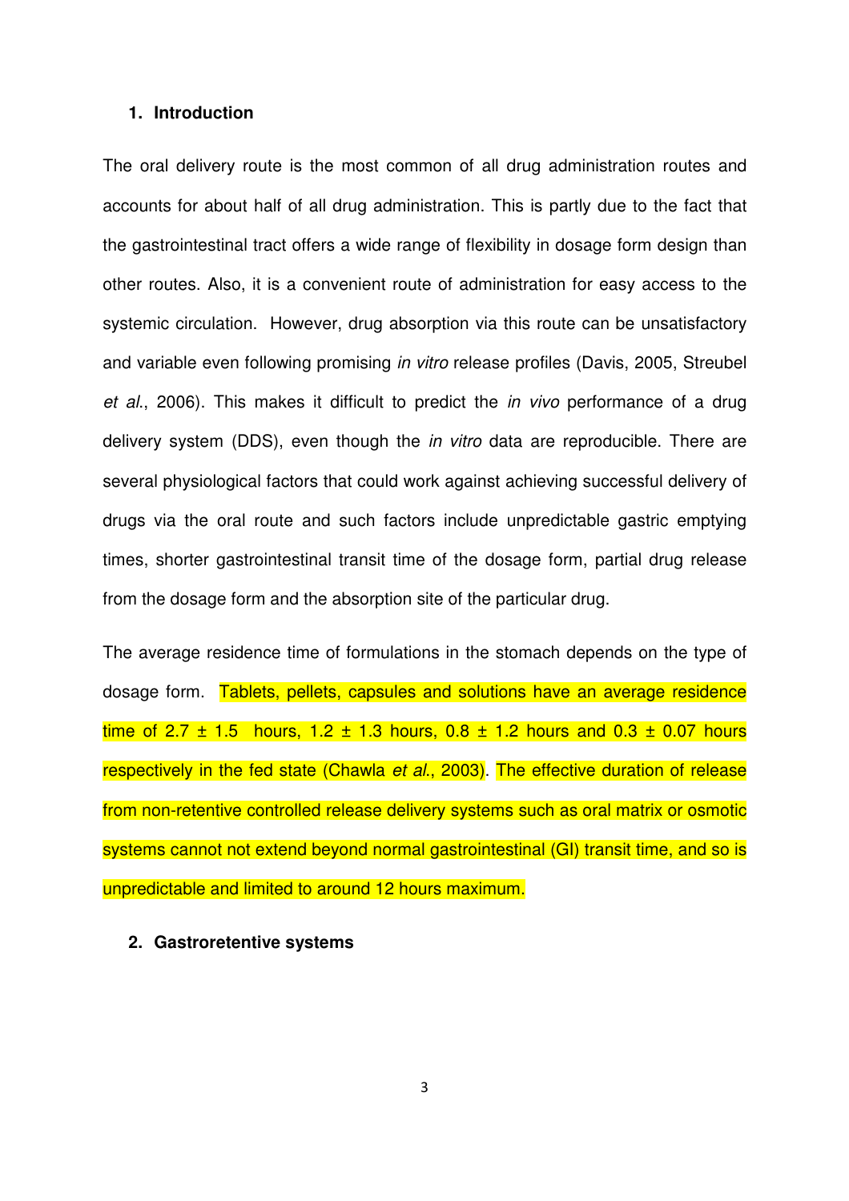## 1. Introduction

The oral delivery route is the most common of all drug administration routes and accounts for about half of all drug administration. This is partly due to the fact that the gastrointestinal tract offers a wide range of flexibility in dosage form design than other routes. Also, it is a convenient route of administration for easy access to the systemic circulation. However, drug absorption via this route can be unsatisfactory and variable even following promising *in vitro* release profiles (Davis, 2005, Streubel *et al*., 2006). This makes it difficult to predict the *in vivo* performance of a drug delivery system (DDS), even though the *in vitro* data are reproducible. There are several physiological factors that could work against achieving successful delivery of drugs via the oral route and such factors include unpredictable gastric emptying times, shorter gastrointestinal transit time of the dosage form, partial drug release from the dosage form and the absorption site of the particular drug.

The average residence time of formulations in the stomach depends on the type of dosage form. Tablets, pellets, capsules and solutions have an average residence time of 2.7 ± 1.5 hours, 1.2 ± 1.3 hours, 0.8 ± 1.2 hours and 0.3 ± 0.07 hours respectively in the fed state (Chawla *et al*., 2003). The effective duration of release from non-retentive controlled release delivery systems such as oral matrix or osmotic systems cannot not extend beyond normal gastrointestinal (GI) transit time, and so is unpredictable and limited to around 12 hours maximum.

## 2. Gastroretentive systems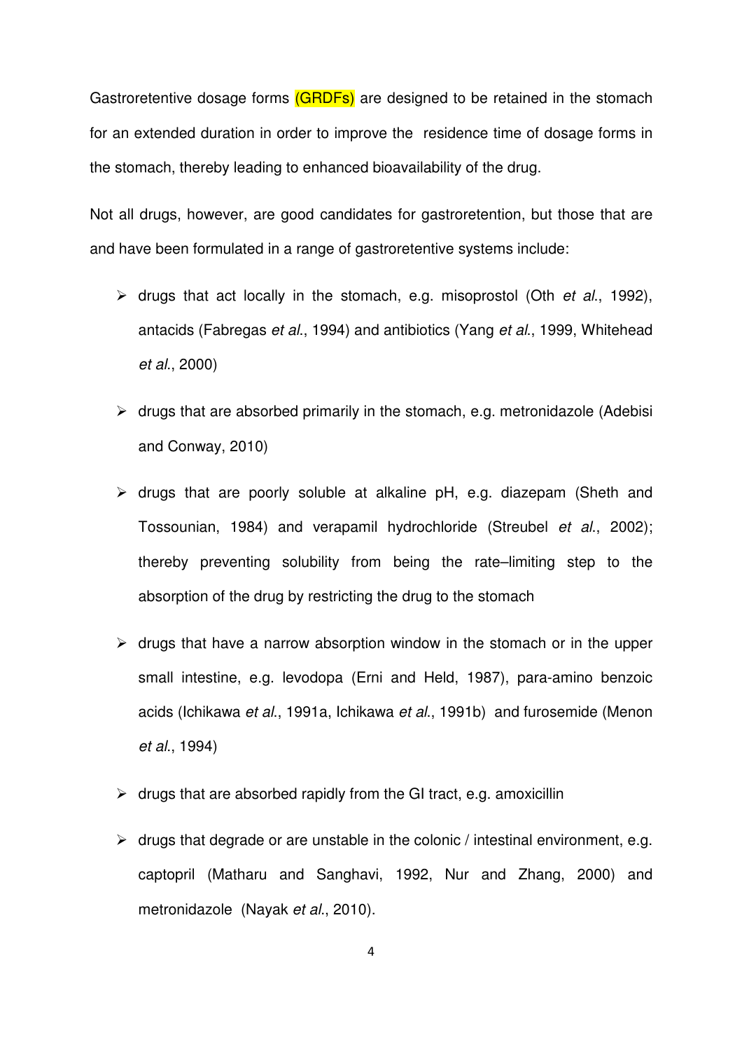Gastroretentive dosage forms (GRDFs) are designed to be retained in the stomach for an extended duration in order to improve the residence time of dosage forms in the stomach, thereby leading to enhanced bioavailability of the drug.

Not all drugs, however, are good candidates for gastroretention, but those that are and have been formulated in a range of gastroretentive systems include:

- drugs that act locally in the stomach, e.g. misoprostol (Oth *et al*., 1992), antacids (Fabregas *et al*., 1994) and antibiotics (Yang *et al*., 1999, Whitehead *et al*., 2000)
- drugs that are absorbed primarily in the stomach, e.g. metronidazole (Adebisi and Conway, 2010)
- drugs that are poorly soluble at alkaline pH, e.g. diazepam (Sheth and Tossounian, 1984) and verapamil hydrochloride (Streubel *et al*., 2002); thereby preventing solubility from being the rate–limiting step to the absorption of the drug by restricting the drug to the stomach
- drugs that have a narrow absorption window in the stomach or in the upper small intestine, e.g. levodopa (Erni and Held, 1987), para-amino benzoic acids (Ichikawa *et al*., 1991a, Ichikawa *et al*., 1991b) and furosemide (Menon *et al*., 1994)
- drugs that are absorbed rapidly from the GI tract, e.g. amoxicillin
- drugs that degrade or are unstable in the colonic / intestinal environment, e.g. captopril (Matharu and Sanghavi, 1992, Nur and Zhang, 2000) and metronidazole (Nayak *et al*., 2010).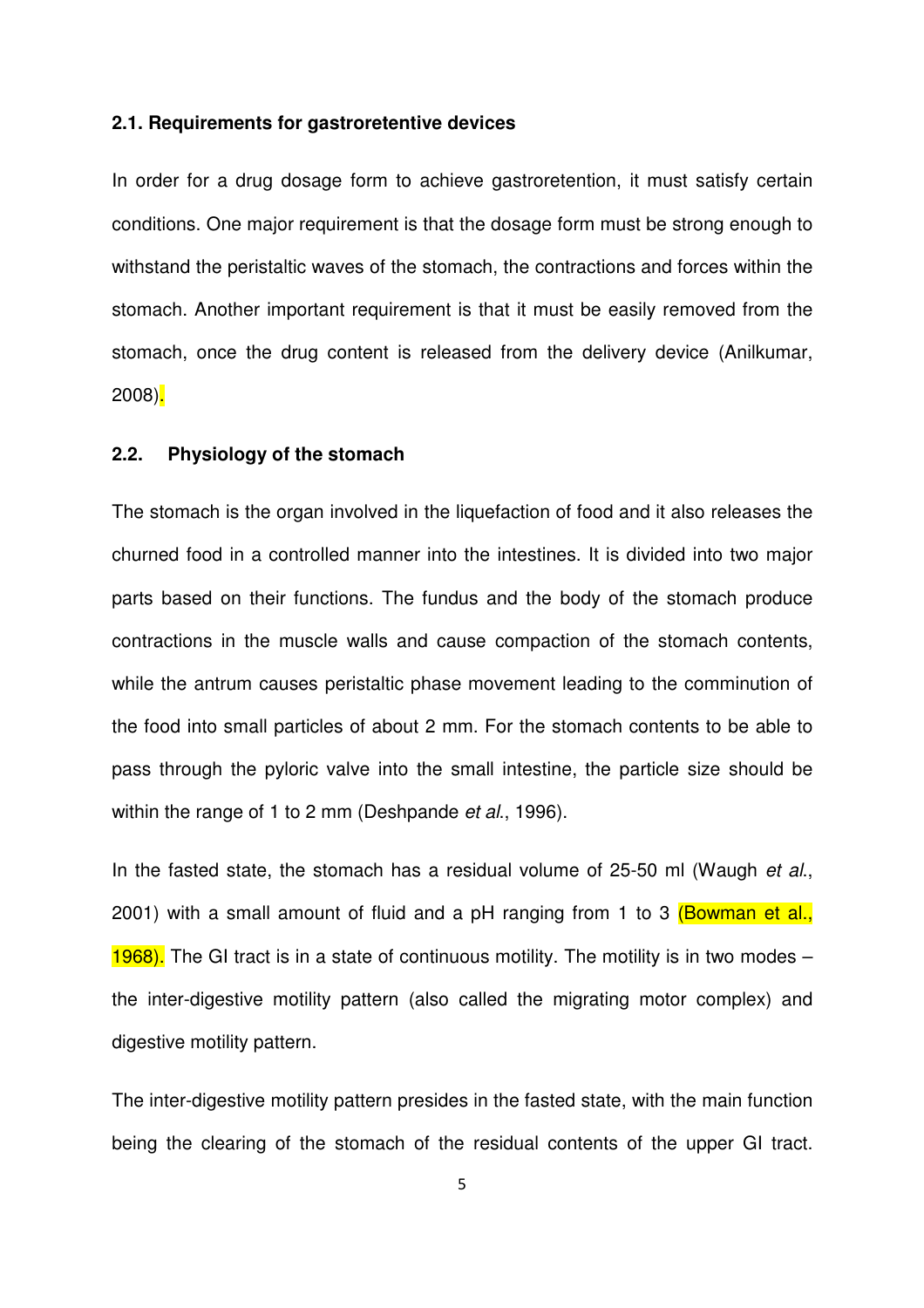### 2.1. Requirements for gastroretentive devices

In order for a drug dosage form to achieve gastroretention, it must satisfy certain conditions. One major requirement is that the dosage form must be strong enough to withstand the peristaltic waves of the stomach, the contractions and forces within the stomach. Another important requirement is that it must be easily removed from the stomach, once the drug content is released from the delivery device (Anilkumar, 2008).

### 2.2. Physiology of the stomach

The stomach is the organ involved in the liquefaction of food and it also releases the churned food in a controlled manner into the intestines. It is divided into two major parts based on their functions. The fundus and the body of the stomach produce contractions in the muscle walls and cause compaction of the stomach contents, while the antrum causes peristaltic phase movement leading to the comminution of the food into small particles of about 2 mm. For the stomach contents to be able to pass through the pyloric valve into the small intestine, the particle size should be within the range of 1 to 2 mm (Deshpande *et al*., 1996).

In the fasted state, the stomach has a residual volume of 25-50 ml (Waugh *et al*., 2001) with a small amount of fluid and a pH ranging from 1 to 3 (Bowman et al., 1968). The GI tract is in a state of continuous motility. The motility is in two modes – the inter-digestive motility pattern (also called the migrating motor complex) and digestive motility pattern.

The inter-digestive motility pattern presides in the fasted state, with the main function being the clearing of the stomach of the residual contents of the upper GI tract.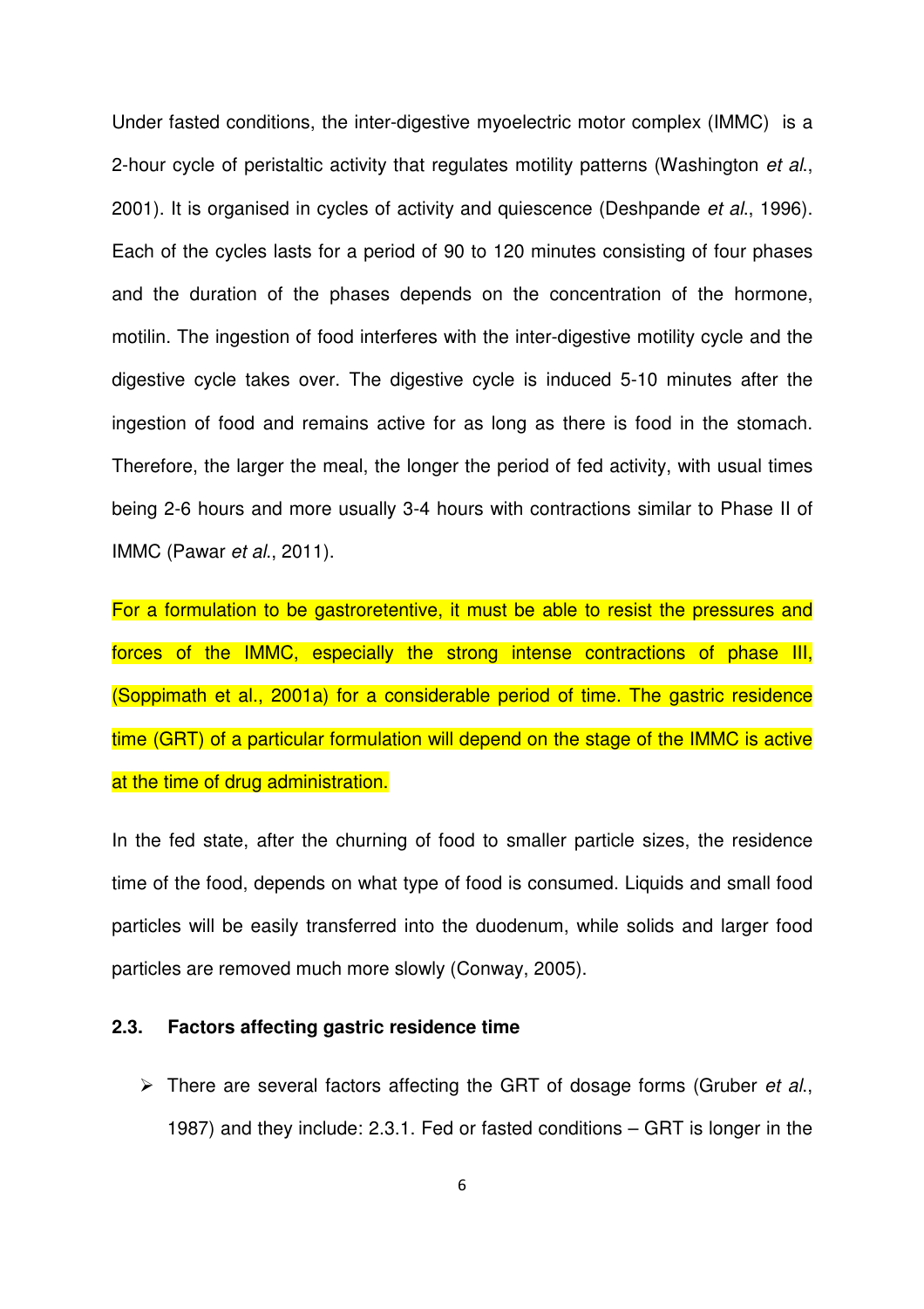Under fasted conditions, the inter-digestive myoelectric motor complex (IMMC)  is a 2-hour cycle of peristaltic activity that regulates motility patterns (Washington *et al*., 2001). It is organised in cycles of activity and quiescence (Deshpande *et al*., 1996). Each of the cycles lasts for a period of 90 to 120 minutes consisting of four phases and the duration of the phases depends on the concentration of the hormone, motilin. The ingestion of food interferes with the inter-digestive motility cycle and the digestive cycle takes over. The digestive cycle is induced 5-10 minutes after the ingestion of food and remains active for as long as there is food in the stomach. Therefore, the larger the meal, the longer the period of fed activity, with usual times being 2-6 hours and more usually 3-4 hours with contractions similar to Phase II of IMMC (Pawar *et al*., 2011).

For a formulation to be gastroretentive, it must be able to resist the pressures and forces of the IMMC, especially the strong intense contractions of phase III, (Soppimath et al., 2001a) for a considerable period of time. The gastric residence time (GRT) of a particular formulation will depend on the stage of the IMMC is active at the time of drug administration.

In the fed state, after the churning of food to smaller particle sizes, the residence time of the food, depends on what type of food is consumed. Liquids and small food particles will be easily transferred into the duodenum, while solids and larger food particles are removed much more slowly (Conway, 2005).

### 2.3. Factors affecting gastric residence time

- There are several factors affecting the GRT of dosage forms (Gruber *et al*., 1987) and they include: 2.3.1. Fed or fasted conditions – GRT is longer in the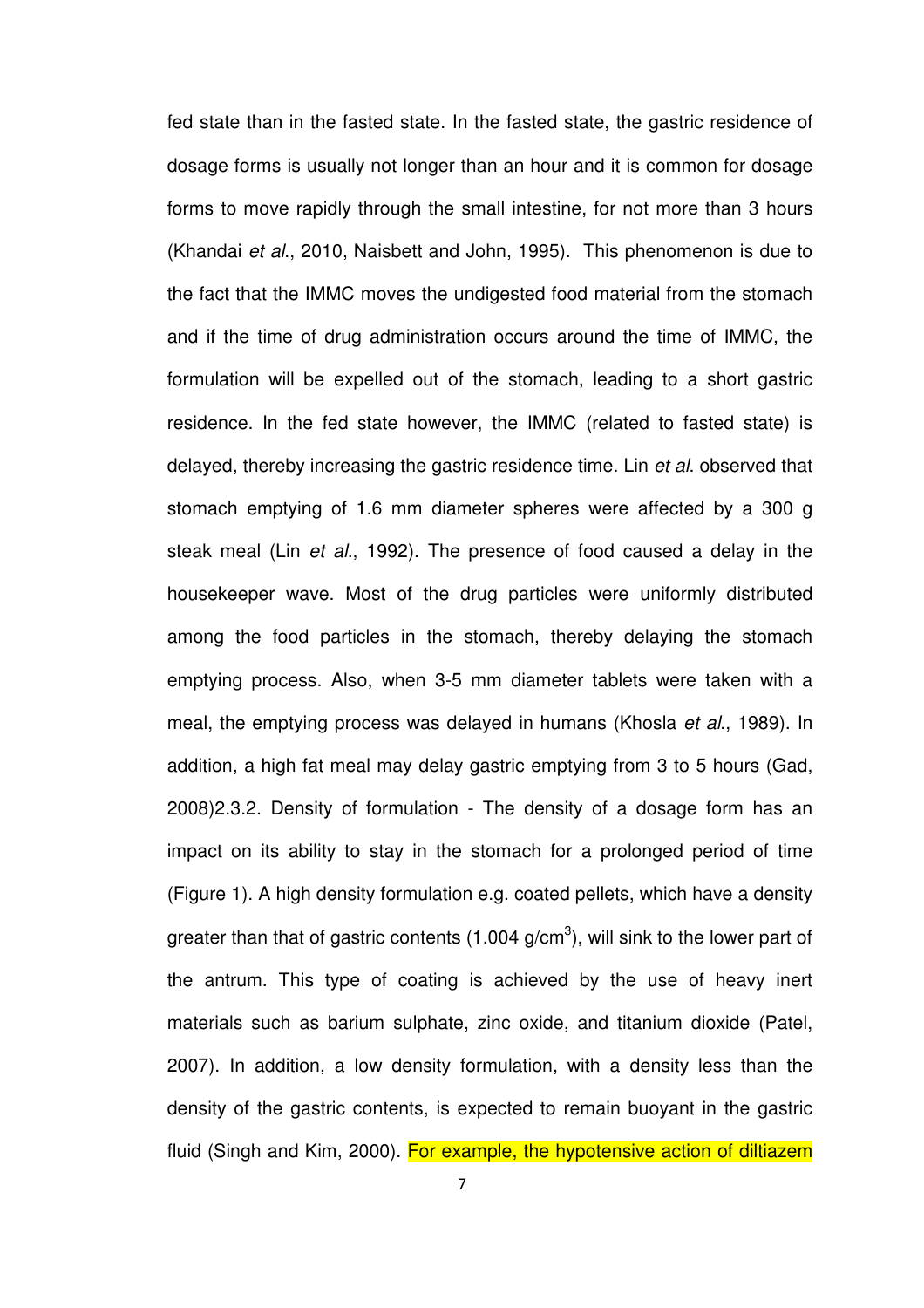fed state than in the fasted state. In the fasted state, the gastric residence of dosage forms is usually not longer than an hour and it is common for dosage forms to move rapidly through the small intestine, for not more than 3 hours (Khandai *et al.*, 2010, Naisbett and John, 1995). This phenomenon is due to the fact that the IMMC moves the undigested food material from the stomach and if the time of drug administration occurs around the time of IMMC, the formulation will be expelled out of the stomach, leading to a short gastric residence. In the fed state however, the IMMC (related to fasted state) is delayed, thereby increasing the gastric residence time. Lin *et al*. observed that stomach emptying of 1.6 mm diameter spheres were affected by a 300 g steak meal (Lin *et al*., 1992). The presence of food caused a delay in the housekeeper wave. Most of the drug particles were uniformly distributed among the food particles in the stomach, thereby delaying the stomach emptying process. Also, when 3-5 mm diameter tablets were taken with a meal, the emptying process was delayed in humans (Khosla *et al*., 1989). In addition, a high fat meal may delay gastric emptying from 3 to 5 hours (Gad, 2008)2.3.2. Density of formulation - The density of a dosage form has an impact on its ability to stay in the stomach for a prolonged period of time (Figure 1). A high density formulation e.g. coated pellets, which have a density greater than that of gastric contents (1.004 g/cm$^3$), will sink to the lower part of the antrum. This type of coating is achieved by the use of heavy inert materials such as barium sulphate, zinc oxide, and titanium dioxide (Patel, 2007). In addition, a low density formulation, with a density less than the density of the gastric contents, is expected to remain buoyant in the gastric fluid (Singh and Kim, 2000). For example, the hypotensive action of diltiazem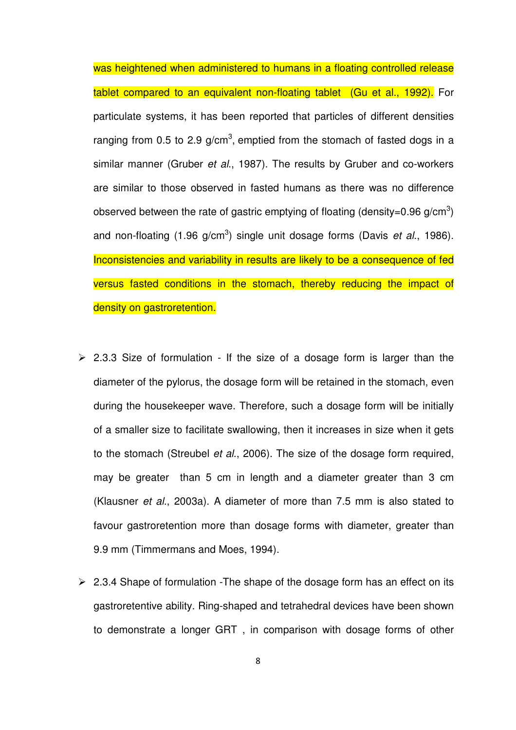was heightened when administered to humans in a floating controlled release tablet compared to an equivalent non-floating tablet (Gu et al., 1992). For particulate systems, it has been reported that particles of different densities ranging from 0.5 to 2.9 g/cm$^3$, emptied from the stomach of fasted dogs in a similar manner (Gruber *et al*., 1987). The results by Gruber and co-workers are similar to those observed in fasted humans as there was no difference observed between the rate of gastric emptying of floating (density=0.96 g/cm$^3$) and non-floating (1.96 g/cm$^3$) single unit dosage forms (Davis *et al*., 1986). Inconsistencies and variability in results are likely to be a consequence of fed versus fasted conditions in the stomach, thereby reducing the impact of density on gastroretention.

- 2.3.3 Size of formulation - If the size of a dosage form is larger than the diameter of the pylorus, the dosage form will be retained in the stomach, even during the housekeeper wave. Therefore, such a dosage form will be initially of a smaller size to facilitate swallowing, then it increases in size when it gets to the stomach (Streubel *et al*., 2006). The size of the dosage form required, may be greater than 5 cm in length and a diameter greater than 3 cm (Klausner *et al*., 2003a). A diameter of more than 7.5 mm is also stated to favour gastroretention more than dosage forms with diameter, greater than 9.9 mm (Timmermans and Moes, 1994).

- 2.3.4 Shape of formulation -The shape of the dosage form has an effect on its gastroretentive ability. Ring-shaped and tetrahedral devices have been shown to demonstrate a longer GRT , in comparison with dosage forms of other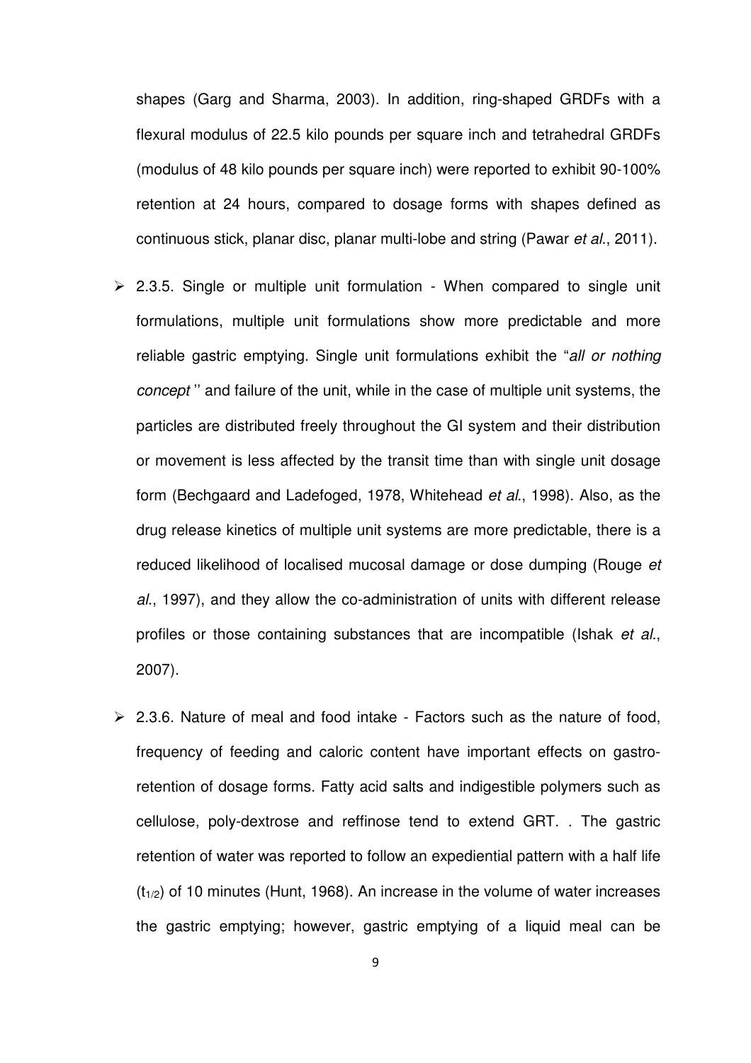shapes (Garg and Sharma, 2003). In addition, ring-shaped GRDFs with a flexural modulus of 22.5 kilo pounds per square inch and tetrahedral GRDFs (modulus of 48 kilo pounds per square inch) were reported to exhibit 90-100% retention at 24 hours, compared to dosage forms with shapes defined as continuous stick, planar disc, planar multi-lobe and string (Pawar *et al*., 2011).

- 2.3.5. Single or multiple unit formulation - When compared to single unit formulations, multiple unit formulations show more predictable and more reliable gastric emptying. Single unit formulations exhibit the "*all or nothing concept* '' and failure of the unit, while in the case of multiple unit systems, the particles are distributed freely throughout the GI system and their distribution or movement is less affected by the transit time than with single unit dosage form (Bechgaard and Ladefoged, 1978, Whitehead *et al*., 1998). Also, as the drug release kinetics of multiple unit systems are more predictable, there is a reduced likelihood of localised mucosal damage or dose dumping (Rouge *et al*., 1997), and they allow the co-administration of units with different release profiles or those containing substances that are incompatible (Ishak *et al*., 2007).

- 2.3.6. Nature of meal and food intake - Factors such as the nature of food, frequency of feeding and caloric content have important effects on gastro-retention of dosage forms. Fatty acid salts and indigestible polymers such as cellulose, poly-dextrose and reffinose tend to extend GRT. . The gastric retention of water was reported to follow an expediential pattern with a half life ($t_{1/2}$) of 10 minutes (Hunt, 1968). An increase in the volume of water increases the gastric emptying; however, gastric emptying of a liquid meal can be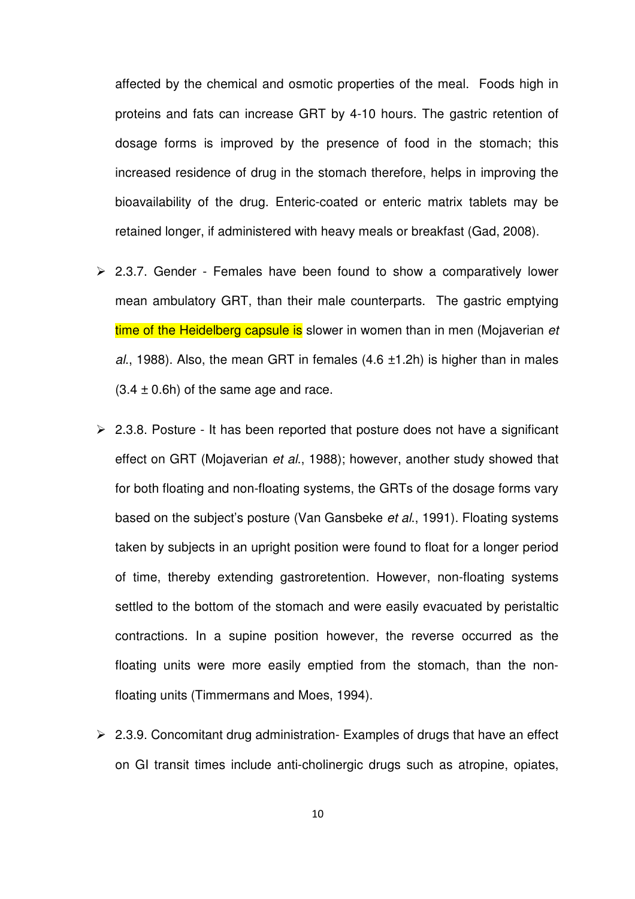affected by the chemical and osmotic properties of the meal. Foods high in proteins and fats can increase GRT by 4-10 hours. The gastric retention of dosage forms is improved by the presence of food in the stomach; this increased residence of drug in the stomach therefore, helps in improving the bioavailability of the drug. Enteric-coated or enteric matrix tablets may be retained longer, if administered with heavy meals or breakfast (Gad, 2008).

- 2.3.7. Gender - Females have been found to show a comparatively lower mean ambulatory GRT, than their male counterparts. The gastric emptying time of the Heidelberg capsule is slower in women than in men (Mojaverian *et al*., 1988). Also, the mean GRT in females (4.6 ±1.2h) is higher than in males (3.4 ± 0.6h) of the same age and race.

- 2.3.8. Posture - It has been reported that posture does not have a significant effect on GRT (Mojaverian *et al*., 1988); however, another study showed that for both floating and non-floating systems, the GRTs of the dosage forms vary based on the subject's posture (Van Gansbeke *et al*., 1991). Floating systems taken by subjects in an upright position were found to float for a longer period of time, thereby extending gastroretention. However, non-floating systems settled to the bottom of the stomach and were easily evacuated by peristaltic contractions. In a supine position however, the reverse occurred as the floating units were more easily emptied from the stomach, than the non-floating units (Timmermans and Moes, 1994).

- 2.3.9. Concomitant drug administration- Examples of drugs that have an effect on GI transit times include anti-cholinergic drugs such as atropine, opiates,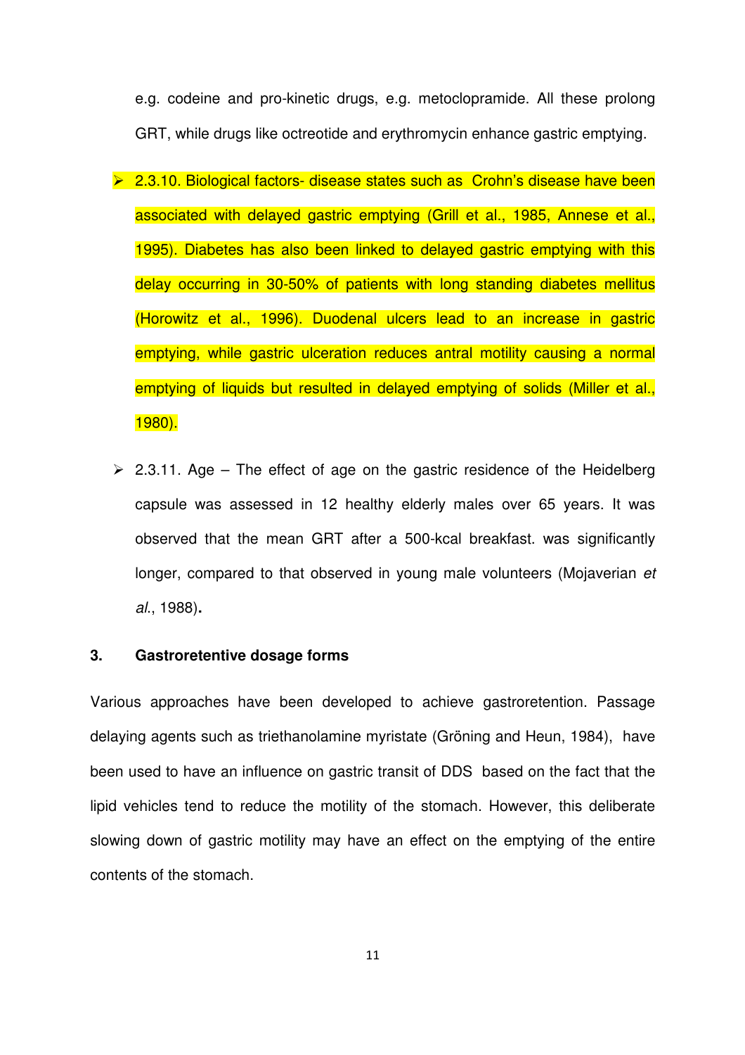e.g. codeine and pro-kinetic drugs, e.g. metoclopramide. All these prolong GRT, while drugs like octreotide and erythromycin enhance gastric emptying.

- 2.3.10. Biological factors- disease states such as Crohn's disease have been associated with delayed gastric emptying (Grill et al., 1985, Annese et al., 1995). Diabetes has also been linked to delayed gastric emptying with this delay occurring in 30-50% of patients with long standing diabetes mellitus (Horowitz et al., 1996). Duodenal ulcers lead to an increase in gastric emptying, while gastric ulceration reduces antral motility causing a normal emptying of liquids but resulted in delayed emptying of solids (Miller et al., 1980).

- 2.3.11. Age – The effect of age on the gastric residence of the Heidelberg capsule was assessed in 12 healthy elderly males over 65 years. It was observed that the mean GRT after a 500-kcal breakfast. was significantly longer, compared to that observed in young male volunteers (Mojaverian *et al.*, 1988)**.**

## 3. Gastroretentive dosage forms

Various approaches have been developed to achieve gastroretention. Passage delaying agents such as triethanolamine myristate (Gröning and Heun, 1984), have been used to have an influence on gastric transit of DDS based on the fact that the lipid vehicles tend to reduce the motility of the stomach. However, this deliberate slowing down of gastric motility may have an effect on the emptying of the entire contents of the stomach.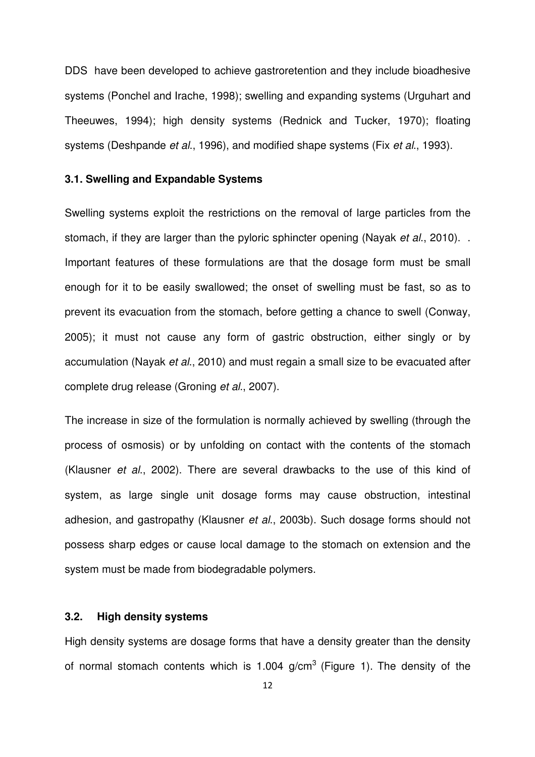DDS have been developed to achieve gastroretention and they include bioadhesive systems (Ponchel and Irache, 1998); swelling and expanding systems (Urguhart and Theeuwes, 1994); high density systems (Rednick and Tucker, 1970); floating systems (Deshpande *et al*., 1996), and modified shape systems (Fix *et al*., 1993).

### 3.1. Swelling and Expandable Systems

Swelling systems exploit the restrictions on the removal of large particles from the stomach, if they are larger than the pyloric sphincter opening (Nayak *et al*., 2010). . Important features of these formulations are that the dosage form must be small enough for it to be easily swallowed; the onset of swelling must be fast, so as to prevent its evacuation from the stomach, before getting a chance to swell (Conway, 2005); it must not cause any form of gastric obstruction, either singly or by accumulation (Nayak *et al*., 2010) and must regain a small size to be evacuated after complete drug release (Groning *et al*., 2007).

The increase in size of the formulation is normally achieved by swelling (through the process of osmosis) or by unfolding on contact with the contents of the stomach (Klausner *et al*., 2002). There are several drawbacks to the use of this kind of system, as large single unit dosage forms may cause obstruction, intestinal adhesion, and gastropathy (Klausner *et al*., 2003b). Such dosage forms should not possess sharp edges or cause local damage to the stomach on extension and the system must be made from biodegradable polymers.

### 3.2. High density systems

High density systems are dosage forms that have a density greater than the density of normal stomach contents which is 1.004 g/cm$^3$ (Figure 1). The density of the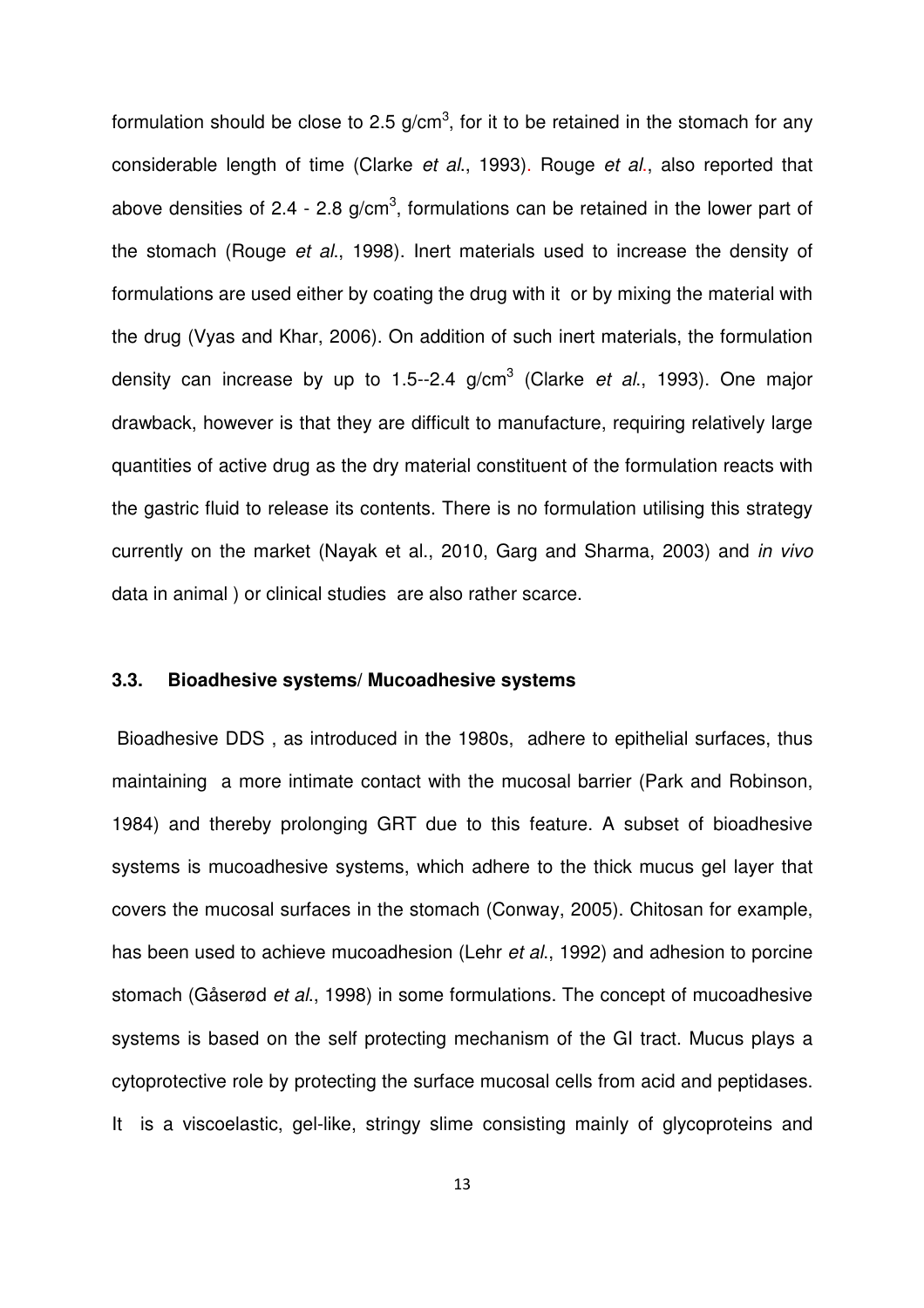formulation should be close to 2.5 g/cm$^3$, for it to be retained in the stomach for any considerable length of time (Clarke *et al*., 1993). Rouge *et al*., also reported that above densities of 2.4 - 2.8 g/cm$^3$, formulations can be retained in the lower part of the stomach (Rouge *et al*., 1998). Inert materials used to increase the density of formulations are used either by coating the drug with it or by mixing the material with the drug (Vyas and Khar, 2006). On addition of such inert materials, the formulation density can increase by up to 1.5--2.4 g/cm$^3$ (Clarke *et al*., 1993). One major drawback, however is that they are difficult to manufacture, requiring relatively large quantities of active drug as the dry material constituent of the formulation reacts with the gastric fluid to release its contents. There is no formulation utilising this strategy currently on the market (Nayak et al., 2010, Garg and Sharma, 2003) and *in vivo* data in animal ) or clinical studies are also rather scarce.

### 3.3. Bioadhesive systems/ Mucoadhesive systems

Bioadhesive DDS , as introduced in the 1980s, adhere to epithelial surfaces, thus maintaining a more intimate contact with the mucosal barrier (Park and Robinson, 1984) and thereby prolonging GRT due to this feature. A subset of bioadhesive systems is mucoadhesive systems, which adhere to the thick mucus gel layer that covers the mucosal surfaces in the stomach (Conway, 2005). Chitosan for example, has been used to achieve mucoadhesion (Lehr *et al*., 1992) and adhesion to porcine stomach (Gåserød *et al*., 1998) in some formulations. The concept of mucoadhesive systems is based on the self protecting mechanism of the GI tract. Mucus plays a cytoprotective role by protecting the surface mucosal cells from acid and peptidases. It is a viscoelastic, gel-like, stringy slime consisting mainly of glycoproteins and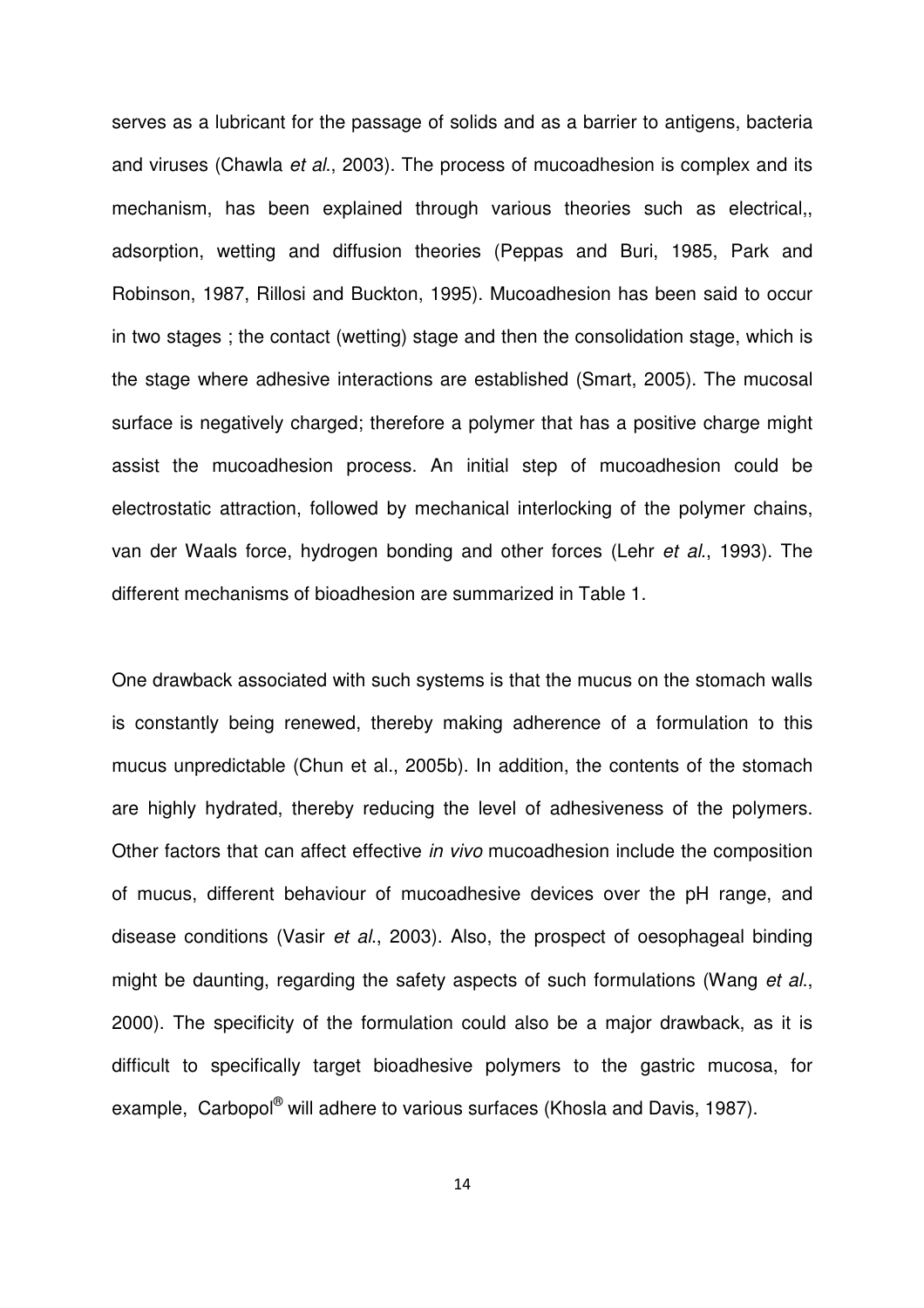serves as a lubricant for the passage of solids and as a barrier to antigens, bacteria and viruses (Chawla *et al*., 2003). The process of mucoadhesion is complex and its mechanism, has been explained through various theories such as electrical,, adsorption, wetting and diffusion theories (Peppas and Buri, 1985, Park and Robinson, 1987, Rillosi and Buckton, 1995). Mucoadhesion has been said to occur in two stages ; the contact (wetting) stage and then the consolidation stage, which is the stage where adhesive interactions are established (Smart, 2005). The mucosal surface is negatively charged; therefore a polymer that has a positive charge might assist the mucoadhesion process. An initial step of mucoadhesion could be electrostatic attraction, followed by mechanical interlocking of the polymer chains, van der Waals force, hydrogen bonding and other forces (Lehr *et al*., 1993). The different mechanisms of bioadhesion are summarized in Table 1.

One drawback associated with such systems is that the mucus on the stomach walls is constantly being renewed, thereby making adherence of a formulation to this mucus unpredictable (Chun et al., 2005b). In addition, the contents of the stomach are highly hydrated, thereby reducing the level of adhesiveness of the polymers. Other factors that can affect effective *in vivo* mucoadhesion include the composition of mucus, different behaviour of mucoadhesive devices over the pH range, and disease conditions (Vasir *et al*., 2003). Also, the prospect of oesophageal binding might be daunting, regarding the safety aspects of such formulations (Wang *et al*., 2000). The specificity of the formulation could also be a major drawback, as it is difficult to specifically target bioadhesive polymers to the gastric mucosa, for example, Carbopol® will adhere to various surfaces (Khosla and Davis, 1987).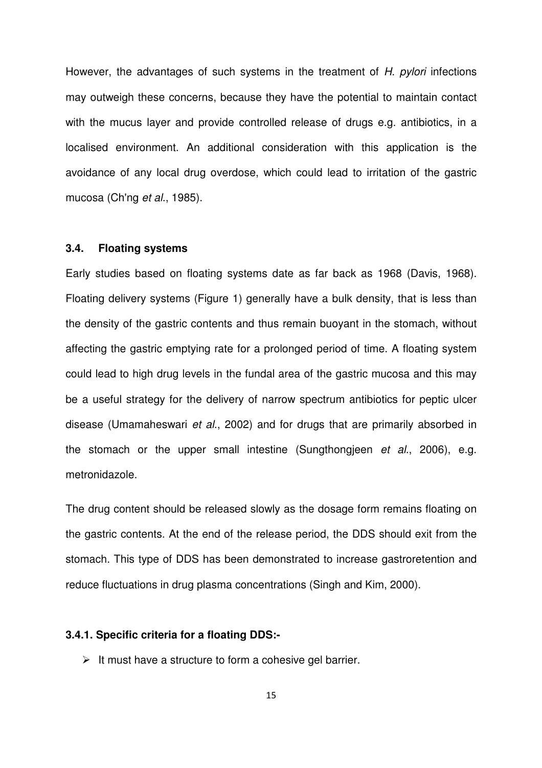However, the advantages of such systems in the treatment of *H. pylori* infections may outweigh these concerns, because they have the potential to maintain contact with the mucus layer and provide controlled release of drugs e.g. antibiotics, in a localised environment. An additional consideration with this application is the avoidance of any local drug overdose, which could lead to irritation of the gastric mucosa (Ch'ng *et al*., 1985).

### 3.4. Floating systems

Early studies based on floating systems date as far back as 1968 (Davis, 1968). Floating delivery systems (Figure 1) generally have a bulk density, that is less than the density of the gastric contents and thus remain buoyant in the stomach, without affecting the gastric emptying rate for a prolonged period of time. A floating system could lead to high drug levels in the fundal area of the gastric mucosa and this may be a useful strategy for the delivery of narrow spectrum antibiotics for peptic ulcer disease (Umamaheswari *et al*., 2002) and for drugs that are primarily absorbed in the stomach or the upper small intestine (Sungthongjeen *et al*., 2006), e.g. metronidazole.

The drug content should be released slowly as the dosage form remains floating on the gastric contents. At the end of the release period, the DDS should exit from the stomach. This type of DDS has been demonstrated to increase gastroretention and reduce fluctuations in drug plasma concentrations (Singh and Kim, 2000).

#### 3.4.1. Specific criteria for a floating DDS:-

- It must have a structure to form a cohesive gel barrier.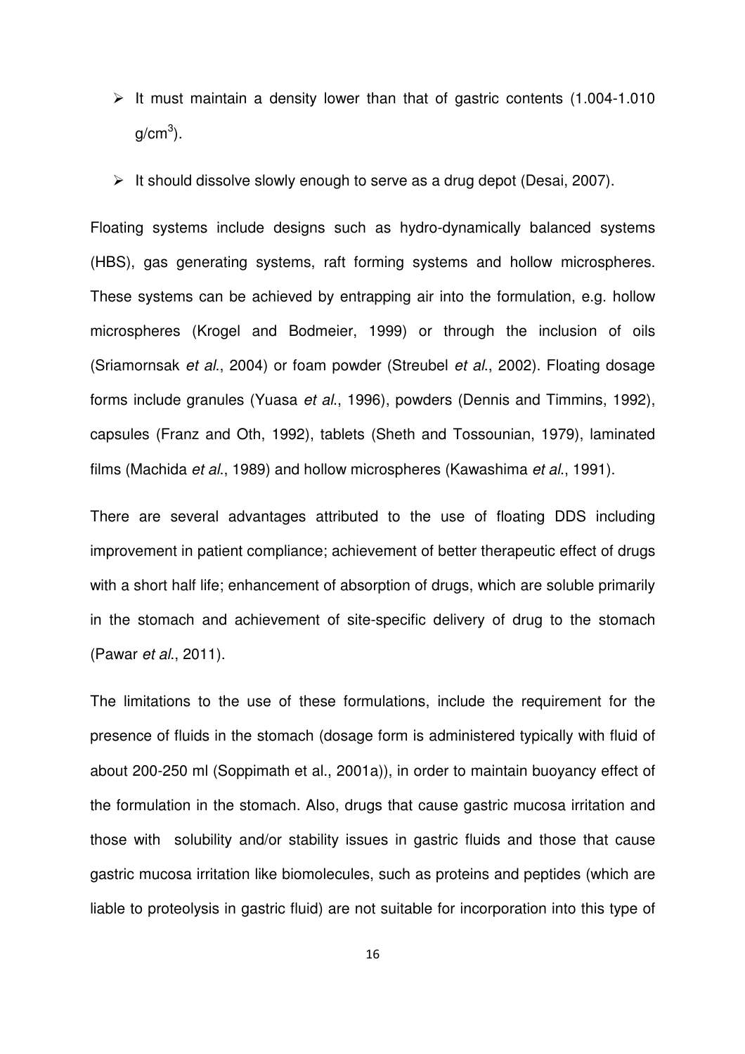- It must maintain a density lower than that of gastric contents (1.004-1.010 $g/cm^3$).
- It should dissolve slowly enough to serve as a drug depot (Desai, 2007).

Floating systems include designs such as hydro-dynamically balanced systems (HBS), gas generating systems, raft forming systems and hollow microspheres. These systems can be achieved by entrapping air into the formulation, e.g. hollow microspheres (Krogel and Bodmeier, 1999) or through the inclusion of oils (Sriamornsak *et al*., 2004) or foam powder (Streubel *et al*., 2002). Floating dosage forms include granules (Yuasa *et al*., 1996), powders (Dennis and Timmins, 1992), capsules (Franz and Oth, 1992), tablets (Sheth and Tossounian, 1979), laminated films (Machida *et al*., 1989) and hollow microspheres (Kawashima *et al*., 1991).

There are several advantages attributed to the use of floating DDS including improvement in patient compliance; achievement of better therapeutic effect of drugs with a short half life; enhancement of absorption of drugs, which are soluble primarily in the stomach and achievement of site-specific delivery of drug to the stomach (Pawar *et al*., 2011).

The limitations to the use of these formulations, include the requirement for the presence of fluids in the stomach (dosage form is administered typically with fluid of about 200-250 ml (Soppimath et al., 2001a)), in order to maintain buoyancy effect of the formulation in the stomach. Also, drugs that cause gastric mucosa irritation and those with solubility and/or stability issues in gastric fluids and those that cause gastric mucosa irritation like biomolecules, such as proteins and peptides (which are liable to proteolysis in gastric fluid) are not suitable for incorporation into this type of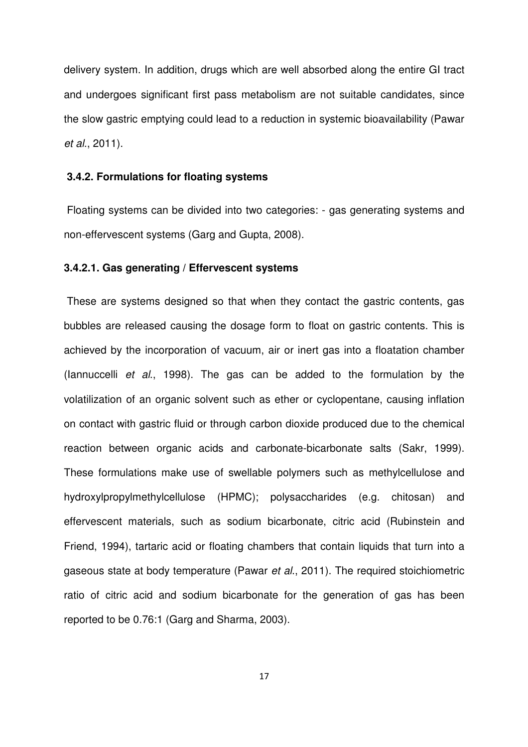delivery system. In addition, drugs which are well absorbed along the entire GI tract and undergoes significant first pass metabolism are not suitable candidates, since the slow gastric emptying could lead to a reduction in systemic bioavailability (Pawar *et al*., 2011).

### 3.4.2. Formulations for floating systems

Floating systems can be divided into two categories: - gas generating systems and non-effervescent systems (Garg and Gupta, 2008).

#### 3.4.2.1. Gas generating / Effervescent systems

These are systems designed so that when they contact the gastric contents, gas bubbles are released causing the dosage form to float on gastric contents. This is achieved by the incorporation of vacuum, air or inert gas into a floatation chamber (Iannuccelli *et al*., 1998). The gas can be added to the formulation by the volatilization of an organic solvent such as ether or cyclopentane, causing inflation on contact with gastric fluid or through carbon dioxide produced due to the chemical reaction between organic acids and carbonate-bicarbonate salts (Sakr, 1999). These formulations make use of swellable polymers such as methylcellulose and hydroxylpropylmethylcellulose (HPMC); polysaccharides (e.g. chitosan) and effervescent materials, such as sodium bicarbonate, citric acid (Rubinstein and Friend, 1994), tartaric acid or floating chambers that contain liquids that turn into a gaseous state at body temperature (Pawar *et al*., 2011). The required stoichiometric ratio of citric acid and sodium bicarbonate for the generation of gas has been reported to be 0.76:1 (Garg and Sharma, 2003).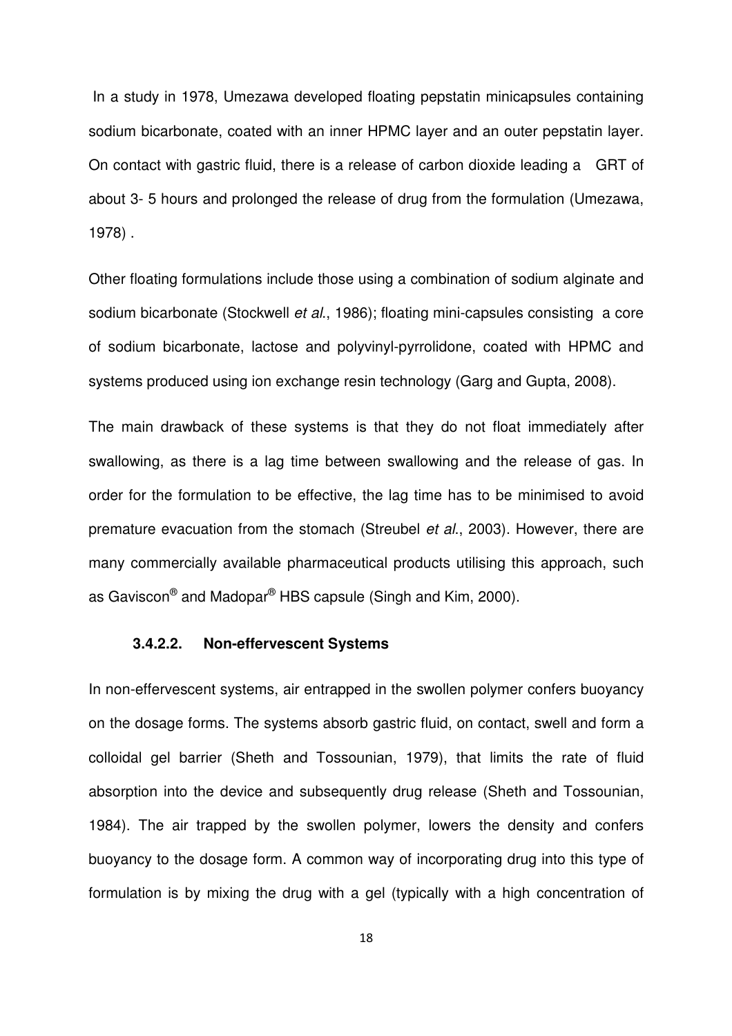In a study in 1978, Umezawa developed floating pepstatin minicapsules containing sodium bicarbonate, coated with an inner HPMC layer and an outer pepstatin layer. On contact with gastric fluid, there is a release of carbon dioxide leading a GRT of about 3- 5 hours and prolonged the release of drug from the formulation (Umezawa, 1978) .

Other floating formulations include those using a combination of sodium alginate and sodium bicarbonate (Stockwell *et al.*, 1986); floating mini-capsules consisting a core of sodium bicarbonate, lactose and polyvinyl-pyrrolidone, coated with HPMC and systems produced using ion exchange resin technology (Garg and Gupta, 2008).

The main drawback of these systems is that they do not float immediately after swallowing, as there is a lag time between swallowing and the release of gas. In order for the formulation to be effective, the lag time has to be minimised to avoid premature evacuation from the stomach (Streubel *et al.*, 2003). However, there are many commercially available pharmaceutical products utilising this approach, such as Gaviscon® and Madopar® HBS capsule (Singh and Kim, 2000).

#### 3.4.2.2. Non-effervescent Systems

In non-effervescent systems, air entrapped in the swollen polymer confers buoyancy on the dosage forms. The systems absorb gastric fluid, on contact, swell and form a colloidal gel barrier (Sheth and Tossounian, 1979), that limits the rate of fluid absorption into the device and subsequently drug release (Sheth and Tossounian, 1984). The air trapped by the swollen polymer, lowers the density and confers buoyancy to the dosage form. A common way of incorporating drug into this type of formulation is by mixing the drug with a gel (typically with a high concentration of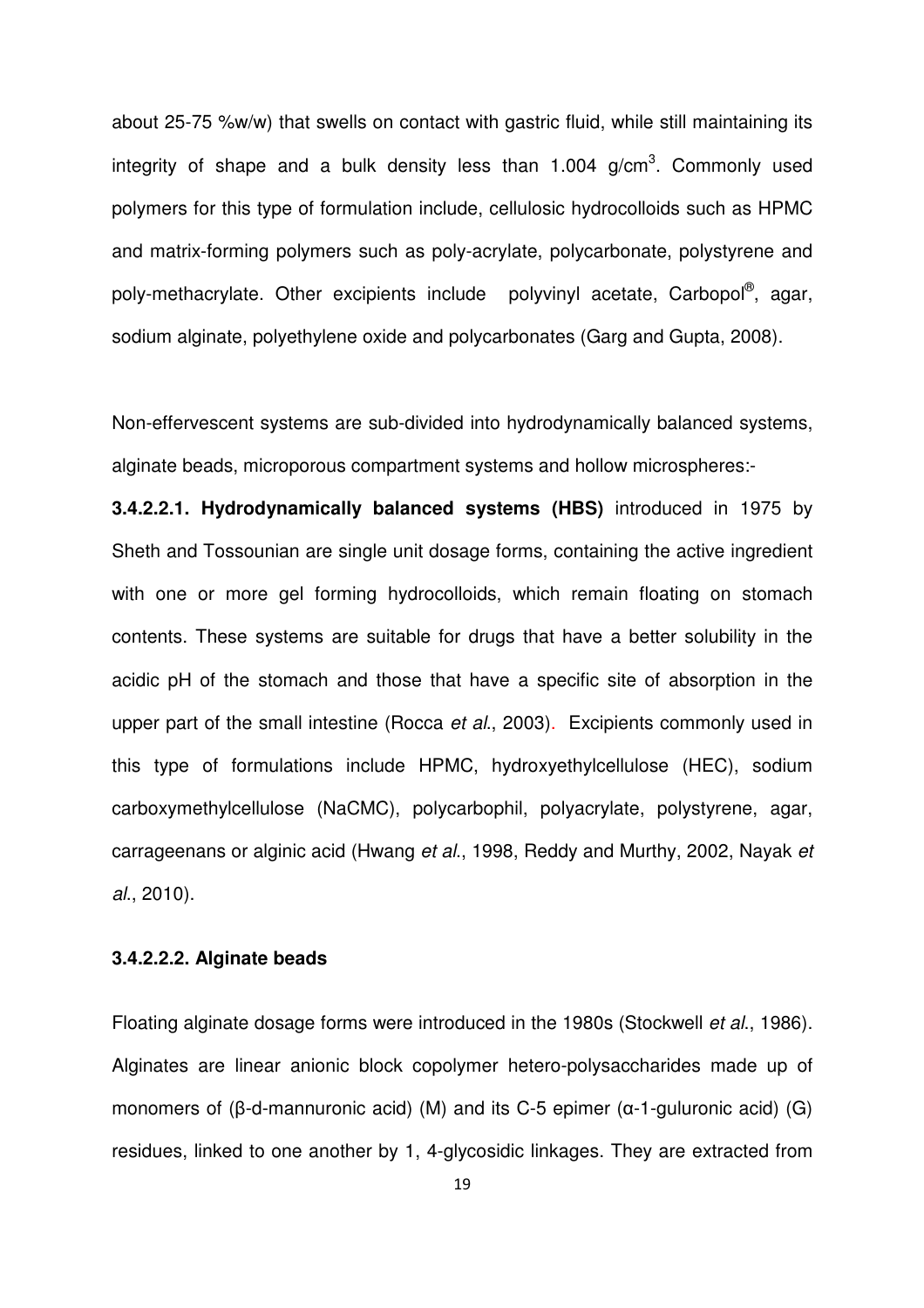about 25-75 %w/w) that swells on contact with gastric fluid, while still maintaining its integrity of shape and a bulk density less than 1.004 g/cm$^3$. Commonly used polymers for this type of formulation include, cellulosic hydrocolloids such as HPMC and matrix-forming polymers such as poly-acrylate, polycarbonate, polystyrene and poly-methacrylate. Other excipients include polyvinyl acetate, Carbopol®, agar, sodium alginate, polyethylene oxide and polycarbonates (Garg and Gupta, 2008).

Non-effervescent systems are sub-divided into hydrodynamically balanced systems, alginate beads, microporous compartment systems and hollow microspheres:-

**3.4.2.2.1. Hydrodynamically balanced systems (HBS)** introduced in 1975 by Sheth and Tossounian are single unit dosage forms, containing the active ingredient with one or more gel forming hydrocolloids, which remain floating on stomach contents. These systems are suitable for drugs that have a better solubility in the acidic pH of the stomach and those that have a specific site of absorption in the upper part of the small intestine (Rocca *et al*., 2003). Excipients commonly used in this type of formulations include HPMC, hydroxyethylcellulose (HEC), sodium carboxymethylcellulose (NaCMC), polycarbophil, polyacrylate, polystyrene, agar, carrageenans or alginic acid (Hwang *et al*., 1998, Reddy and Murthy, 2002, Nayak *et al*., 2010).

#### 3.4.2.2.2. Alginate beads

Floating alginate dosage forms were introduced in the 1980s (Stockwell *et al*., 1986). Alginates are linear anionic block copolymer hetero-polysaccharides made up of monomers of (β-d-mannuronic acid) (M) and its C-5 epimer (α-1-guluronic acid) (G) residues, linked to one another by 1, 4-glycosidic linkages. They are extracted from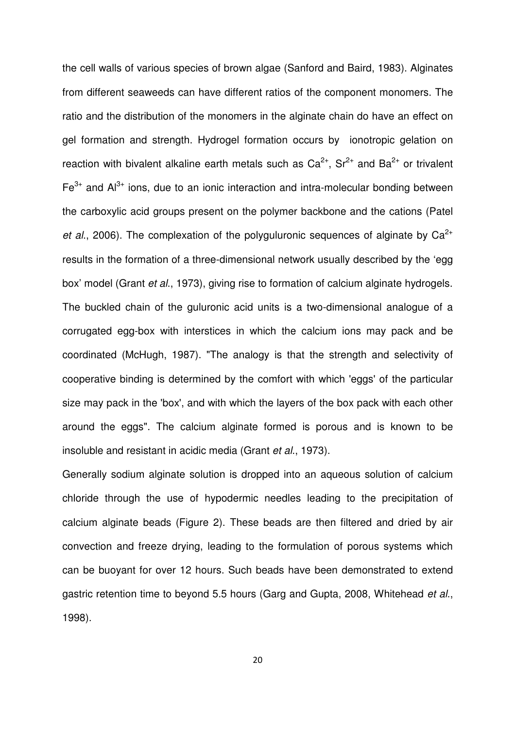the cell walls of various species of brown algae (Sanford and Baird, 1983). Alginates from different seaweeds can have different ratios of the component monomers. The ratio and the distribution of the monomers in the alginate chain do have an effect on gel formation and strength. Hydrogel formation occurs by ionotropic gelation on reaction with bivalent alkaline earth metals such as $Ca^{2+}$, $Sr^{2+}$ and $Ba^{2+}$ or trivalent $Fe^{3+}$ and $Al^{3+}$ ions, due to an ionic interaction and intra-molecular bonding between the carboxylic acid groups present on the polymer backbone and the cations (Patel *et al*., 2006). The complexation of the polyguluronic sequences of alginate by $Ca^{2+}$ results in the formation of a three-dimensional network usually described by the 'egg box' model (Grant *et al*., 1973), giving rise to formation of calcium alginate hydrogels. The buckled chain of the guluronic acid units is a two-dimensional analogue of a corrugated egg-box with interstices in which the calcium ions may pack and be coordinated (McHugh, 1987). "The analogy is that the strength and selectivity of cooperative binding is determined by the comfort with which 'eggs' of the particular size may pack in the 'box', and with which the layers of the box pack with each other around the eggs". The calcium alginate formed is porous and is known to be insoluble and resistant in acidic media (Grant *et al*., 1973).

Generally sodium alginate solution is dropped into an aqueous solution of calcium chloride through the use of hypodermic needles leading to the precipitation of calcium alginate beads (Figure 2). These beads are then filtered and dried by air convection and freeze drying, leading to the formulation of porous systems which can be buoyant for over 12 hours. Such beads have been demonstrated to extend gastric retention time to beyond 5.5 hours (Garg and Gupta, 2008, Whitehead *et al*., 1998).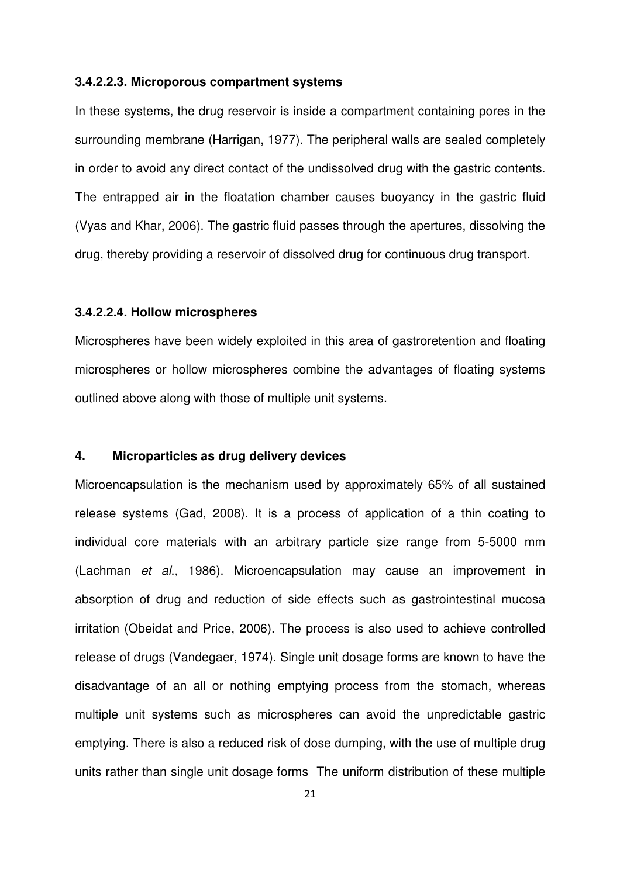#### 3.4.2.2.3. Microporous compartment systems

In these systems, the drug reservoir is inside a compartment containing pores in the surrounding membrane (Harrigan, 1977). The peripheral walls are sealed completely in order to avoid any direct contact of the undissolved drug with the gastric contents. The entrapped air in the floatation chamber causes buoyancy in the gastric fluid (Vyas and Khar, 2006). The gastric fluid passes through the apertures, dissolving the drug, thereby providing a reservoir of dissolved drug for continuous drug transport.

#### 3.4.2.2.4. Hollow microspheres

Microspheres have been widely exploited in this area of gastroretention and floating microspheres or hollow microspheres combine the advantages of floating systems outlined above along with those of multiple unit systems.

## 4. Microparticles as drug delivery devices

Microencapsulation is the mechanism used by approximately 65% of all sustained release systems (Gad, 2008). It is a process of application of a thin coating to individual core materials with an arbitrary particle size range from 5-5000 mm (Lachman *et al.*, 1986). Microencapsulation may cause an improvement in absorption of drug and reduction of side effects such as gastrointestinal mucosa irritation (Obeidat and Price, 2006). The process is also used to achieve controlled release of drugs (Vandegaer, 1974). Single unit dosage forms are known to have the disadvantage of an all or nothing emptying process from the stomach, whereas multiple unit systems such as microspheres can avoid the unpredictable gastric emptying. There is also a reduced risk of dose dumping, with the use of multiple drug units rather than single unit dosage forms  The uniform distribution of these multiple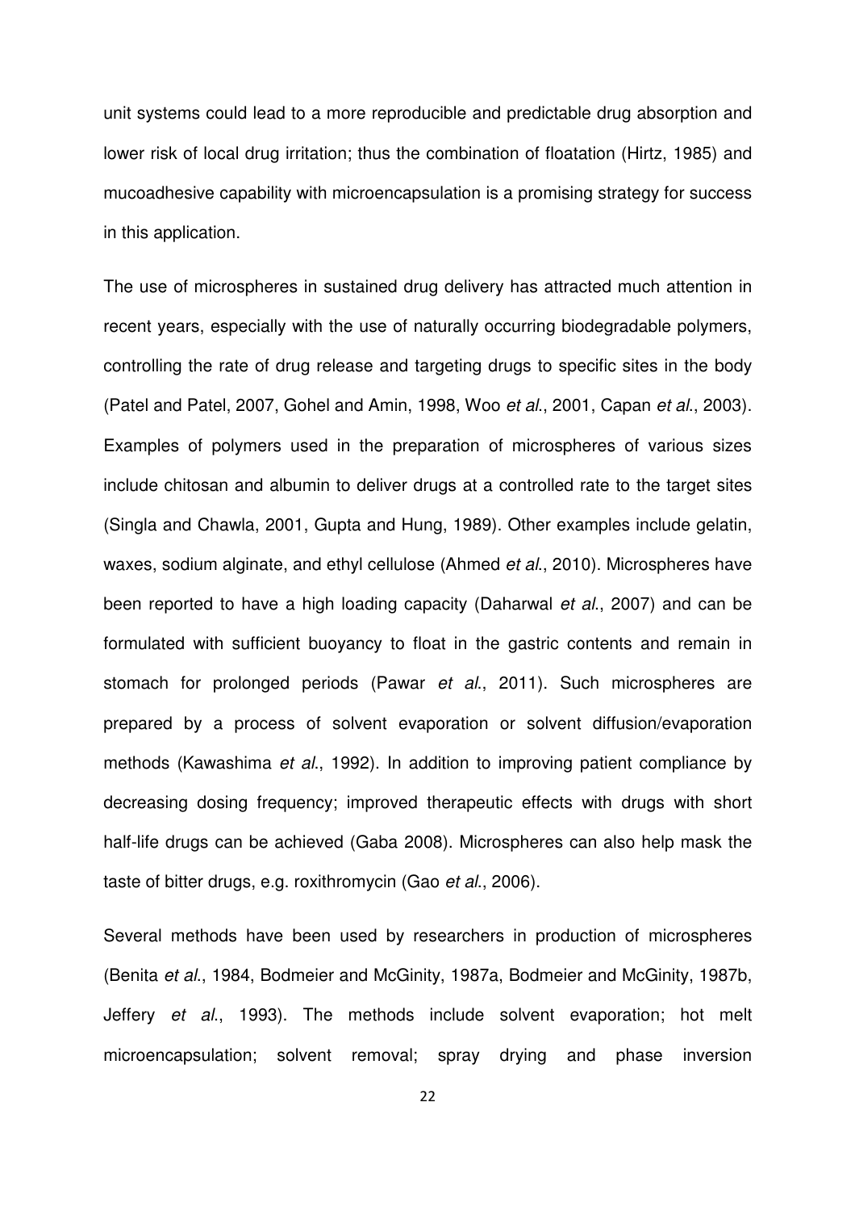unit systems could lead to a more reproducible and predictable drug absorption and lower risk of local drug irritation; thus the combination of floatation (Hirtz, 1985) and mucoadhesive capability with microencapsulation is a promising strategy for success in this application.

The use of microspheres in sustained drug delivery has attracted much attention in recent years, especially with the use of naturally occurring biodegradable polymers, controlling the rate of drug release and targeting drugs to specific sites in the body (Patel and Patel, 2007, Gohel and Amin, 1998, Woo *et al*., 2001, Capan *et al*., 2003). Examples of polymers used in the preparation of microspheres of various sizes include chitosan and albumin to deliver drugs at a controlled rate to the target sites (Singla and Chawla, 2001, Gupta and Hung, 1989). Other examples include gelatin, waxes, sodium alginate, and ethyl cellulose (Ahmed *et al*., 2010). Microspheres have been reported to have a high loading capacity (Daharwal *et al*., 2007) and can be formulated with sufficient buoyancy to float in the gastric contents and remain in stomach for prolonged periods (Pawar *et al*., 2011). Such microspheres are prepared by a process of solvent evaporation or solvent diffusion/evaporation methods (Kawashima *et al*., 1992). In addition to improving patient compliance by decreasing dosing frequency; improved therapeutic effects with drugs with short half-life drugs can be achieved (Gaba 2008). Microspheres can also help mask the taste of bitter drugs, e.g. roxithromycin (Gao *et al*., 2006).

Several methods have been used by researchers in production of microspheres (Benita *et al*., 1984, Bodmeier and McGinity, 1987a, Bodmeier and McGinity, 1987b, Jeffery *et al*., 1993). The methods include solvent evaporation; hot melt microencapsulation; solvent removal; spray drying and phase inversion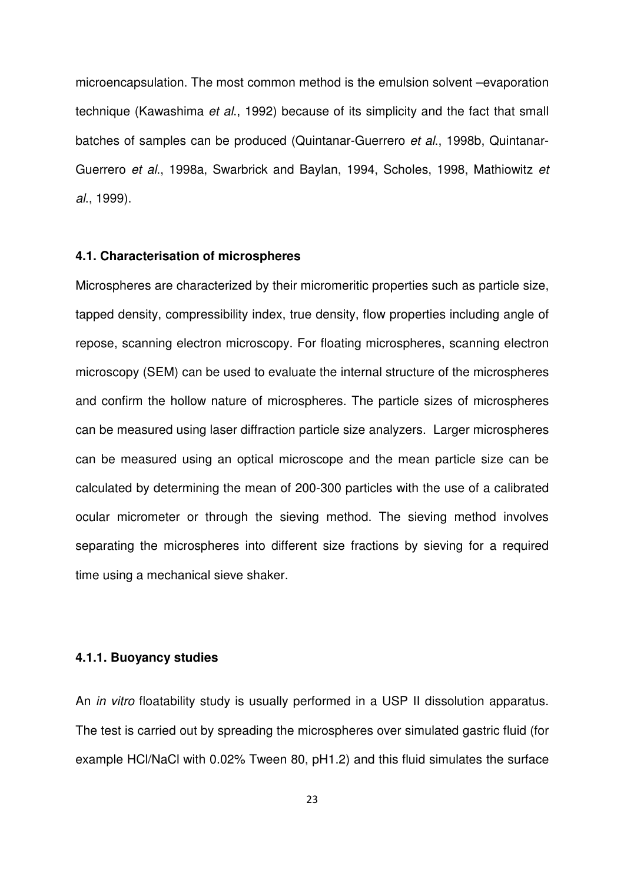microencapsulation. The most common method is the emulsion solvent –evaporation technique (Kawashima *et al.*, 1992) because of its simplicity and the fact that small batches of samples can be produced (Quintanar-Guerrero *et al.*, 1998b, Quintanar-Guerrero *et al.*, 1998a, Swarbrick and Baylan, 1994, Scholes, 1998, Mathiowitz *et al.*, 1999).

### 4.1. Characterisation of microspheres

Microspheres are characterized by their micromeritic properties such as particle size, tapped density, compressibility index, true density, flow properties including angle of repose, scanning electron microscopy. For floating microspheres, scanning electron microscopy (SEM) can be used to evaluate the internal structure of the microspheres and confirm the hollow nature of microspheres. The particle sizes of microspheres can be measured using laser diffraction particle size analyzers. Larger microspheres can be measured using an optical microscope and the mean particle size can be calculated by determining the mean of 200-300 particles with the use of a calibrated ocular micrometer or through the sieving method. The sieving method involves separating the microspheres into different size fractions by sieving for a required time using a mechanical sieve shaker.

#### 4.1.1. Buoyancy studies

An *in vitro* floatability study is usually performed in a USP II dissolution apparatus. The test is carried out by spreading the microspheres over simulated gastric fluid (for example HCl/NaCl with 0.02% Tween 80, pH1.2) and this fluid simulates the surface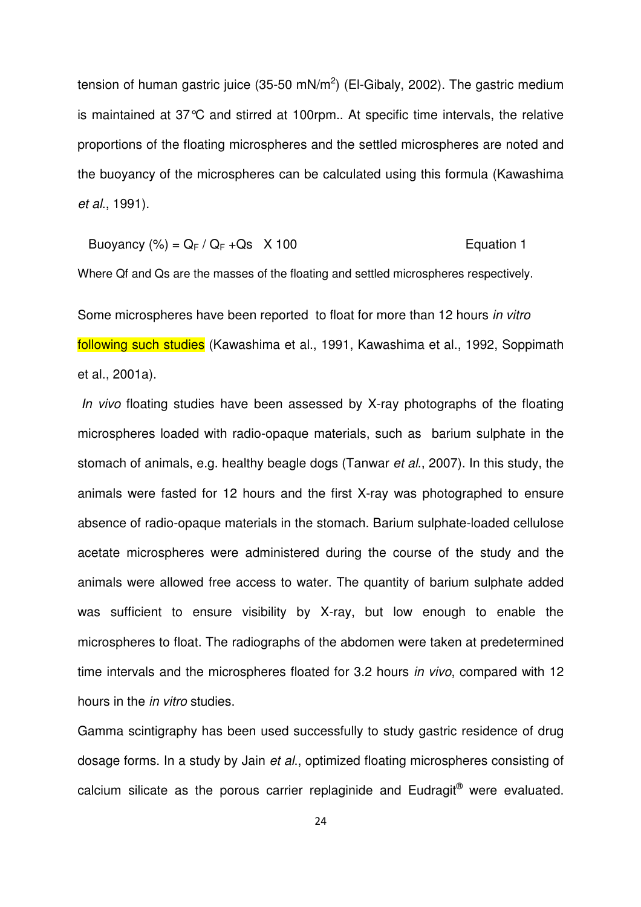tension of human gastric juice (35-50 mN/m$^2$) (El-Gibaly, 2002). The gastric medium is maintained at 37℃ and stirred at 100rpm.. At specific time intervals, the relative proportions of the floating microspheres and the settled microspheres are noted and the buoyancy of the microspheres can be calculated using this formula (Kawashima *et al.*, 1991).

$$\text{Buoyancy } (\%) = Q_F / Q_F + Q_s \quad \text{X } 100 \qquad \text{Equation 1}$$

Where Qf and Qs are the masses of the floating and settled microspheres respectively.

Some microspheres have been reported to float for more than 12 hours *in vitro* following such studies (Kawashima et al., 1991, Kawashima et al., 1992, Soppimath et al., 2001a).

*In vivo* floating studies have been assessed by X-ray photographs of the floating microspheres loaded with radio-opaque materials, such as barium sulphate in the stomach of animals, e.g. healthy beagle dogs (Tanwar *et al.*, 2007). In this study, the animals were fasted for 12 hours and the first X-ray was photographed to ensure absence of radio-opaque materials in the stomach. Barium sulphate-loaded cellulose acetate microspheres were administered during the course of the study and the animals were allowed free access to water. The quantity of barium sulphate added was sufficient to ensure visibility by X-ray, but low enough to enable the microspheres to float. The radiographs of the abdomen were taken at predetermined time intervals and the microspheres floated for 3.2 hours *in vivo*, compared with 12 hours in the *in vitro* studies.

Gamma scintigraphy has been used successfully to study gastric residence of drug dosage forms. In a study by Jain *et al.*, optimized floating microspheres consisting of calcium silicate as the porous carrier replaginide and Eudragit® were evaluated.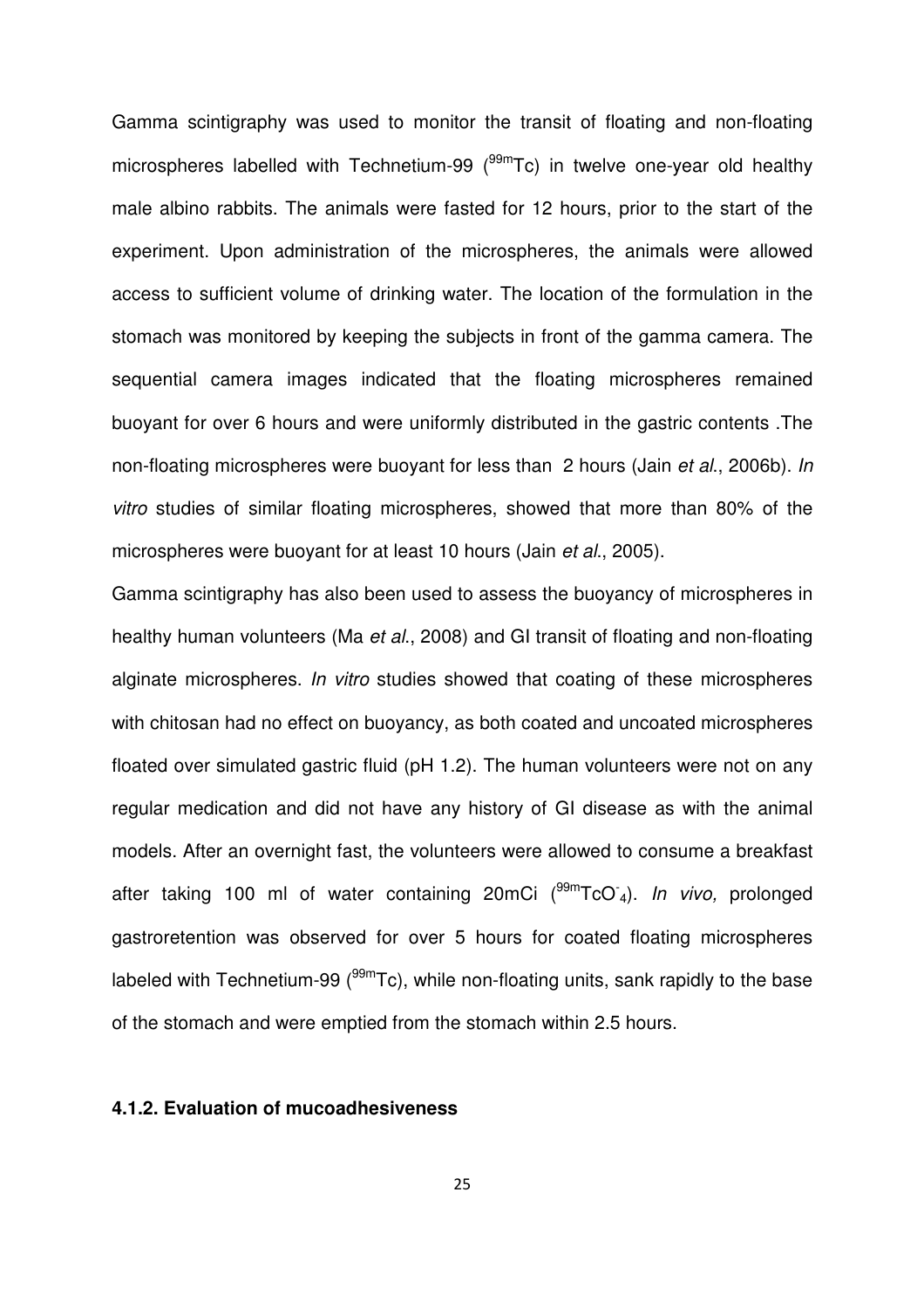Gamma scintigraphy was used to monitor the transit of floating and non-floating microspheres labelled with Technetium-99 ($^{99m}$Tc) in twelve one-year old healthy male albino rabbits. The animals were fasted for 12 hours, prior to the start of the experiment. Upon administration of the microspheres, the animals were allowed access to sufficient volume of drinking water. The location of the formulation in the stomach was monitored by keeping the subjects in front of the gamma camera. The sequential camera images indicated that the floating microspheres remained buoyant for over 6 hours and were uniformly distributed in the gastric contents .The non-floating microspheres were buoyant for less than 2 hours (Jain *et al*., 2006b). *In vitro* studies of similar floating microspheres, showed that more than 80% of the microspheres were buoyant for at least 10 hours (Jain *et al*., 2005).

Gamma scintigraphy has also been used to assess the buoyancy of microspheres in healthy human volunteers (Ma *et al*., 2008) and GI transit of floating and non-floating alginate microspheres. *In vitro* studies showed that coating of these microspheres with chitosan had no effect on buoyancy, as both coated and uncoated microspheres floated over simulated gastric fluid (pH 1.2). The human volunteers were not on any regular medication and did not have any history of GI disease as with the animal models. After an overnight fast, the volunteers were allowed to consume a breakfast after taking 100 ml of water containing 20mCi ($^{99m}TcO^-_4$). *In vivo,* prolonged gastroretention was observed for over 5 hours for coated floating microspheres labeled with Technetium-99 ($^{99m}$Tc), while non-floating units, sank rapidly to the base of the stomach and were emptied from the stomach within 2.5 hours.

#### 4.1.2. Evaluation of mucoadhesiveness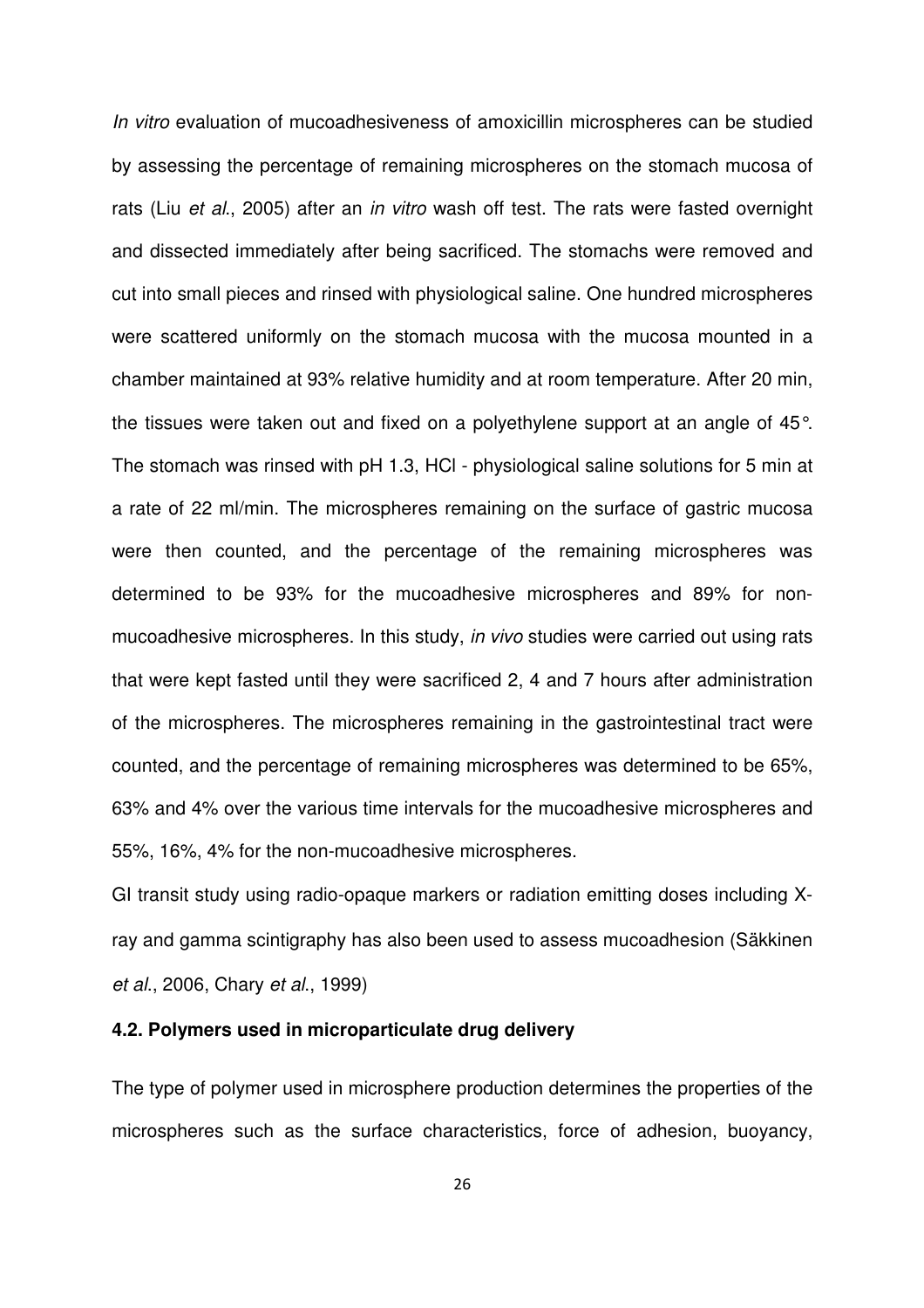*In vitro* evaluation of mucoadhesiveness of amoxicillin microspheres can be studied by assessing the percentage of remaining microspheres on the stomach mucosa of rats (Liu *et al*., 2005) after an *in vitro* wash off test. The rats were fasted overnight and dissected immediately after being sacrificed. The stomachs were removed and cut into small pieces and rinsed with physiological saline. One hundred microspheres were scattered uniformly on the stomach mucosa with the mucosa mounted in a chamber maintained at 93% relative humidity and at room temperature. After 20 min, the tissues were taken out and fixed on a polyethylene support at an angle of 45°. The stomach was rinsed with pH 1.3, HCl - physiological saline solutions for 5 min at a rate of 22 ml/min. The microspheres remaining on the surface of gastric mucosa were then counted, and the percentage of the remaining microspheres was determined to be 93% for the mucoadhesive microspheres and 89% for non-mucoadhesive microspheres. In this study, *in vivo* studies were carried out using rats that were kept fasted until they were sacrificed 2, 4 and 7 hours after administration of the microspheres. The microspheres remaining in the gastrointestinal tract were counted, and the percentage of remaining microspheres was determined to be 65%, 63% and 4% over the various time intervals for the mucoadhesive microspheres and 55%, 16%, 4% for the non-mucoadhesive microspheres.

GI transit study using radio-opaque markers or radiation emitting doses including X-ray and gamma scintigraphy has also been used to assess mucoadhesion (Säkkinen *et al*., 2006, Chary *et al*., 1999)

### 4.2. Polymers used in microparticulate drug delivery

The type of polymer used in microsphere production determines the properties of the microspheres such as the surface characteristics, force of adhesion, buoyancy,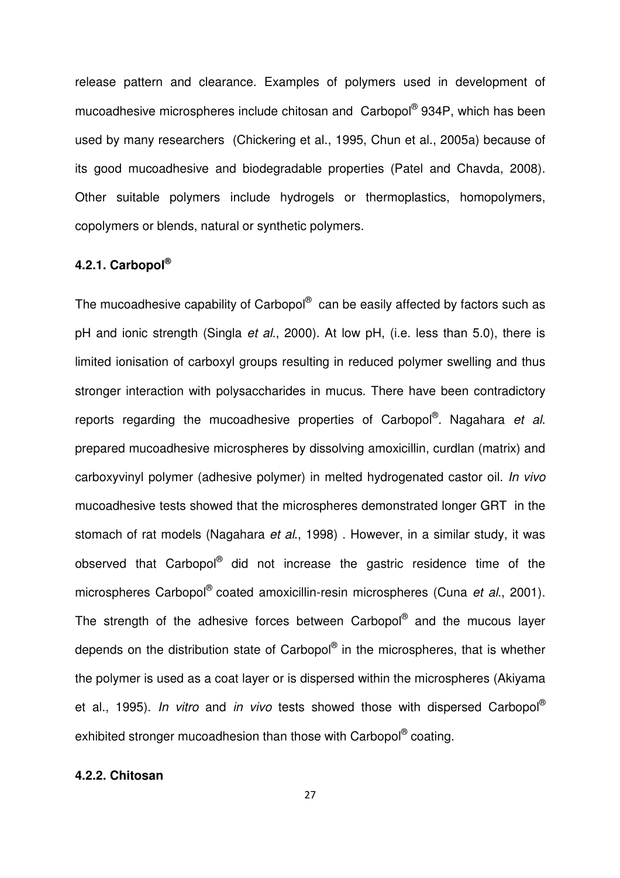release pattern and clearance. Examples of polymers used in development of mucoadhesive microspheres include chitosan and Carbopol® 934P, which has been used by many researchers (Chickering et al., 1995, Chun et al., 2005a) because of its good mucoadhesive and biodegradable properties (Patel and Chavda, 2008). Other suitable polymers include hydrogels or thermoplastics, homopolymers, copolymers or blends, natural or synthetic polymers.

### 4.2.1. Carbopol®

The mucoadhesive capability of Carbopol® can be easily affected by factors such as pH and ionic strength (Singla *et al*., 2000). At low pH, (i.e. less than 5.0), there is limited ionisation of carboxyl groups resulting in reduced polymer swelling and thus stronger interaction with polysaccharides in mucus. There have been contradictory reports regarding the mucoadhesive properties of Carbopol®. Nagahara *et al*. prepared mucoadhesive microspheres by dissolving amoxicillin, curdlan (matrix) and carboxyvinyl polymer (adhesive polymer) in melted hydrogenated castor oil. *In vivo* mucoadhesive tests showed that the microspheres demonstrated longer GRT in the stomach of rat models (Nagahara *et al*., 1998) . However, in a similar study, it was observed that Carbopol® did not increase the gastric residence time of the microspheres Carbopol® coated amoxicillin-resin microspheres (Cuna *et al*., 2001). The strength of the adhesive forces between Carbopol® and the mucous layer depends on the distribution state of Carbopol® in the microspheres, that is whether the polymer is used as a coat layer or is dispersed within the microspheres (Akiyama et al., 1995). *In vitro* and *in vivo* tests showed those with dispersed Carbopol® exhibited stronger mucoadhesion than those with Carbopol® coating.

### 4.2.2. Chitosan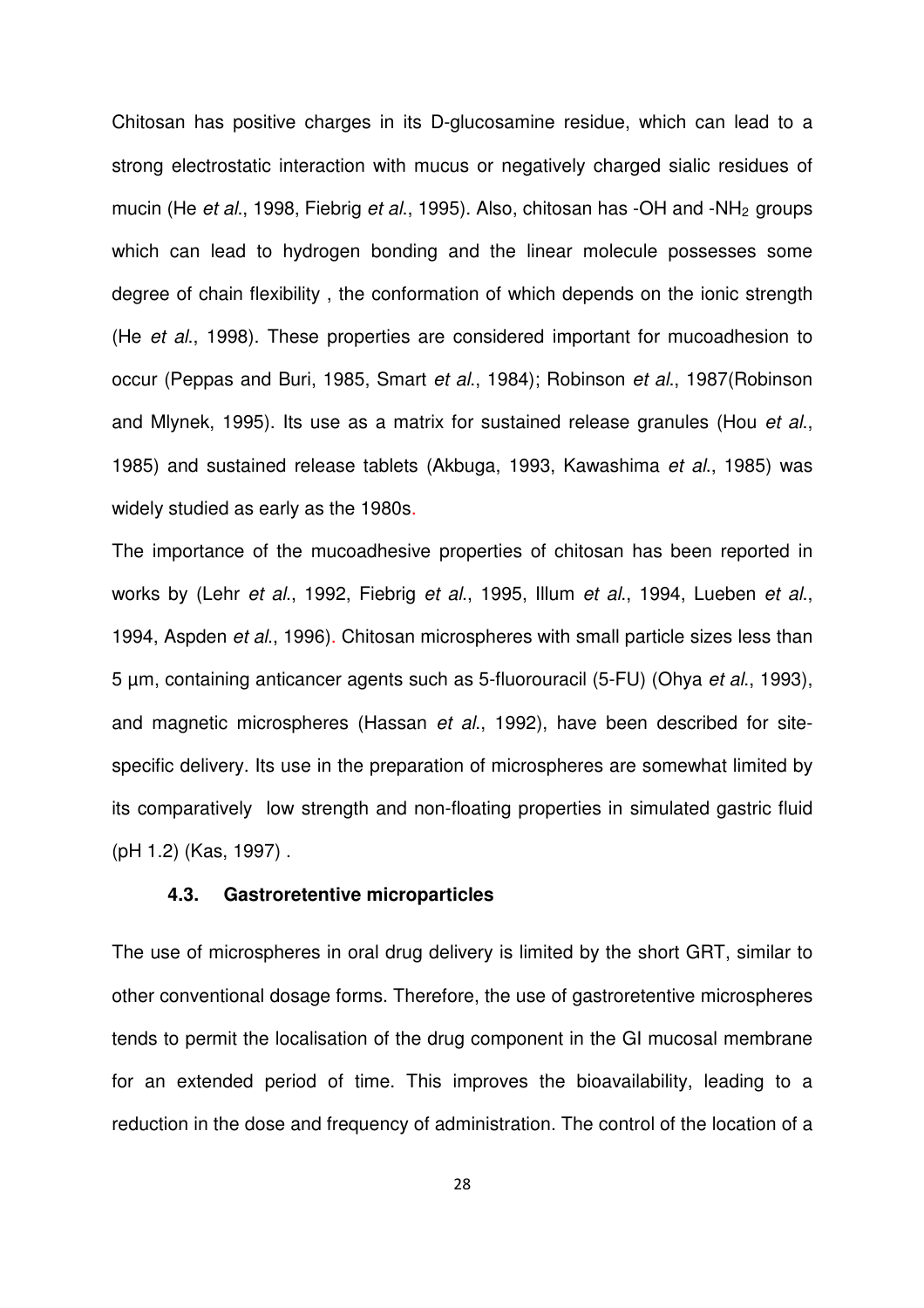Chitosan has positive charges in its D-glucosamine residue, which can lead to a strong electrostatic interaction with mucus or negatively charged sialic residues of mucin (He *et al*., 1998, Fiebrig *et al*., 1995). Also, chitosan has -OH and -$NH_2$ groups which can lead to hydrogen bonding and the linear molecule possesses some degree of chain flexibility , the conformation of which depends on the ionic strength (He *et al*., 1998). These properties are considered important for mucoadhesion to occur (Peppas and Buri, 1985, Smart *et al*., 1984); Robinson *et al*., 1987(Robinson and Mlynek, 1995). Its use as a matrix for sustained release granules (Hou *et al*., 1985) and sustained release tablets (Akbuga, 1993, Kawashima *et al*., 1985) was widely studied as early as the 1980s.

The importance of the mucoadhesive properties of chitosan has been reported in works by (Lehr *et al*., 1992, Fiebrig *et al*., 1995, Illum *et al*., 1994, Lueben *et al*., 1994, Aspden *et al*., 1996). Chitosan microspheres with small particle sizes less than 5 µm, containing anticancer agents such as 5-fluorouracil (5-FU) (Ohya *et al*., 1993), and magnetic microspheres (Hassan *et al*., 1992), have been described for site-specific delivery. Its use in the preparation of microspheres are somewhat limited by its comparatively low strength and non-floating properties in simulated gastric fluid (pH 1.2) (Kas, 1997) .

### 4.3. Gastroretentive microparticles

The use of microspheres in oral drug delivery is limited by the short GRT, similar to other conventional dosage forms. Therefore, the use of gastroretentive microspheres tends to permit the localisation of the drug component in the GI mucosal membrane for an extended period of time. This improves the bioavailability, leading to a reduction in the dose and frequency of administration. The control of the location of a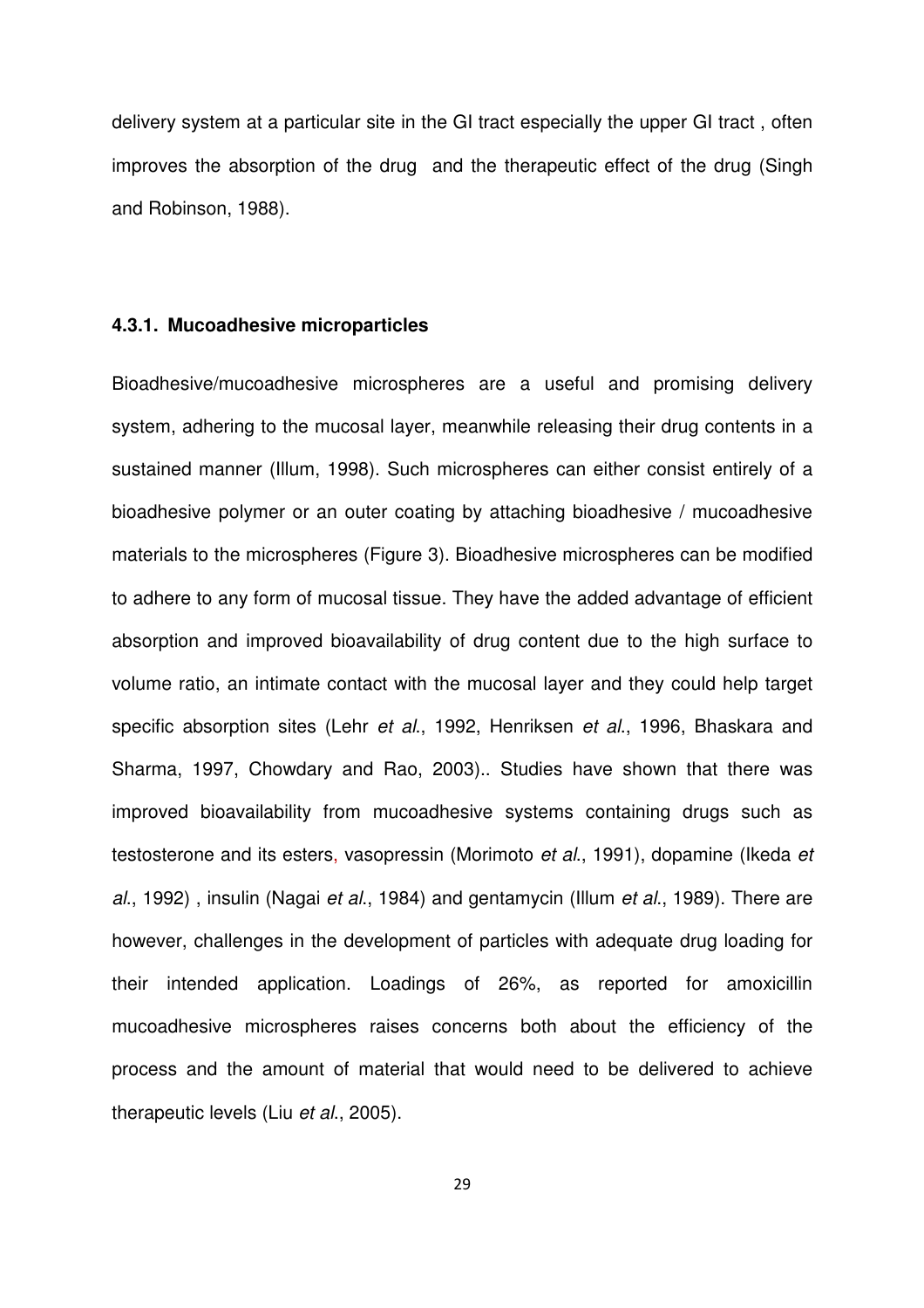delivery system at a particular site in the GI tract especially the upper GI tract , often improves the absorption of the drug and the therapeutic effect of the drug (Singh and Robinson, 1988).

#### 4.3.1. Mucoadhesive microparticles

Bioadhesive/mucoadhesive microspheres are a useful and promising delivery system, adhering to the mucosal layer, meanwhile releasing their drug contents in a sustained manner (Illum, 1998). Such microspheres can either consist entirely of a bioadhesive polymer or an outer coating by attaching bioadhesive / mucoadhesive materials to the microspheres (Figure 3). Bioadhesive microspheres can be modified to adhere to any form of mucosal tissue. They have the added advantage of efficient absorption and improved bioavailability of drug content due to the high surface to volume ratio, an intimate contact with the mucosal layer and they could help target specific absorption sites (Lehr *et al*., 1992, Henriksen *et al*., 1996, Bhaskara and Sharma, 1997, Chowdary and Rao, 2003).. Studies have shown that there was improved bioavailability from mucoadhesive systems containing drugs such as testosterone and its esters, vasopressin (Morimoto *et al*., 1991), dopamine (Ikeda *et al*., 1992) , insulin (Nagai *et al*., 1984) and gentamycin (Illum *et al*., 1989). There are however, challenges in the development of particles with adequate drug loading for their intended application. Loadings of 26%, as reported for amoxicillin mucoadhesive microspheres raises concerns both about the efficiency of the process and the amount of material that would need to be delivered to achieve therapeutic levels (Liu *et al*., 2005).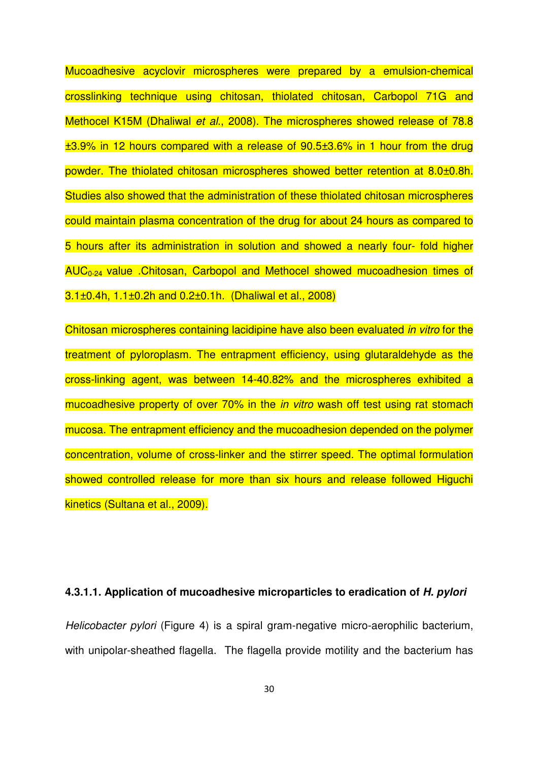Mucoadhesive acyclovir microspheres were prepared by a emulsion-chemical crosslinking technique using chitosan, thiolated chitosan, Carbopol 71G and Methocel K15M (Dhaliwal *et al*., 2008). The microspheres showed release of 78.8 ±3.9% in 12 hours compared with a release of 90.5±3.6% in 1 hour from the drug powder. The thiolated chitosan microspheres showed better retention at 8.0±0.8h. Studies also showed that the administration of these thiolated chitosan microspheres could maintain plasma concentration of the drug for about 24 hours as compared to 5 hours after its administration in solution and showed a nearly four- fold higher $AUC_{0\text{-}24}$ value .Chitosan, Carbopol and Methocel showed mucoadhesion times of 3.1±0.4h, 1.1±0.2h and 0.2±0.1h. (Dhaliwal et al., 2008)

Chitosan microspheres containing lacidipine have also been evaluated *in vitro* for the treatment of pyloroplasm. The entrapment efficiency, using glutaraldehyde as the cross-linking agent, was between 14-40.82% and the microspheres exhibited a mucoadhesive property of over 70% in the *in vitro* wash off test using rat stomach mucosa. The entrapment efficiency and the mucoadhesion depended on the polymer concentration, volume of cross-linker and the stirrer speed. The optimal formulation showed controlled release for more than six hours and release followed Higuchi kinetics (Sultana et al., 2009).

#### 4.3.1.1. Application of mucoadhesive microparticles to eradication of *H. pylori*

*Helicobacter pylori* (Figure 4) is a spiral gram-negative micro-aerophilic bacterium, with unipolar-sheathed flagella. The flagella provide motility and the bacterium has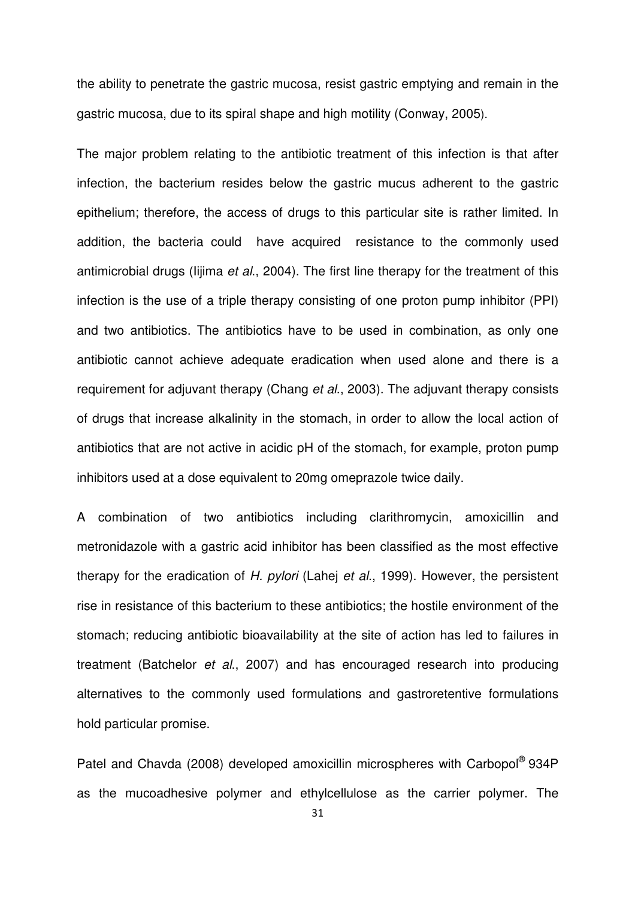the ability to penetrate the gastric mucosa, resist gastric emptying and remain in the gastric mucosa, due to its spiral shape and high motility (Conway, 2005).

The major problem relating to the antibiotic treatment of this infection is that after infection, the bacterium resides below the gastric mucus adherent to the gastric epithelium; therefore, the access of drugs to this particular site is rather limited. In addition, the bacteria could have acquired resistance to the commonly used antimicrobial drugs (Iijima *et al.*, 2004). The first line therapy for the treatment of this infection is the use of a triple therapy consisting of one proton pump inhibitor (PPI) and two antibiotics. The antibiotics have to be used in combination, as only one antibiotic cannot achieve adequate eradication when used alone and there is a requirement for adjuvant therapy (Chang *et al.*, 2003). The adjuvant therapy consists of drugs that increase alkalinity in the stomach, in order to allow the local action of antibiotics that are not active in acidic pH of the stomach, for example, proton pump inhibitors used at a dose equivalent to 20mg omeprazole twice daily.

A combination of two antibiotics including clarithromycin, amoxicillin and metronidazole with a gastric acid inhibitor has been classified as the most effective therapy for the eradication of *H. pylori* (Lahej *et al.*, 1999). However, the persistent rise in resistance of this bacterium to these antibiotics; the hostile environment of the stomach; reducing antibiotic bioavailability at the site of action has led to failures in treatment (Batchelor *et al.*, 2007) and has encouraged research into producing alternatives to the commonly used formulations and gastroretentive formulations hold particular promise.

Patel and Chavda (2008) developed amoxicillin microspheres with Carbopol® 934P as the mucoadhesive polymer and ethylcellulose as the carrier polymer. The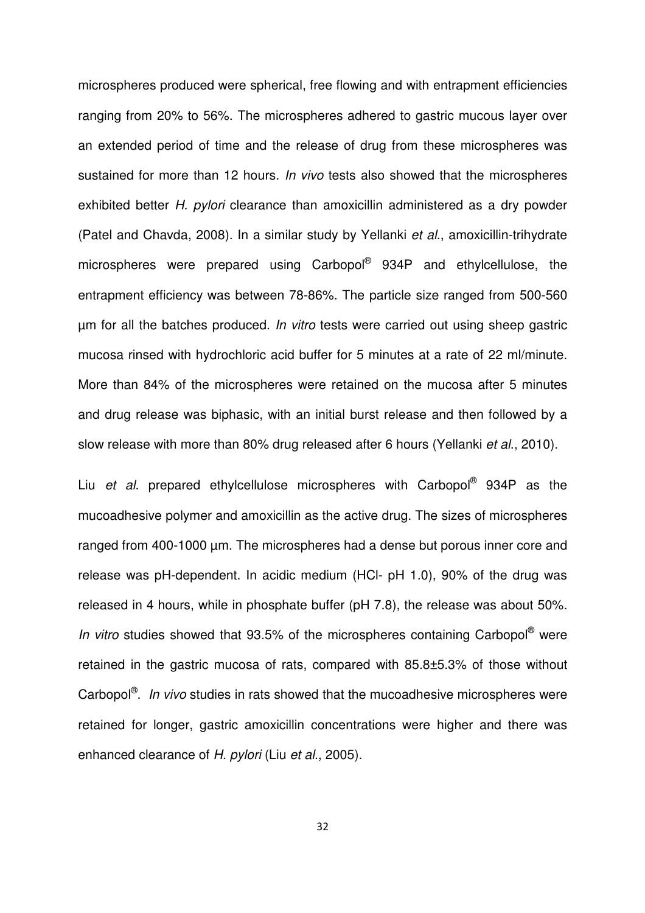microspheres produced were spherical, free flowing and with entrapment efficiencies ranging from 20% to 56%. The microspheres adhered to gastric mucous layer over an extended period of time and the release of drug from these microspheres was sustained for more than 12 hours. *In vivo* tests also showed that the microspheres exhibited better *H. pylori* clearance than amoxicillin administered as a dry powder (Patel and Chavda, 2008). In a similar study by Yellanki *et al.*, amoxicillin-trihydrate microspheres were prepared using Carbopol® 934P and ethylcellulose, the entrapment efficiency was between 78-86%. The particle size ranged from 500-560 µm for all the batches produced. *In vitro* tests were carried out using sheep gastric mucosa rinsed with hydrochloric acid buffer for 5 minutes at a rate of 22 ml/minute. More than 84% of the microspheres were retained on the mucosa after 5 minutes and drug release was biphasic, with an initial burst release and then followed by a slow release with more than 80% drug released after 6 hours (Yellanki *et al.*, 2010).

Liu *et al.* prepared ethylcellulose microspheres with Carbopol® 934P as the mucoadhesive polymer and amoxicillin as the active drug. The sizes of microspheres ranged from 400-1000 µm. The microspheres had a dense but porous inner core and release was pH-dependent. In acidic medium (HCl- pH 1.0), 90% of the drug was released in 4 hours, while in phosphate buffer (pH 7.8), the release was about 50%. *In vitro* studies showed that 93.5% of the microspheres containing Carbopol® were retained in the gastric mucosa of rats, compared with 85.8±5.3% of those without Carbopol®. *In vivo* studies in rats showed that the mucoadhesive microspheres were retained for longer, gastric amoxicillin concentrations were higher and there was enhanced clearance of *H. pylori* (Liu *et al.*, 2005).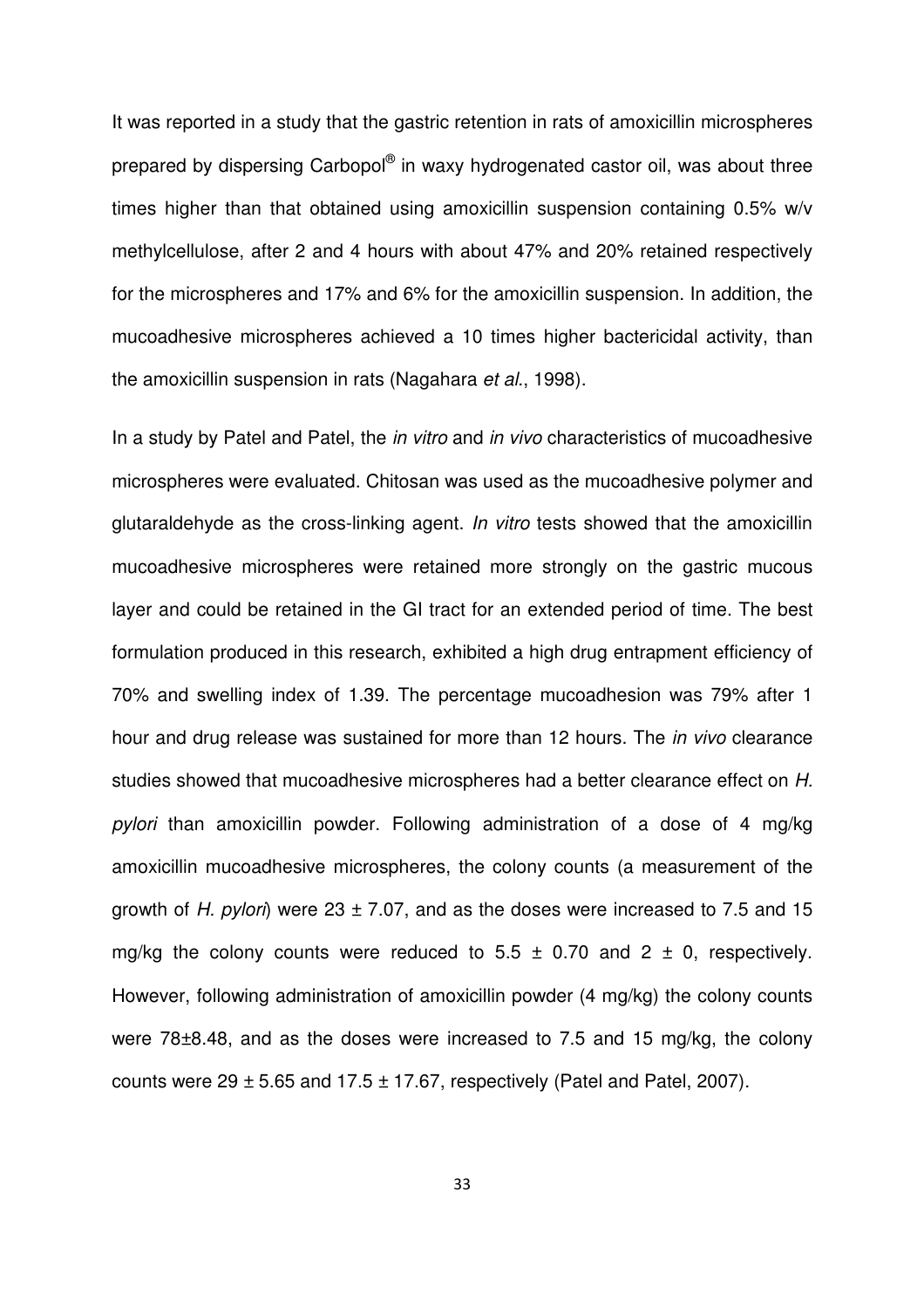It was reported in a study that the gastric retention in rats of amoxicillin microspheres prepared by dispersing Carbopol® in waxy hydrogenated castor oil, was about three times higher than that obtained using amoxicillin suspension containing 0.5% w/v methylcellulose, after 2 and 4 hours with about 47% and 20% retained respectively for the microspheres and 17% and 6% for the amoxicillin suspension. In addition, the mucoadhesive microspheres achieved a 10 times higher bactericidal activity, than the amoxicillin suspension in rats (Nagahara *et al*., 1998).

In a study by Patel and Patel, the *in vitro* and *in vivo* characteristics of mucoadhesive microspheres were evaluated. Chitosan was used as the mucoadhesive polymer and glutaraldehyde as the cross-linking agent. *In vitro* tests showed that the amoxicillin mucoadhesive microspheres were retained more strongly on the gastric mucous layer and could be retained in the GI tract for an extended period of time. The best formulation produced in this research, exhibited a high drug entrapment efficiency of 70% and swelling index of 1.39. The percentage mucoadhesion was 79% after 1 hour and drug release was sustained for more than 12 hours. The *in vivo* clearance studies showed that mucoadhesive microspheres had a better clearance effect on *H. pylori* than amoxicillin powder. Following administration of a dose of 4 mg/kg amoxicillin mucoadhesive microspheres, the colony counts (a measurement of the growth of *H. pylori*) were 23 ± 7.07, and as the doses were increased to 7.5 and 15 mg/kg the colony counts were reduced to 5.5 ± 0.70 and 2 ± 0, respectively. However, following administration of amoxicillin powder (4 mg/kg) the colony counts were 78±8.48, and as the doses were increased to 7.5 and 15 mg/kg, the colony counts were 29 ± 5.65 and 17.5 ± 17.67, respectively (Patel and Patel, 2007).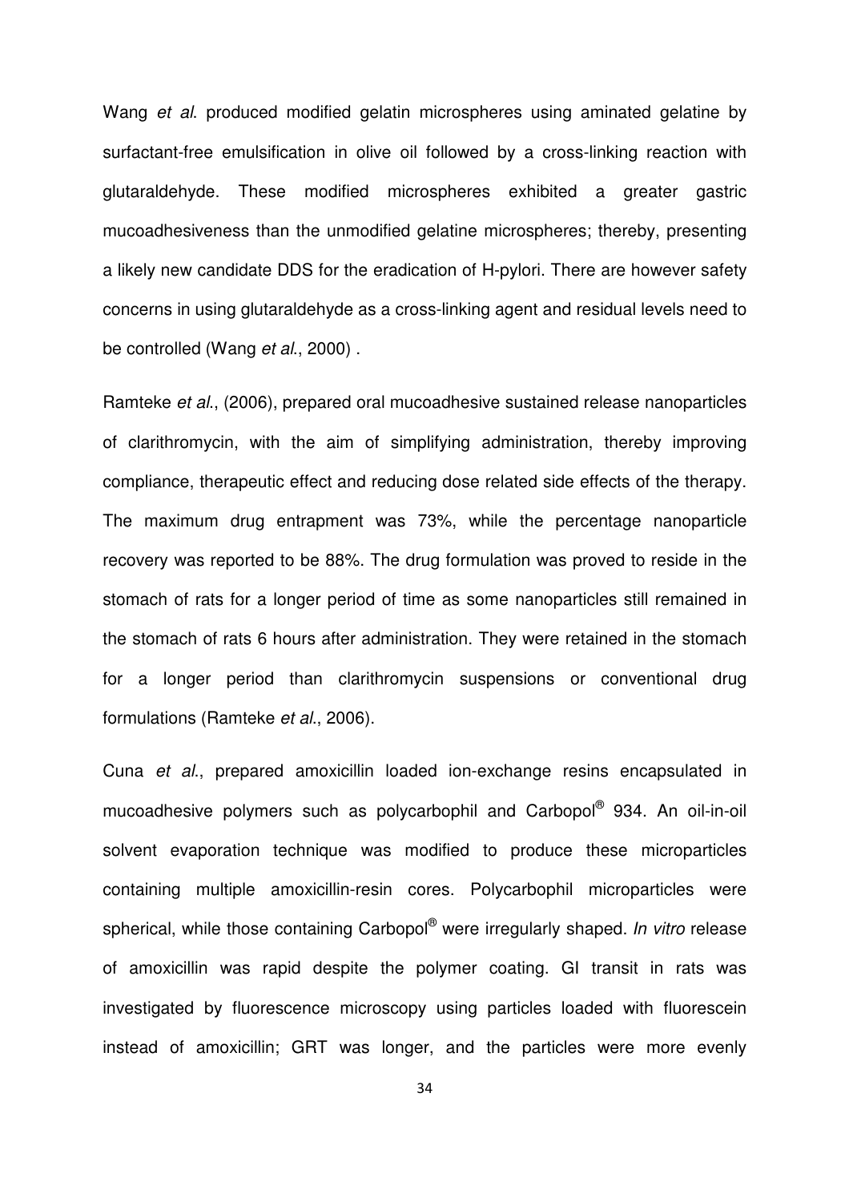Wang *et al*. produced modified gelatin microspheres using aminated gelatine by surfactant-free emulsification in olive oil followed by a cross-linking reaction with glutaraldehyde. These modified microspheres exhibited a greater gastric mucoadhesiveness than the unmodified gelatine microspheres; thereby, presenting a likely new candidate DDS for the eradication of H-pylori. There are however safety concerns in using glutaraldehyde as a cross-linking agent and residual levels need to be controlled (Wang *et al*., 2000) .

Ramteke *et al*., (2006), prepared oral mucoadhesive sustained release nanoparticles of clarithromycin, with the aim of simplifying administration, thereby improving compliance, therapeutic effect and reducing dose related side effects of the therapy. The maximum drug entrapment was 73%, while the percentage nanoparticle recovery was reported to be 88%. The drug formulation was proved to reside in the stomach of rats for a longer period of time as some nanoparticles still remained in the stomach of rats 6 hours after administration. They were retained in the stomach for a longer period than clarithromycin suspensions or conventional drug formulations (Ramteke *et al*., 2006).

Cuna *et al*., prepared amoxicillin loaded ion-exchange resins encapsulated in mucoadhesive polymers such as polycarbophil and Carbopol® 934. An oil-in-oil solvent evaporation technique was modified to produce these microparticles containing multiple amoxicillin-resin cores. Polycarbophil microparticles were spherical, while those containing Carbopol® were irregularly shaped. *In vitro* release of amoxicillin was rapid despite the polymer coating. GI transit in rats was investigated by fluorescence microscopy using particles loaded with fluorescein instead of amoxicillin; GRT was longer, and the particles were more evenly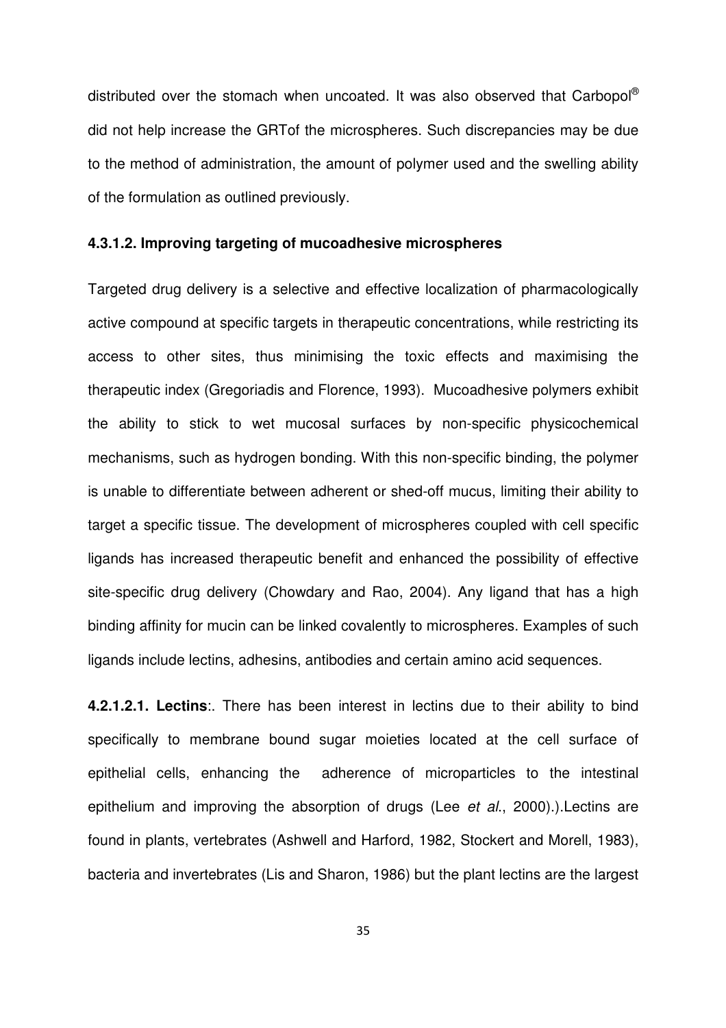distributed over the stomach when uncoated. It was also observed that Carbopol® did not help increase the GRTof the microspheres. Such discrepancies may be due to the method of administration, the amount of polymer used and the swelling ability of the formulation as outlined previously.

#### 4.3.1.2. Improving targeting of mucoadhesive microspheres

Targeted drug delivery is a selective and effective localization of pharmacologically active compound at specific targets in therapeutic concentrations, while restricting its access to other sites, thus minimising the toxic effects and maximising the therapeutic index (Gregoriadis and Florence, 1993). Mucoadhesive polymers exhibit the ability to stick to wet mucosal surfaces by non-specific physicochemical mechanisms, such as hydrogen bonding. With this non-specific binding, the polymer is unable to differentiate between adherent or shed-off mucus, limiting their ability to target a specific tissue. The development of microspheres coupled with cell specific ligands has increased therapeutic benefit and enhanced the possibility of effective site-specific drug delivery (Chowdary and Rao, 2004). Any ligand that has a high binding affinity for mucin can be linked covalently to microspheres. Examples of such ligands include lectins, adhesins, antibodies and certain amino acid sequences.

**4.2.1.2.1. Lectins**:. There has been interest in lectins due to their ability to bind specifically to membrane bound sugar moieties located at the cell surface of epithelial cells, enhancing the adherence of microparticles to the intestinal epithelium and improving the absorption of drugs (Lee *et al.*, 2000).).Lectins are found in plants, vertebrates (Ashwell and Harford, 1982, Stockert and Morell, 1983), bacteria and invertebrates (Lis and Sharon, 1986) but the plant lectins are the largest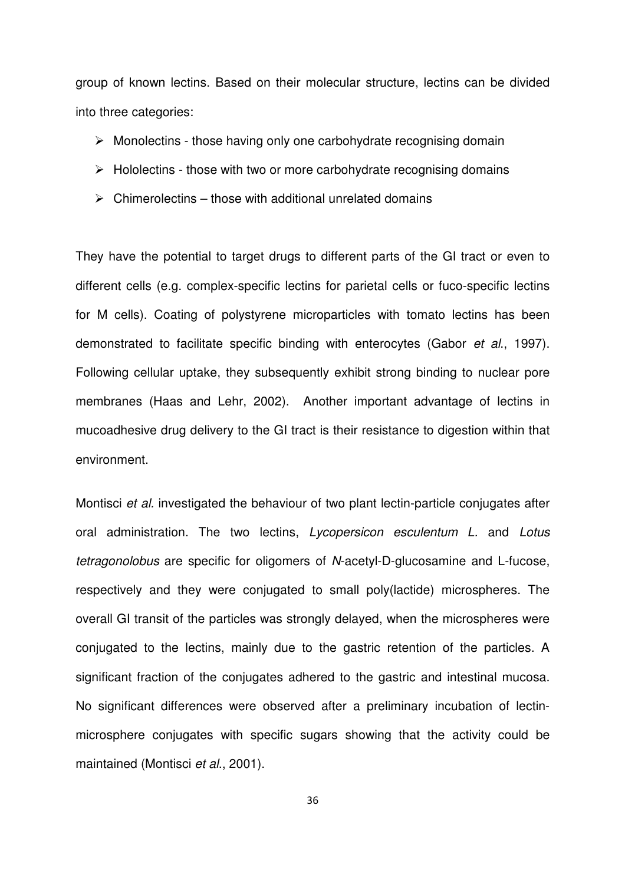group of known lectins. Based on their molecular structure, lectins can be divided into three categories:

- Monolectins - those having only one carbohydrate recognising domain
- Hololectins - those with two or more carbohydrate recognising domains
- Chimerolectins – those with additional unrelated domains

They have the potential to target drugs to different parts of the GI tract or even to different cells (e.g. complex-specific lectins for parietal cells or fuco-specific lectins for M cells). Coating of polystyrene microparticles with tomato lectins has been demonstrated to facilitate specific binding with enterocytes (Gabor *et al*., 1997). Following cellular uptake, they subsequently exhibit strong binding to nuclear pore membranes (Haas and Lehr, 2002). Another important advantage of lectins in mucoadhesive drug delivery to the GI tract is their resistance to digestion within that environment.

Montisci *et al.* investigated the behaviour of two plant lectin-particle conjugates after oral administration. The two lectins, *Lycopersicon esculentum L.* and *Lotus tetragonolobus* are specific for oligomers of *N*-acetyl-D-glucosamine and L-fucose, respectively and they were conjugated to small poly(lactide) microspheres. The overall GI transit of the particles was strongly delayed, when the microspheres were conjugated to the lectins, mainly due to the gastric retention of the particles. A significant fraction of the conjugates adhered to the gastric and intestinal mucosa. No significant differences were observed after a preliminary incubation of lectin-microsphere conjugates with specific sugars showing that the activity could be maintained (Montisci *et al*., 2001).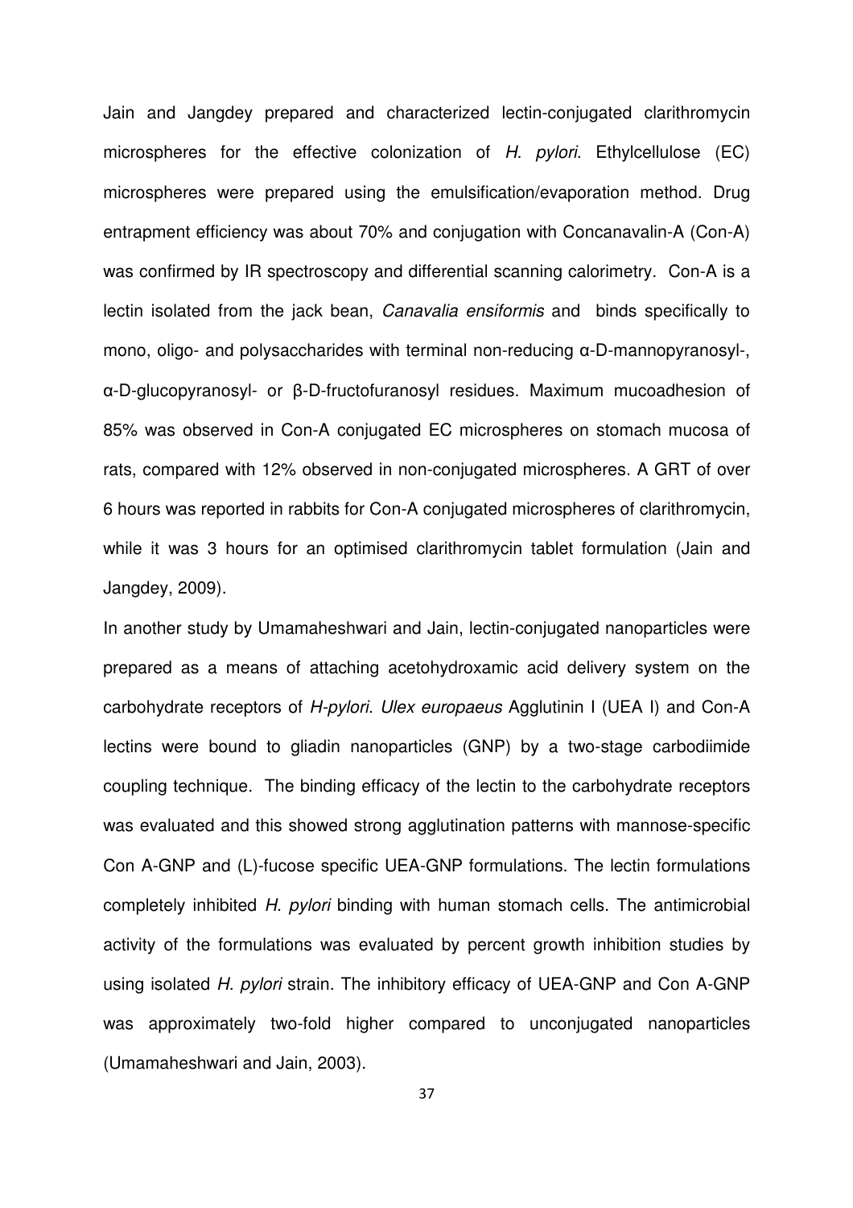Jain and Jangdey prepared and characterized lectin-conjugated clarithromycin microspheres for the effective colonization of *H. pylori*. Ethylcellulose (EC) microspheres were prepared using the emulsification/evaporation method. Drug entrapment efficiency was about 70% and conjugation with Concanavalin-A (Con-A) was confirmed by IR spectroscopy and differential scanning calorimetry. Con-A is a lectin isolated from the jack bean, *Canavalia ensiformis* and binds specifically to mono, oligo- and polysaccharides with terminal non-reducing α-D-mannopyranosyl-, α-D-glucopyranosyl- or β-D-fructofuranosyl residues. Maximum mucoadhesion of 85% was observed in Con-A conjugated EC microspheres on stomach mucosa of rats, compared with 12% observed in non-conjugated microspheres. A GRT of over 6 hours was reported in rabbits for Con-A conjugated microspheres of clarithromycin, while it was 3 hours for an optimised clarithromycin tablet formulation (Jain and Jangdey, 2009).

In another study by Umamaheshwari and Jain, lectin-conjugated nanoparticles were prepared as a means of attaching acetohydroxamic acid delivery system on the carbohydrate receptors of *H-pylori*. *Ulex europaeus* Agglutinin I (UEA I) and Con-A lectins were bound to gliadin nanoparticles (GNP) by a two-stage carbodiimide coupling technique. The binding efficacy of the lectin to the carbohydrate receptors was evaluated and this showed strong agglutination patterns with mannose-specific Con A-GNP and (L)-fucose specific UEA-GNP formulations. The lectin formulations completely inhibited *H. pylori* binding with human stomach cells. The antimicrobial activity of the formulations was evaluated by percent growth inhibition studies by using isolated *H. pylori* strain. The inhibitory efficacy of UEA-GNP and Con A-GNP was approximately two-fold higher compared to unconjugated nanoparticles (Umamaheshwari and Jain, 2003).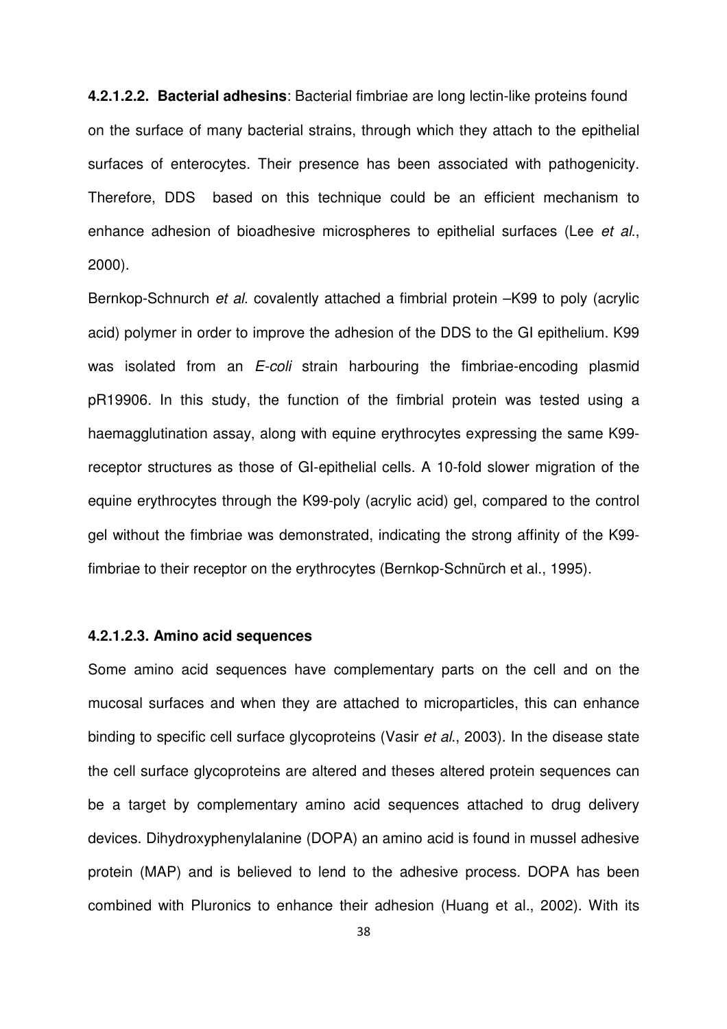**4.2.1.2.2. Bacterial adhesins**: Bacterial fimbriae are long lectin-like proteins found on the surface of many bacterial strains, through which they attach to the epithelial surfaces of enterocytes. Their presence has been associated with pathogenicity. Therefore, DDS based on this technique could be an efficient mechanism to enhance adhesion of bioadhesive microspheres to epithelial surfaces (Lee *et al*., 2000).

Bernkop-Schnurch *et al.* covalently attached a fimbrial protein –K99 to poly (acrylic acid) polymer in order to improve the adhesion of the DDS to the GI epithelium. K99 was isolated from an *E-coli* strain harbouring the fimbriae-encoding plasmid pR19906. In this study, the function of the fimbrial protein was tested using a haemagglutination assay, along with equine erythrocytes expressing the same K99-receptor structures as those of GI-epithelial cells. A 10-fold slower migration of the equine erythrocytes through the K99-poly (acrylic acid) gel, compared to the control gel without the fimbriae was demonstrated, indicating the strong affinity of the K99-fimbriae to their receptor on the erythrocytes (Bernkop-Schnürch et al., 1995).

#### 4.2.1.2.3. Amino acid sequences

Some amino acid sequences have complementary parts on the cell and on the mucosal surfaces and when they are attached to microparticles, this can enhance binding to specific cell surface glycoproteins (Vasir *et al*., 2003). In the disease state the cell surface glycoproteins are altered and theses altered protein sequences can be a target by complementary amino acid sequences attached to drug delivery devices. Dihydroxyphenylalanine (DOPA) an amino acid is found in mussel adhesive protein (MAP) and is believed to lend to the adhesive process. DOPA has been combined with Pluronics to enhance their adhesion (Huang et al., 2002). With its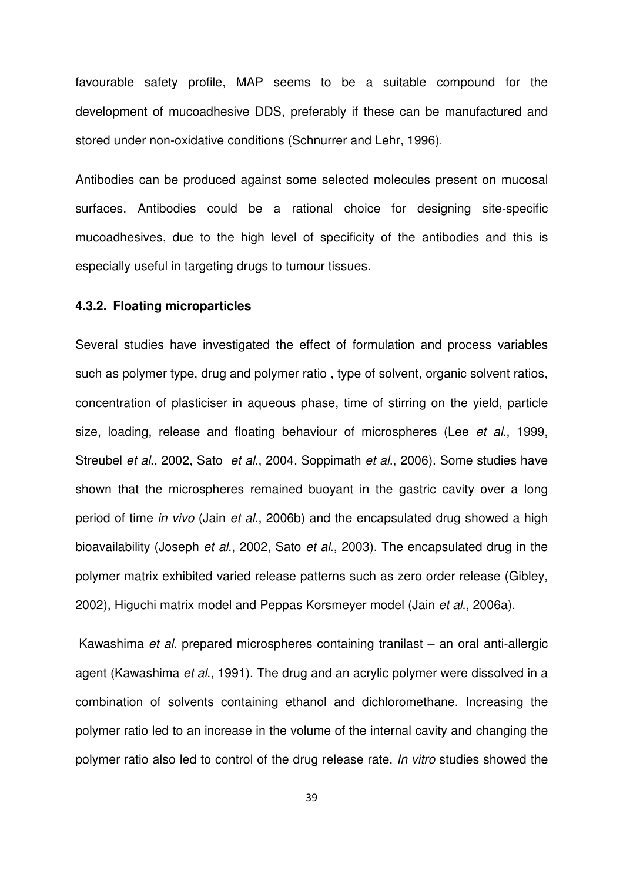favourable safety profile, MAP seems to be a suitable compound for the development of mucoadhesive DDS, preferably if these can be manufactured and stored under non-oxidative conditions (Schnurrer and Lehr, 1996).

Antibodies can be produced against some selected molecules present on mucosal surfaces. Antibodies could be a rational choice for designing site-specific mucoadhesives, due to the high level of specificity of the antibodies and this is especially useful in targeting drugs to tumour tissues.

### 4.3.2. Floating microparticles

Several studies have investigated the effect of formulation and process variables such as polymer type, drug and polymer ratio , type of solvent, organic solvent ratios, concentration of plasticiser in aqueous phase, time of stirring on the yield, particle size, loading, release and floating behaviour of microspheres (Lee *et al*., 1999, Streubel *et al*., 2002, Sato *et al*., 2004, Soppimath *et al*., 2006). Some studies have shown that the microspheres remained buoyant in the gastric cavity over a long period of time *in vivo* (Jain *et al*., 2006b) and the encapsulated drug showed a high bioavailability (Joseph *et al*., 2002, Sato *et al*., 2003). The encapsulated drug in the polymer matrix exhibited varied release patterns such as zero order release (Gibley, 2002), Higuchi matrix model and Peppas Korsmeyer model (Jain *et al*., 2006a).

Kawashima *et al*. prepared microspheres containing tranilast – an oral anti-allergic agent (Kawashima *et al*., 1991). The drug and an acrylic polymer were dissolved in a combination of solvents containing ethanol and dichloromethane. Increasing the polymer ratio led to an increase in the volume of the internal cavity and changing the polymer ratio also led to control of the drug release rate. *In vitro* studies showed the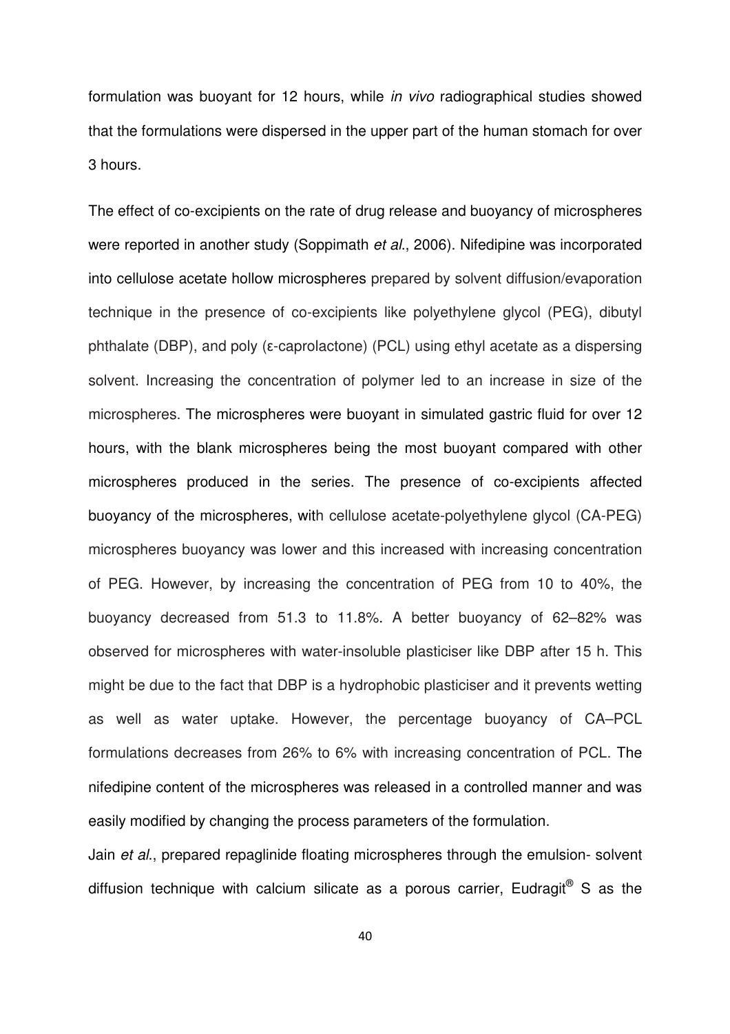formulation was buoyant for 12 hours, while *in vivo* radiographical studies showed that the formulations were dispersed in the upper part of the human stomach for over 3 hours.

The effect of co-excipients on the rate of drug release and buoyancy of microspheres were reported in another study (Soppimath *et al*., 2006). Nifedipine was incorporated into cellulose acetate hollow microspheres prepared by solvent diffusion/evaporation technique in the presence of co-excipients like polyethylene glycol (PEG), dibutyl phthalate (DBP), and poly (ε-caprolactone) (PCL) using ethyl acetate as a dispersing solvent. Increasing the concentration of polymer led to an increase in size of the microspheres. The microspheres were buoyant in simulated gastric fluid for over 12 hours, with the blank microspheres being the most buoyant compared with other microspheres produced in the series. The presence of co-excipients affected buoyancy of the microspheres, with cellulose acetate-polyethylene glycol (CA-PEG) microspheres buoyancy was lower and this increased with increasing concentration of PEG. However, by increasing the concentration of PEG from 10 to 40%, the buoyancy decreased from 51.3 to 11.8%. A better buoyancy of 62–82% was observed for microspheres with water-insoluble plasticiser like DBP after 15 h. This might be due to the fact that DBP is a hydrophobic plasticiser and it prevents wetting as well as water uptake. However, the percentage buoyancy of CA–PCL formulations decreases from 26% to 6% with increasing concentration of PCL. The nifedipine content of the microspheres was released in a controlled manner and was easily modified by changing the process parameters of the formulation.

Jain *et al*., prepared repaglinide floating microspheres through the emulsion- solvent diffusion technique with calcium silicate as a porous carrier, Eudragit® S as the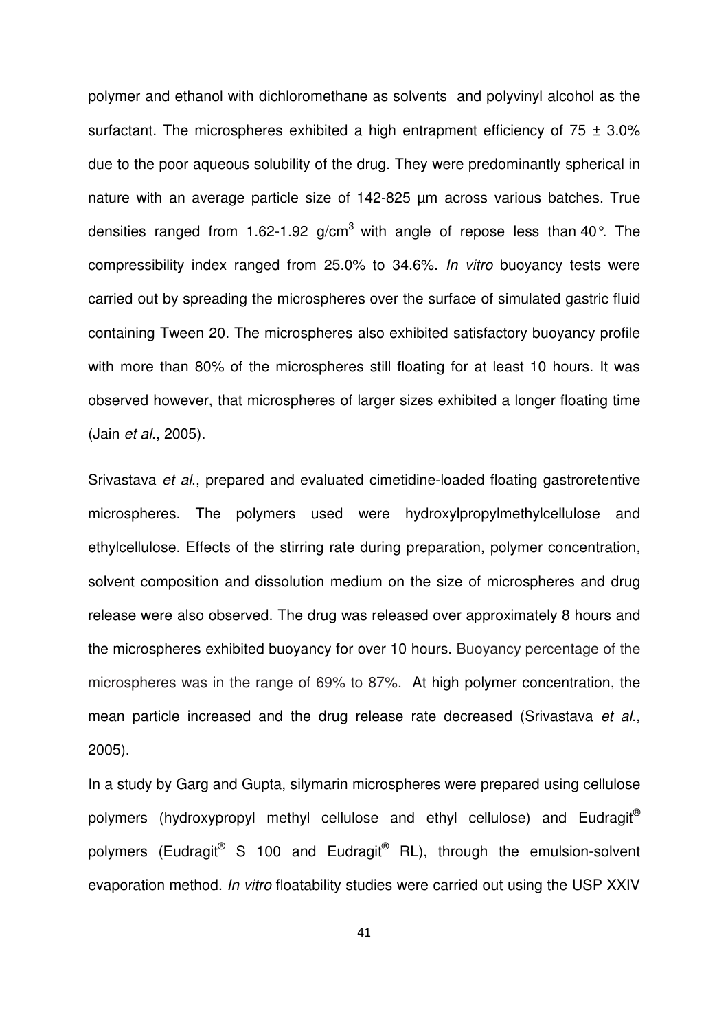polymer and ethanol with dichloromethane as solvents and polyvinyl alcohol as the surfactant. The microspheres exhibited a high entrapment efficiency of 75 ± 3.0% due to the poor aqueous solubility of the drug. They were predominantly spherical in nature with an average particle size of 142-825 µm across various batches. True densities ranged from 1.62-1.92 g/cm$^3$ with angle of repose less than 40°. The compressibility index ranged from 25.0% to 34.6%. *In vitro* buoyancy tests were carried out by spreading the microspheres over the surface of simulated gastric fluid containing Tween 20. The microspheres also exhibited satisfactory buoyancy profile with more than 80% of the microspheres still floating for at least 10 hours. It was observed however, that microspheres of larger sizes exhibited a longer floating time (Jain *et al*., 2005).

Srivastava *et al*., prepared and evaluated cimetidine-loaded floating gastroretentive microspheres. The polymers used were hydroxylpropylmethylcellulose and ethylcellulose. Effects of the stirring rate during preparation, polymer concentration, solvent composition and dissolution medium on the size of microspheres and drug release were also observed. The drug was released over approximately 8 hours and the microspheres exhibited buoyancy for over 10 hours. Buoyancy percentage of the microspheres was in the range of 69% to 87%. At high polymer concentration, the mean particle increased and the drug release rate decreased (Srivastava *et al*., 2005).

In a study by Garg and Gupta, silymarin microspheres were prepared using cellulose polymers (hydroxypropyl methyl cellulose and ethyl cellulose) and Eudragit® polymers (Eudragit® S 100 and Eudragit® RL), through the emulsion-solvent evaporation method. *In vitro* floatability studies were carried out using the USP XXIV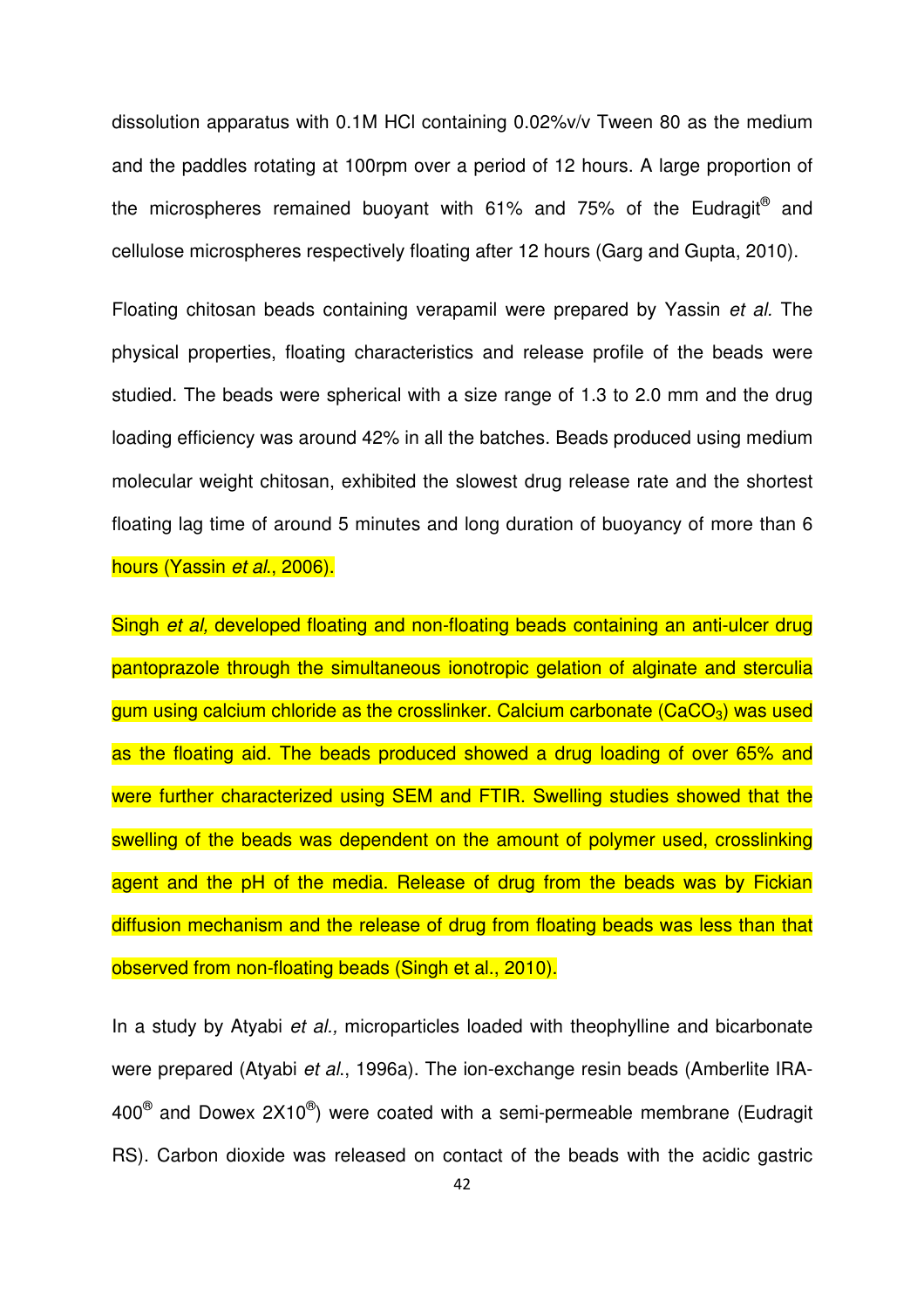dissolution apparatus with 0.1M HCl containing 0.02%v/v Tween 80 as the medium and the paddles rotating at 100rpm over a period of 12 hours. A large proportion of the microspheres remained buoyant with 61% and 75% of the Eudragit® and cellulose microspheres respectively floating after 12 hours (Garg and Gupta, 2010).

Floating chitosan beads containing verapamil were prepared by Yassin *et al.* The physical properties, floating characteristics and release profile of the beads were studied. The beads were spherical with a size range of 1.3 to 2.0 mm and the drug loading efficiency was around 42% in all the batches. Beads produced using medium molecular weight chitosan, exhibited the slowest drug release rate and the shortest floating lag time of around 5 minutes and long duration of buoyancy of more than 6 hours (Yassin *et al.*, 2006).

Singh *et al,* developed floating and non-floating beads containing an anti-ulcer drug pantoprazole through the simultaneous ionotropic gelation of alginate and sterculia gum using calcium chloride as the crosslinker. Calcium carbonate ($CaCO_3$) was used as the floating aid. The beads produced showed a drug loading of over 65% and were further characterized using SEM and FTIR. Swelling studies showed that the swelling of the beads was dependent on the amount of polymer used, crosslinking agent and the pH of the media. Release of drug from the beads was by Fickian diffusion mechanism and the release of drug from floating beads was less than that observed from non-floating beads (Singh et al., 2010).

In a study by Atyabi *et al.,* microparticles loaded with theophylline and bicarbonate were prepared (Atyabi *et al.*, 1996a). The ion-exchange resin beads (Amberlite IRA-400® and Dowex 2X10®) were coated with a semi-permeable membrane (Eudragit RS). Carbon dioxide was released on contact of the beads with the acidic gastric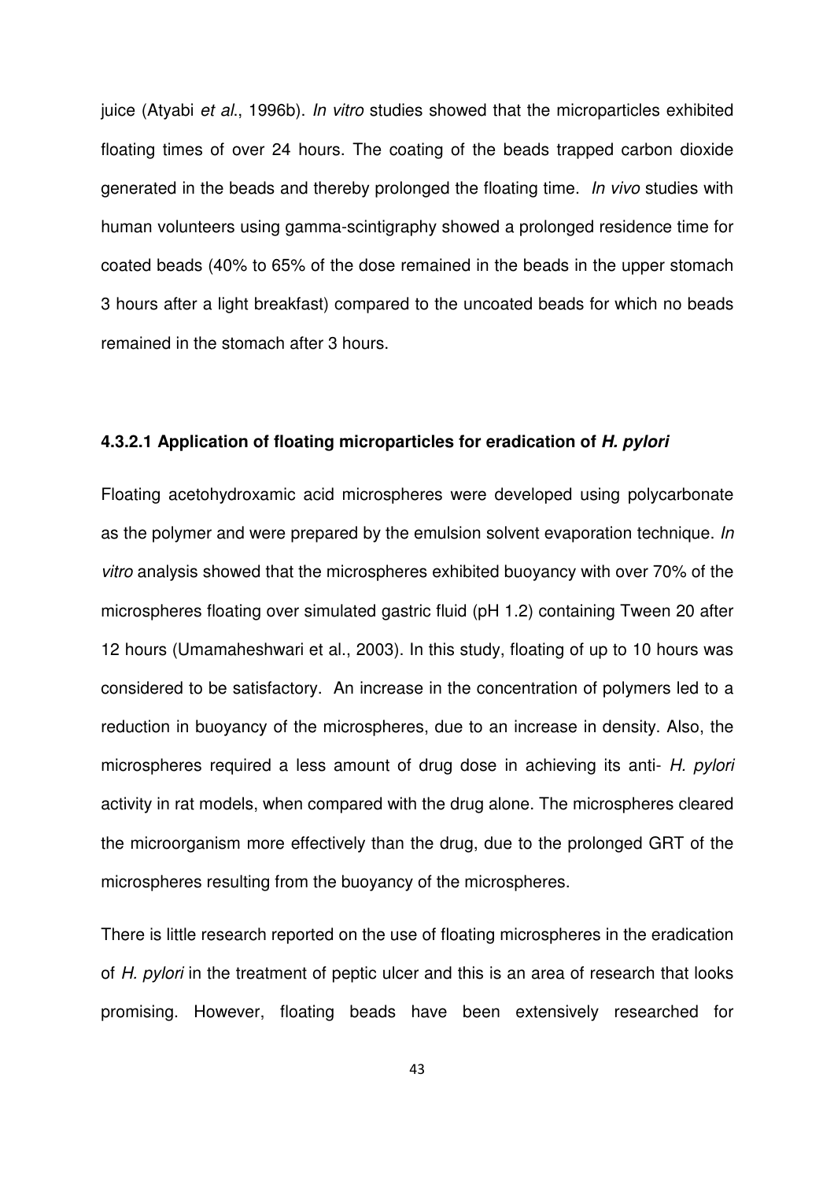juice (Atyabi *et al*., 1996b). *In vitro* studies showed that the microparticles exhibited floating times of over 24 hours. The coating of the beads trapped carbon dioxide generated in the beads and thereby prolonged the floating time. *In vivo* studies with human volunteers using gamma-scintigraphy showed a prolonged residence time for coated beads (40% to 65% of the dose remained in the beads in the upper stomach 3 hours after a light breakfast) compared to the uncoated beads for which no beads remained in the stomach after 3 hours.

#### 4.3.2.1 Application of floating microparticles for eradication of *H. pylori*

Floating acetohydroxamic acid microspheres were developed using polycarbonate as the polymer and were prepared by the emulsion solvent evaporation technique. *In vitro* analysis showed that the microspheres exhibited buoyancy with over 70% of the microspheres floating over simulated gastric fluid (pH 1.2) containing Tween 20 after 12 hours (Umamaheshwari et al., 2003). In this study, floating of up to 10 hours was considered to be satisfactory. An increase in the concentration of polymers led to a reduction in buoyancy of the microspheres, due to an increase in density. Also, the microspheres required a less amount of drug dose in achieving its anti- *H. pylori* activity in rat models, when compared with the drug alone. The microspheres cleared the microorganism more effectively than the drug, due to the prolonged GRT of the microspheres resulting from the buoyancy of the microspheres.

There is little research reported on the use of floating microspheres in the eradication of *H. pylori* in the treatment of peptic ulcer and this is an area of research that looks promising. However, floating beads have been extensively researched for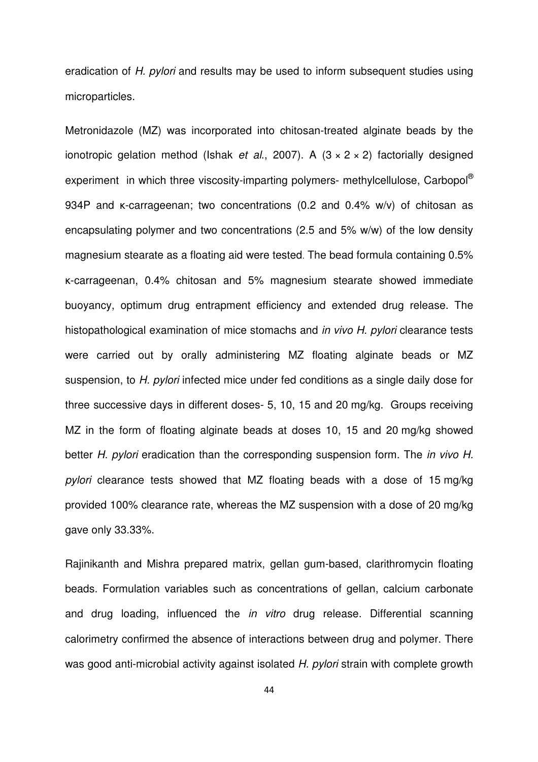eradication of *H. pylori* and results may be used to inform subsequent studies using microparticles.

Metronidazole (MZ) was incorporated into chitosan-treated alginate beads by the ionotropic gelation method (Ishak *et al.*, 2007). A ($3 \times 2 \times 2$) factorially designed experiment in which three viscosity-imparting polymers- methylcellulose, Carbopol® 934P and κ-carrageenan; two concentrations (0.2 and 0.4% w/v) of chitosan as encapsulating polymer and two concentrations (2.5 and 5% w/w) of the low density magnesium stearate as a floating aid were tested. The bead formula containing 0.5% κ-carrageenan, 0.4% chitosan and 5% magnesium stearate showed immediate buoyancy, optimum drug entrapment efficiency and extended drug release. The histopathological examination of mice stomachs and *in vivo H. pylori* clearance tests were carried out by orally administering MZ floating alginate beads or MZ suspension, to *H. pylori* infected mice under fed conditions as a single daily dose for three successive days in different doses- 5, 10, 15 and 20 mg/kg. Groups receiving MZ in the form of floating alginate beads at doses 10, 15 and 20 mg/kg showed better *H. pylori* eradication than the corresponding suspension form. The *in vivo H. pylori* clearance tests showed that MZ floating beads with a dose of 15 mg/kg provided 100% clearance rate, whereas the MZ suspension with a dose of 20 mg/kg gave only 33.33%.

Rajinikanth and Mishra prepared matrix, gellan gum-based, clarithromycin floating beads. Formulation variables such as concentrations of gellan, calcium carbonate and drug loading, influenced the *in vitro* drug release. Differential scanning calorimetry confirmed the absence of interactions between drug and polymer. There was good anti-microbial activity against isolated *H. pylori* strain with complete growth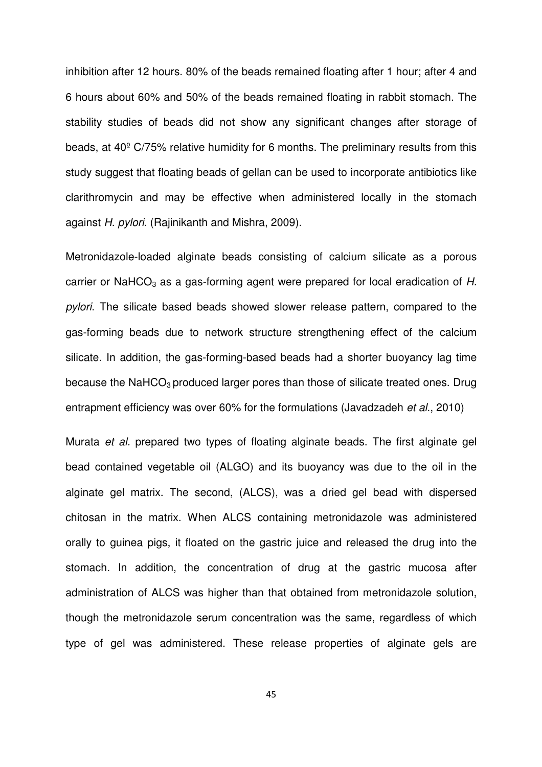inhibition after 12 hours. 80% of the beads remained floating after 1 hour; after 4 and 6 hours about 60% and 50% of the beads remained floating in rabbit stomach. The stability studies of beads did not show any significant changes after storage of beads, at 40º C/75% relative humidity for 6 months. The preliminary results from this study suggest that floating beads of gellan can be used to incorporate antibiotics like clarithromycin and may be effective when administered locally in the stomach against *H. pylori*. (Rajinikanth and Mishra, 2009).

Metronidazole-loaded alginate beads consisting of calcium silicate as a porous carrier or $NaHCO_3$ as a gas-forming agent were prepared for local eradication of *H. pylori*. The silicate based beads showed slower release pattern, compared to the gas-forming beads due to network structure strengthening effect of the calcium silicate. In addition, the gas-forming-based beads had a shorter buoyancy lag time because the $NaHCO_3$ produced larger pores than those of silicate treated ones. Drug entrapment efficiency was over 60% for the formulations (Javadzadeh *et al*., 2010)

Murata *et al.* prepared two types of floating alginate beads. The first alginate gel bead contained vegetable oil (ALGO) and its buoyancy was due to the oil in the alginate gel matrix. The second, (ALCS), was a dried gel bead with dispersed chitosan in the matrix. When ALCS containing metronidazole was administered orally to guinea pigs, it floated on the gastric juice and released the drug into the stomach. In addition, the concentration of drug at the gastric mucosa after administration of ALCS was higher than that obtained from metronidazole solution, though the metronidazole serum concentration was the same, regardless of which type of gel was administered. These release properties of alginate gels are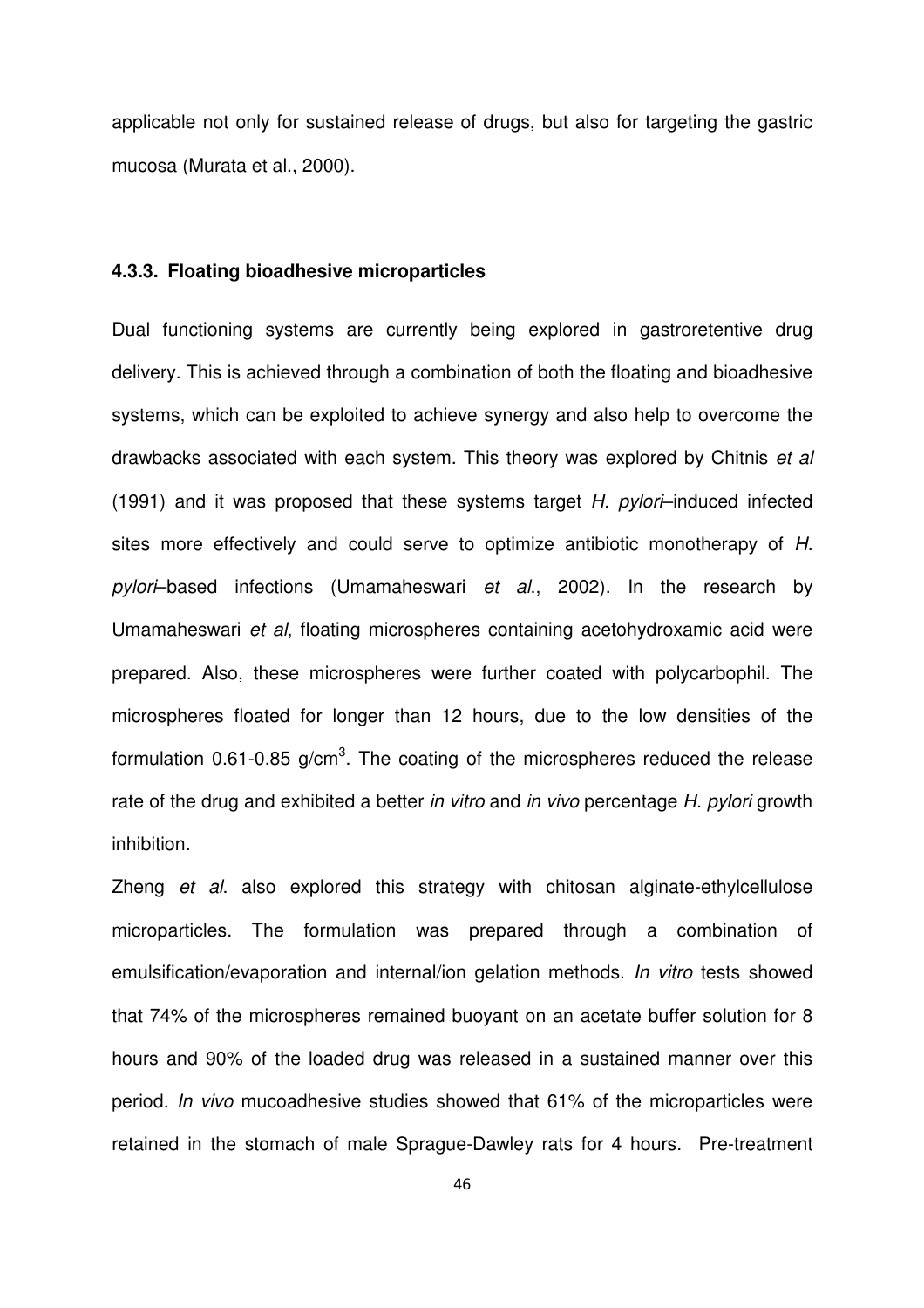applicable not only for sustained release of drugs, but also for targeting the gastric mucosa (Murata et al., 2000).

### 4.3.3. Floating bioadhesive microparticles

Dual functioning systems are currently being explored in gastroretentive drug delivery. This is achieved through a combination of both the floating and bioadhesive systems, which can be exploited to achieve synergy and also help to overcome the drawbacks associated with each system. This theory was explored by Chitnis *et al* (1991) and it was proposed that these systems target *H. pylori*–induced infected sites more effectively and could serve to optimize antibiotic monotherapy of *H. pylori*–based infections (Umamaheswari *et al*., 2002). In the research by Umamaheswari *et al*, floating microspheres containing acetohydroxamic acid were prepared. Also, these microspheres were further coated with polycarbophil. The microspheres floated for longer than 12 hours, due to the low densities of the formulation 0.61-0.85 g/cm$^3$. The coating of the microspheres reduced the release rate of the drug and exhibited a better *in vitro* and *in vivo* percentage *H. pylori* growth inhibition.

Zheng *et al*. also explored this strategy with chitosan alginate-ethylcellulose microparticles. The formulation was prepared through a combination of emulsification/evaporation and internal/ion gelation methods. *In vitro* tests showed that 74% of the microspheres remained buoyant on an acetate buffer solution for 8 hours and 90% of the loaded drug was released in a sustained manner over this period. *In vivo* mucoadhesive studies showed that 61% of the microparticles were retained in the stomach of male Sprague-Dawley rats for 4 hours. Pre-treatment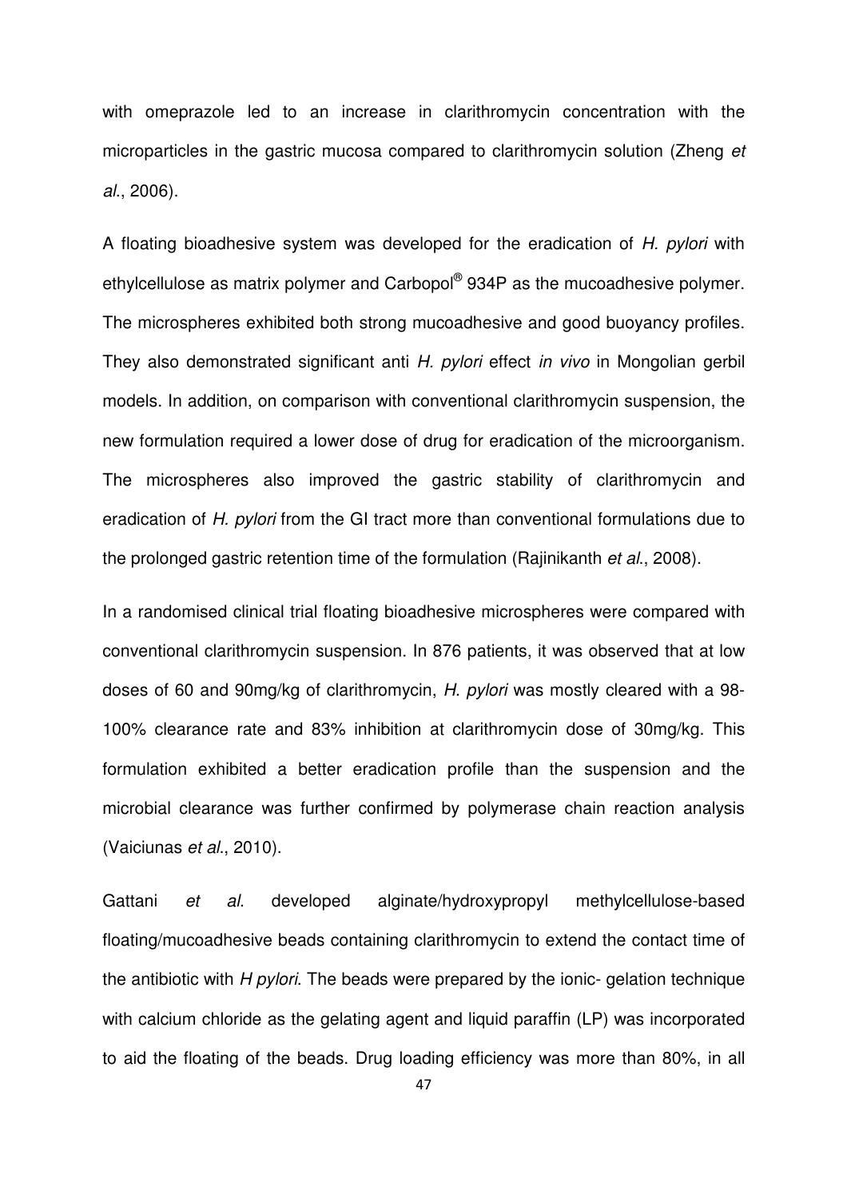with omeprazole led to an increase in clarithromycin concentration with the microparticles in the gastric mucosa compared to clarithromycin solution (Zheng *et al*., 2006).

A floating bioadhesive system was developed for the eradication of *H. pylori* with ethylcellulose as matrix polymer and Carbopol® 934P as the mucoadhesive polymer. The microspheres exhibited both strong mucoadhesive and good buoyancy profiles. They also demonstrated significant anti *H. pylori* effect *in vivo* in Mongolian gerbil models. In addition, on comparison with conventional clarithromycin suspension, the new formulation required a lower dose of drug for eradication of the microorganism. The microspheres also improved the gastric stability of clarithromycin and eradication of *H. pylori* from the GI tract more than conventional formulations due to the prolonged gastric retention time of the formulation (Rajinikanth *et al*., 2008).

In a randomised clinical trial floating bioadhesive microspheres were compared with conventional clarithromycin suspension. In 876 patients, it was observed that at low doses of 60 and 90mg/kg of clarithromycin, *H. pylori* was mostly cleared with a 98-100% clearance rate and 83% inhibition at clarithromycin dose of 30mg/kg. This formulation exhibited a better eradication profile than the suspension and the microbial clearance was further confirmed by polymerase chain reaction analysis (Vaiciunas *et al*., 2010).

Gattani *et al.* developed alginate/hydroxypropyl methylcellulose-based floating/mucoadhesive beads containing clarithromycin to extend the contact time of the antibiotic with *H pylori*. The beads were prepared by the ionic- gelation technique with calcium chloride as the gelating agent and liquid paraffin (LP) was incorporated to aid the floating of the beads. Drug loading efficiency was more than 80%, in all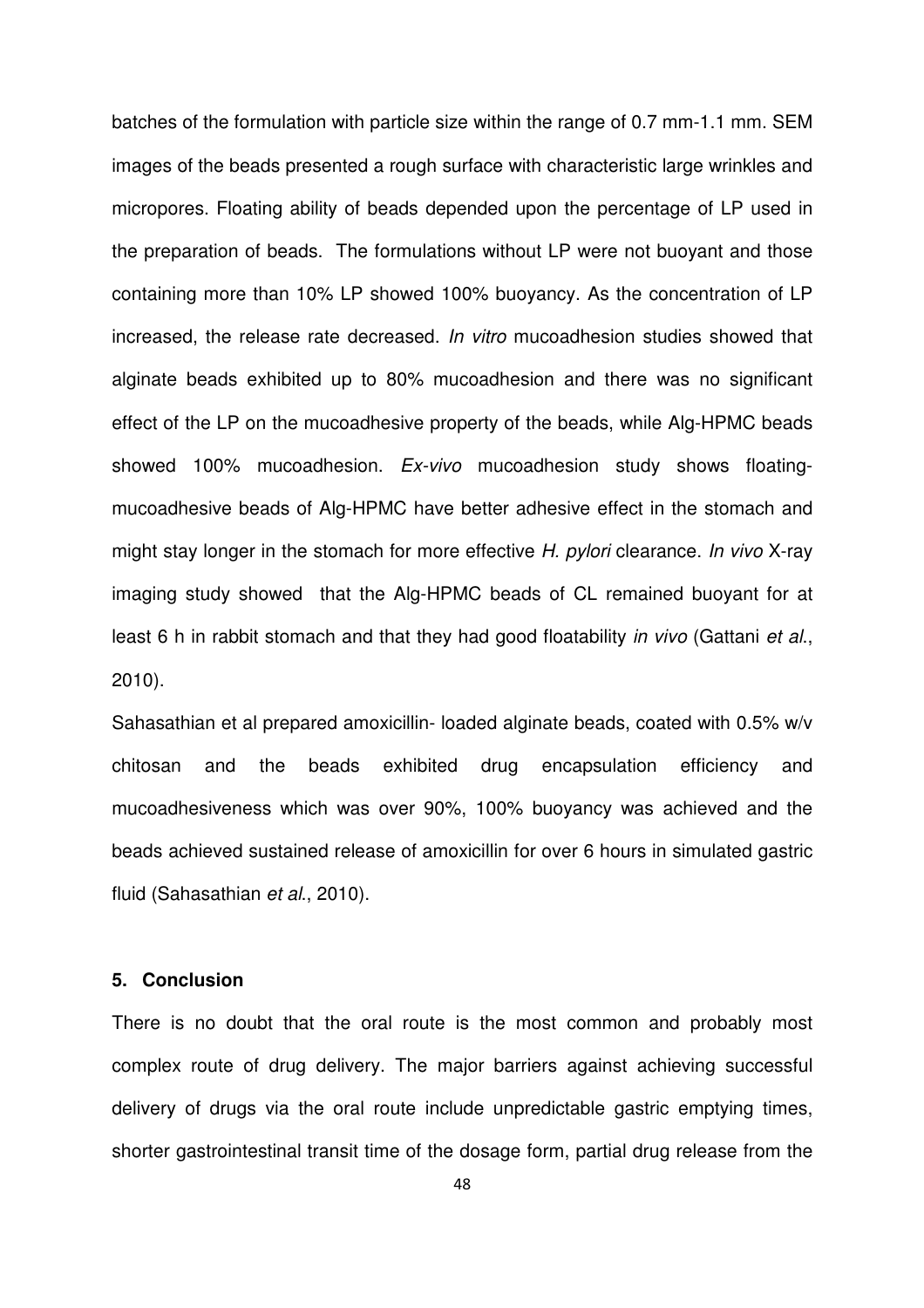batches of the formulation with particle size within the range of 0.7 mm-1.1 mm. SEM images of the beads presented a rough surface with characteristic large wrinkles and micropores. Floating ability of beads depended upon the percentage of LP used in the preparation of beads. The formulations without LP were not buoyant and those containing more than 10% LP showed 100% buoyancy. As the concentration of LP increased, the release rate decreased. *In vitro* mucoadhesion studies showed that alginate beads exhibited up to 80% mucoadhesion and there was no significant effect of the LP on the mucoadhesive property of the beads, while Alg-HPMC beads showed 100% mucoadhesion. *Ex-vivo* mucoadhesion study shows floating-mucoadhesive beads of Alg-HPMC have better adhesive effect in the stomach and might stay longer in the stomach for more effective *H. pylori* clearance. *In vivo* X-ray imaging study showed that the Alg-HPMC beads of CL remained buoyant for at least 6 h in rabbit stomach and that they had good floatability *in vivo* (Gattani *et al*., 2010).

Sahasathian et al prepared amoxicillin- loaded alginate beads, coated with 0.5% w/v chitosan and the beads exhibited drug encapsulation efficiency and mucoadhesiveness which was over 90%, 100% buoyancy was achieved and the beads achieved sustained release of amoxicillin for over 6 hours in simulated gastric fluid (Sahasathian *et al*., 2010).

## 5. Conclusion

There is no doubt that the oral route is the most common and probably most complex route of drug delivery. The major barriers against achieving successful delivery of drugs via the oral route include unpredictable gastric emptying times, shorter gastrointestinal transit time of the dosage form, partial drug release from the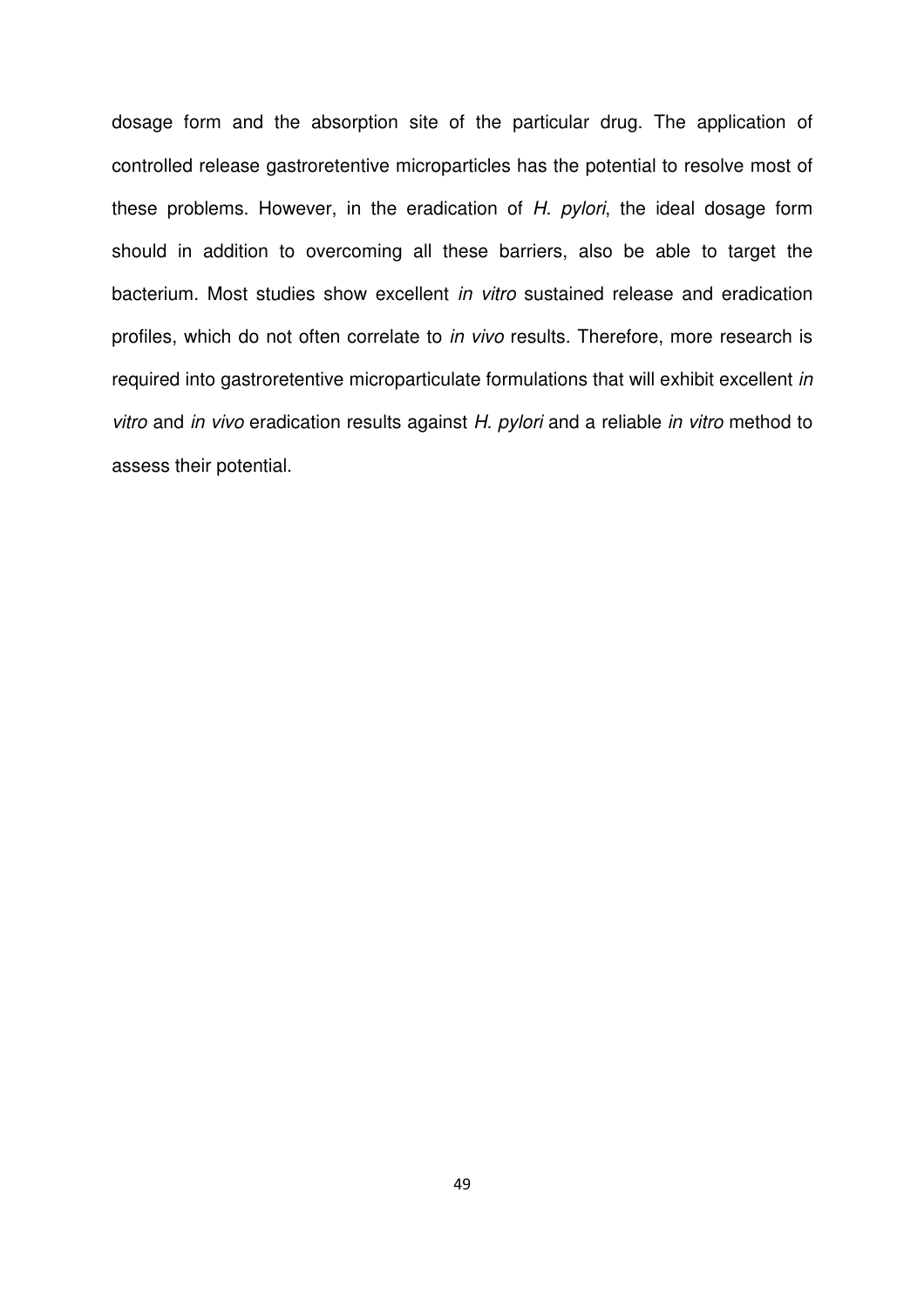dosage form and the absorption site of the particular drug. The application of controlled release gastroretentive microparticles has the potential to resolve most of these problems. However, in the eradication of *H. pylori*, the ideal dosage form should in addition to overcoming all these barriers, also be able to target the bacterium. Most studies show excellent *in vitro* sustained release and eradication profiles, which do not often correlate to *in vivo* results. Therefore, more research is required into gastroretentive microparticulate formulations that will exhibit excellent *in vitro* and *in vivo* eradication results against *H. pylori* and a reliable *in vitro* method to assess their potential.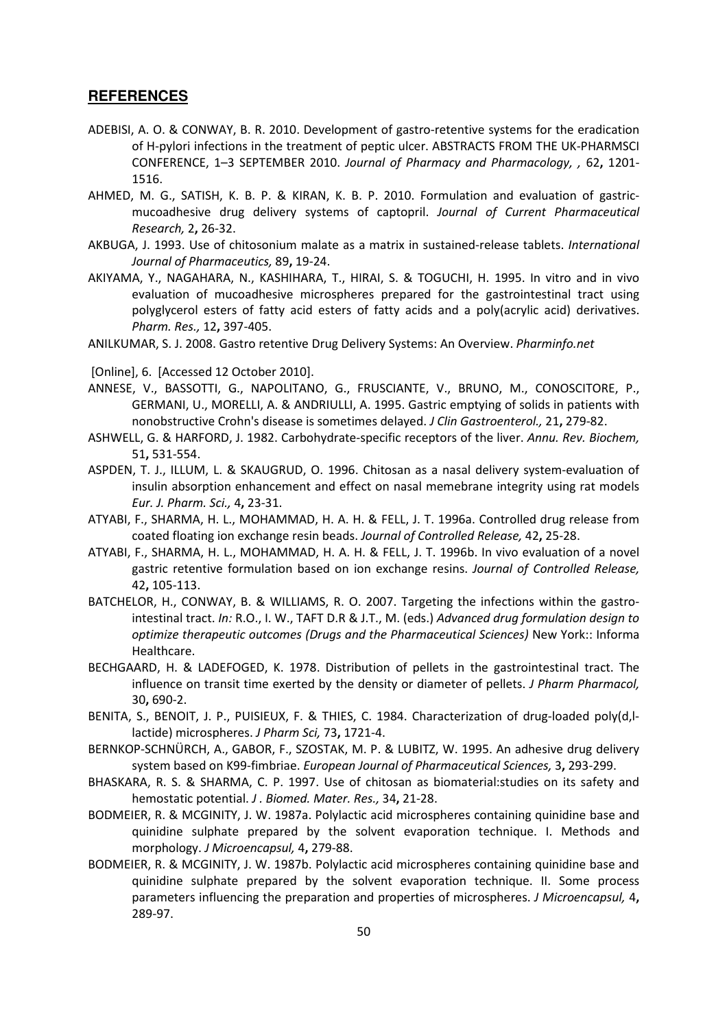## **REFERENCES**

ADEBISI, A. O. & CONWAY, B. R. 2010. Development of gastro-retentive systems for the eradication of H-pylori infections in the treatment of peptic ulcer. ABSTRACTS FROM THE UK-PHARMSCI CONFERENCE, 1–3 SEPTEMBER 2010. *Journal of Pharmacy and Pharmacology, ,* 62**,** 1201-1516.

AHMED, M. G., SATISH, K. B. P. & KIRAN, K. B. P. 2010. Formulation and evaluation of gastric-mucoadhesive drug delivery systems of captopril. *Journal of Current Pharmaceutical Research,* 2**,** 26-32.

AKBUGA, J. 1993. Use of chitosonium malate as a matrix in sustained-release tablets. *International Journal of Pharmaceutics,* 89**,** 19-24.

AKIYAMA, Y., NAGAHARA, N., KASHIHARA, T., HIRAI, S. & TOGUCHI, H. 1995. In vitro and in vivo evaluation of mucoadhesive microspheres prepared for the gastrointestinal tract using polyglycerol esters of fatty acid esters of fatty acids and a poly(acrylic acid) derivatives. *Pharm. Res.,* 12**,** 397-405.

ANILKUMAR, S. J. 2008. Gastro retentive Drug Delivery Systems: An Overview. *Pharminfo.net*

[Online], 6. [Accessed 12 October 2010].

ANNESE, V., BASSOTTI, G., NAPOLITANO, G., FRUSCIANTE, V., BRUNO, M., CONOSCITORE, P., GERMANI, U., MORELLI, A. & ANDRIULLI, A. 1995. Gastric emptying of solids in patients with nonobstructive Crohn's disease is sometimes delayed. *J Clin Gastroenterol.,* 21**,** 279-82.

ASHWELL, G. & HARFORD, J. 1982. Carbohydrate-specific receptors of the liver. *Annu. Rev. Biochem,* 51**,** 531-554.

ASPDEN, T. J., ILLUM, L. & SKAUGRUD, O. 1996. Chitosan as a nasal delivery system-evaluation of insulin absorption enhancement and effect on nasal memebrane integrity using rat models *Eur. J. Pharm. Sci.,* 4**,** 23-31.

ATYABI, F., SHARMA, H. L., MOHAMMAD, H. A. H. & FELL, J. T. 1996a. Controlled drug release from coated floating ion exchange resin beads. *Journal of Controlled Release,* 42**,** 25-28.

ATYABI, F., SHARMA, H. L., MOHAMMAD, H. A. H. & FELL, J. T. 1996b. In vivo evaluation of a novel gastric retentive formulation based on ion exchange resins. *Journal of Controlled Release,* 42**,** 105-113.

BATCHELOR, H., CONWAY, B. & WILLIAMS, R. O. 2007. Targeting the infections within the gastro-intestinal tract. *In:* R.O., I. W., TAFT D.R & J.T., M. (eds.) *Advanced drug formulation design to optimize therapeutic outcomes (Drugs and the Pharmaceutical Sciences)* New York:: Informa Healthcare.

BECHGAARD, H. & LADEFOGED, K. 1978. Distribution of pellets in the gastrointestinal tract. The influence on transit time exerted by the density or diameter of pellets. *J Pharm Pharmacol,* 30**,** 690-2.

BENITA, S., BENOIT, J. P., PUISIEUX, F. & THIES, C. 1984. Characterization of drug-loaded poly(d,l-lactide) microspheres. *J Pharm Sci,* 73**,** 1721-4.

BERNKOP-SCHNÜRCH, A., GABOR, F., SZOSTAK, M. P. & LUBITZ, W. 1995. An adhesive drug delivery system based on K99-fimbriae. *European Journal of Pharmaceutical Sciences,* 3**,** 293-299.

BHASKARA, R. S. & SHARMA, C. P. 1997. Use of chitosan as biomaterial:studies on its safety and hemostatic potential. *J . Biomed. Mater. Res.,* 34**,** 21-28.

BODMEIER, R. & MCGINITY, J. W. 1987a. Polylactic acid microspheres containing quinidine base and quinidine sulphate prepared by the solvent evaporation technique. I. Methods and morphology. *J Microencapsul,* 4**,** 279-88.

BODMEIER, R. & MCGINITY, J. W. 1987b. Polylactic acid microspheres containing quinidine base and quinidine sulphate prepared by the solvent evaporation technique. II. Some process parameters influencing the preparation and properties of microspheres. *J Microencapsul,* 4**,** 289-97.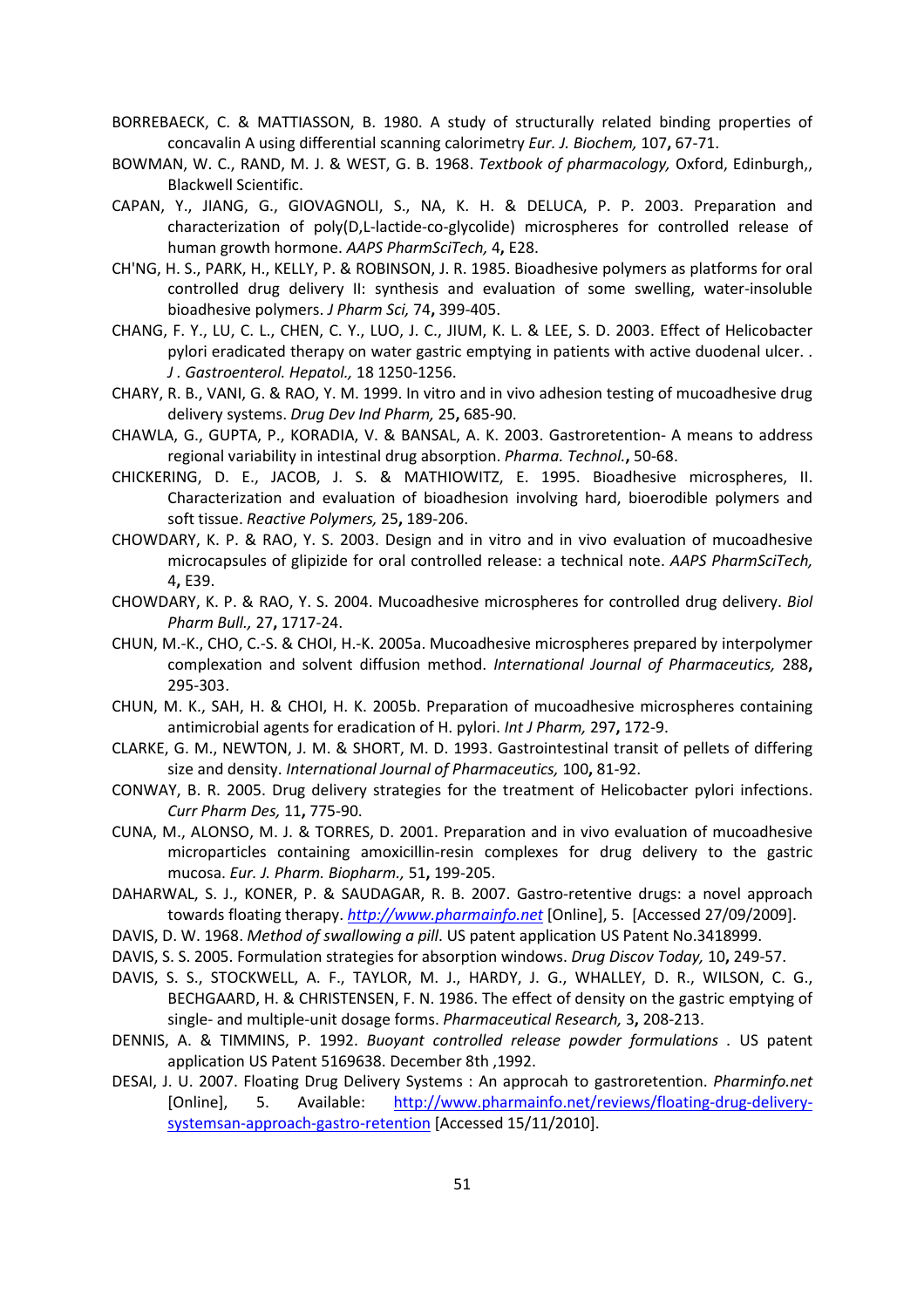BORREBAECK, C. & MATTIASSON, B. 1980. A study of structurally related binding properties of concavalin A using differential scanning calorimetry *Eur. J. Biochem,* 107**,** 67-71.

BOWMAN, W. C., RAND, M. J. & WEST, G. B. 1968. *Textbook of pharmacology,* Oxford, Edinburgh,, Blackwell Scientific.

CAPAN, Y., JIANG, G., GIOVAGNOLI, S., NA, K. H. & DELUCA, P. P. 2003. Preparation and characterization of poly(D,L-lactide-co-glycolide) microspheres for controlled release of human growth hormone. *AAPS PharmSciTech,* 4**,** E28.

CH'NG, H. S., PARK, H., KELLY, P. & ROBINSON, J. R. 1985. Bioadhesive polymers as platforms for oral controlled drug delivery II: synthesis and evaluation of some swelling, water-insoluble bioadhesive polymers. *J Pharm Sci,* 74**,** 399-405.

CHANG, F. Y., LU, C. L., CHEN, C. Y., LUO, J. C., JIUM, K. L. & LEE, S. D. 2003. Effect of Helicobacter pylori eradicated therapy on water gastric emptying in patients with active duodenal ulcer. . *J . Gastroenterol. Hepatol.,* 18 1250-1256.

CHARY, R. B., VANI, G. & RAO, Y. M. 1999. In vitro and in vivo adhesion testing of mucoadhesive drug delivery systems. *Drug Dev Ind Pharm,* 25**,** 685-90.

CHAWLA, G., GUPTA, P., KORADIA, V. & BANSAL, A. K. 2003. Gastroretention- A means to address regional variability in intestinal drug absorption. *Pharma. Technol.***,** 50-68.

CHICKERING, D. E., JACOB, J. S. & MATHIOWITZ, E. 1995. Bioadhesive microspheres, II. Characterization and evaluation of bioadhesion involving hard, bioerodible polymers and soft tissue. *Reactive Polymers,* 25**,** 189-206.

CHOWDARY, K. P. & RAO, Y. S. 2003. Design and in vitro and in vivo evaluation of mucoadhesive microcapsules of glipizide for oral controlled release: a technical note. *AAPS PharmSciTech,* 4**,** E39.

CHOWDARY, K. P. & RAO, Y. S. 2004. Mucoadhesive microspheres for controlled drug delivery. *Biol Pharm Bull.,* 27**,** 1717-24.

CHUN, M.-K., CHO, C.-S. & CHOI, H.-K. 2005a. Mucoadhesive microspheres prepared by interpolymer complexation and solvent diffusion method. *International Journal of Pharmaceutics,* 288**,** 295-303.

CHUN, M. K., SAH, H. & CHOI, H. K. 2005b. Preparation of mucoadhesive microspheres containing antimicrobial agents for eradication of H. pylori. *Int J Pharm,* 297**,** 172-9.

CLARKE, G. M., NEWTON, J. M. & SHORT, M. D. 1993. Gastrointestinal transit of pellets of differing size and density. *International Journal of Pharmaceutics,* 100**,** 81-92.

CONWAY, B. R. 2005. Drug delivery strategies for the treatment of Helicobacter pylori infections. *Curr Pharm Des,* 11**,** 775-90.

CUNA, M., ALONSO, M. J. & TORRES, D. 2001. Preparation and in vivo evaluation of mucoadhesive microparticles containing amoxicillin-resin complexes for drug delivery to the gastric mucosa. *Eur. J. Pharm. Biopharm.,* 51**,** 199-205.

DAHARWAL, S. J., KONER, P. & SAUDAGAR, R. B. 2007. Gastro-retentive drugs: a novel approach towards floating therapy. *http://www.pharmainfo.net* [Online], 5. [Accessed 27/09/2009].

DAVIS, D. W. 1968. *Method of swallowing a pill*. US patent application US Patent No.3418999.

DAVIS, S. S. 2005. Formulation strategies for absorption windows. *Drug Discov Today,* 10**,** 249-57.

DAVIS, S. S., STOCKWELL, A. F., TAYLOR, M. J., HARDY, J. G., WHALLEY, D. R., WILSON, C. G., BECHGAARD, H. & CHRISTENSEN, F. N. 1986. The effect of density on the gastric emptying of single- and multiple-unit dosage forms. *Pharmaceutical Research,* 3**,** 208-213.

DENNIS, A. & TIMMINS, P. 1992. *Buoyant controlled release powder formulations* . US patent application US Patent 5169638. December 8th ,1992.

DESAI, J. U. 2007. Floating Drug Delivery Systems : An approcah to gastroretention. *Pharminfo.net* [Online], 5. Available: http://www.pharmainfo.net/reviews/floating-drug-delivery-systemsan-approach-gastro-retention [Accessed 15/11/2010].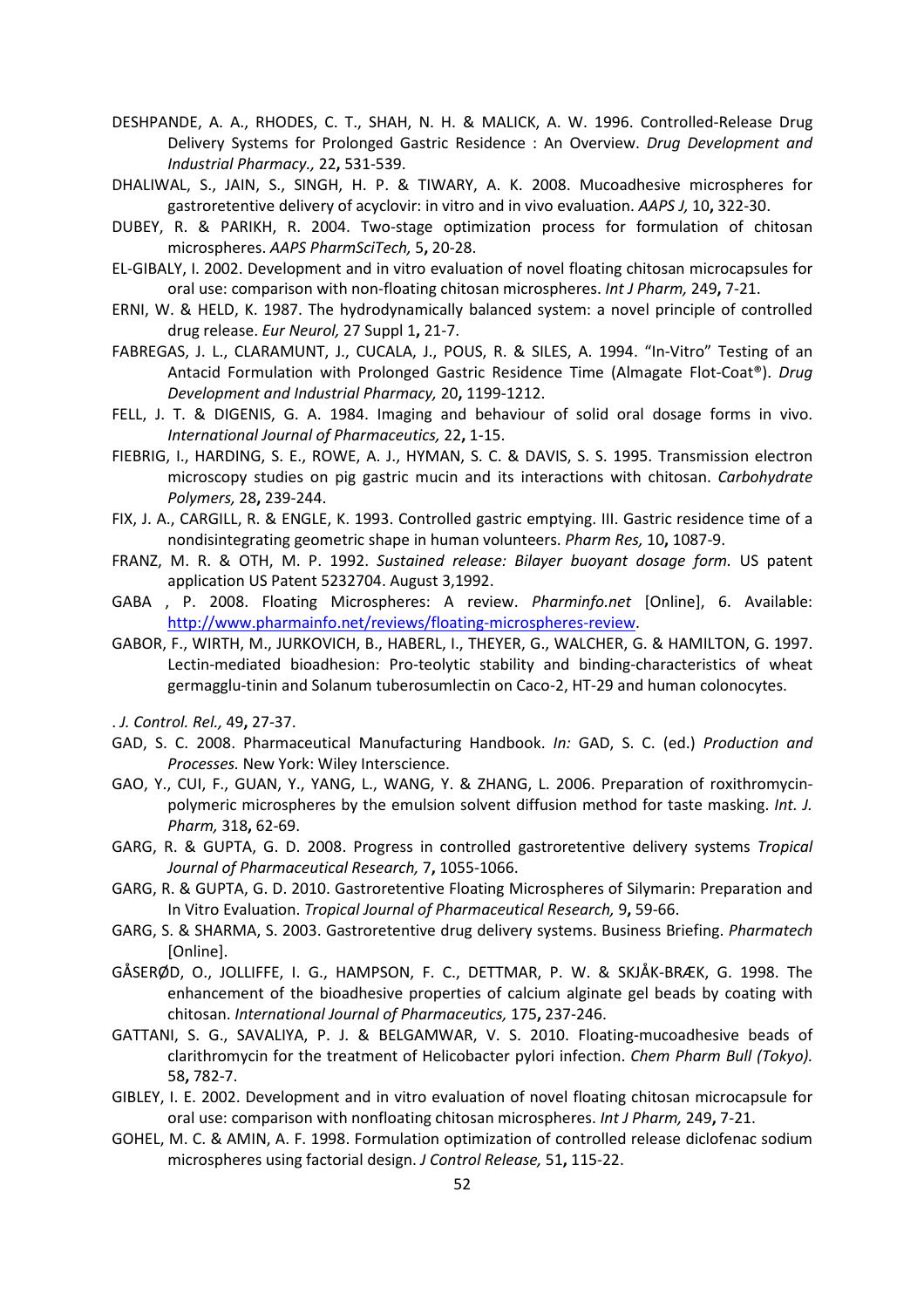DESHPANDE, A. A., RHODES, C. T., SHAH, N. H. & MALICK, A. W. 1996. Controlled-Release Drug Delivery Systems for Prolonged Gastric Residence : An Overview. *Drug Development and Industrial Pharmacy.,* 22**,** 531-539.

DHALIWAL, S., JAIN, S., SINGH, H. P. & TIWARY, A. K. 2008. Mucoadhesive microspheres for gastroretentive delivery of acyclovir: in vitro and in vivo evaluation. *AAPS J,* 10**,** 322-30.

DUBEY, R. & PARIKH, R. 2004. Two-stage optimization process for formulation of chitosan microspheres. *AAPS PharmSciTech,* 5**,** 20-28.

EL-GIBALY, I. 2002. Development and in vitro evaluation of novel floating chitosan microcapsules for oral use: comparison with non-floating chitosan microspheres. *Int J Pharm,* 249**,** 7-21.

ERNI, W. & HELD, K. 1987. The hydrodynamically balanced system: a novel principle of controlled drug release. *Eur Neurol,* 27 Suppl 1**,** 21-7.

FABREGAS, J. L., CLARAMUNT, J., CUCALA, J., POUS, R. & SILES, A. 1994. "In-Vitro" Testing of an Antacid Formulation with Prolonged Gastric Residence Time (Almagate Flot-Coat®). *Drug Development and Industrial Pharmacy,* 20**,** 1199-1212.

FELL, J. T. & DIGENIS, G. A. 1984. Imaging and behaviour of solid oral dosage forms in vivo. *International Journal of Pharmaceutics,* 22**,** 1-15.

FIEBRIG, I., HARDING, S. E., ROWE, A. J., HYMAN, S. C. & DAVIS, S. S. 1995. Transmission electron microscopy studies on pig gastric mucin and its interactions with chitosan. *Carbohydrate Polymers,* 28**,** 239-244.

FIX, J. A., CARGILL, R. & ENGLE, K. 1993. Controlled gastric emptying. III. Gastric residence time of a nondisintegrating geometric shape in human volunteers. *Pharm Res,* 10**,** 1087-9.

FRANZ, M. R. & OTH, M. P. 1992. *Sustained release: Bilayer buoyant dosage form.* US patent application US Patent 5232704. August 3,1992.

GABA , P. 2008. Floating Microspheres: A review. *Pharminfo.net* [Online], 6. Available: http://www.pharmainfo.net/reviews/floating-microspheres-review.

GABOR, F., WIRTH, M., JURKOVICH, B., HABERL, I., THEYER, G., WALCHER, G. & HAMILTON, G. 1997. Lectin-mediated bioadhesion: Pro-teolytic stability and binding-characteristics of wheat germagglu-tinin and Solanum tuberosumlectin on Caco-2, HT-29 and human colonocytes.

*. J. Control. Rel.,* 49**,** 27-37.

GAD, S. C. 2008. Pharmaceutical Manufacturing Handbook. *In:* GAD, S. C. (ed.) *Production and Processes.* New York: Wiley Interscience.

GAO, Y., CUI, F., GUAN, Y., YANG, L., WANG, Y. & ZHANG, L. 2006. Preparation of roxithromycin-polymeric microspheres by the emulsion solvent diffusion method for taste masking. *Int. J. Pharm,* 318**,** 62-69.

GARG, R. & GUPTA, G. D. 2008. Progress in controlled gastroretentive delivery systems *Tropical Journal of Pharmaceutical Research,* 7**,** 1055-1066.

GARG, R. & GUPTA, G. D. 2010. Gastroretentive Floating Microspheres of Silymarin: Preparation and In Vitro Evaluation. *Tropical Journal of Pharmaceutical Research,* 9**,** 59-66.

GARG, S. & SHARMA, S. 2003. Gastroretentive drug delivery systems. Business Briefing. *Pharmatech* [Online].

GÅSERØD, O., JOLLIFFE, I. G., HAMPSON, F. C., DETTMAR, P. W. & SKJÅK-BRÆK, G. 1998. The enhancement of the bioadhesive properties of calcium alginate gel beads by coating with chitosan. *International Journal of Pharmaceutics,* 175**,** 237-246.

GATTANI, S. G., SAVALIYA, P. J. & BELGAMWAR, V. S. 2010. Floating-mucoadhesive beads of clarithromycin for the treatment of Helicobacter pylori infection. *Chem Pharm Bull (Tokyo).* 58**,** 782-7.

GIBLEY, I. E. 2002. Development and in vitro evaluation of novel floating chitosan microcapsule for oral use: comparison with nonfloating chitosan microspheres. *Int J Pharm,* 249**,** 7-21.

GOHEL, M. C. & AMIN, A. F. 1998. Formulation optimization of controlled release diclofenac sodium microspheres using factorial design. *J Control Release,* 51**,** 115-22.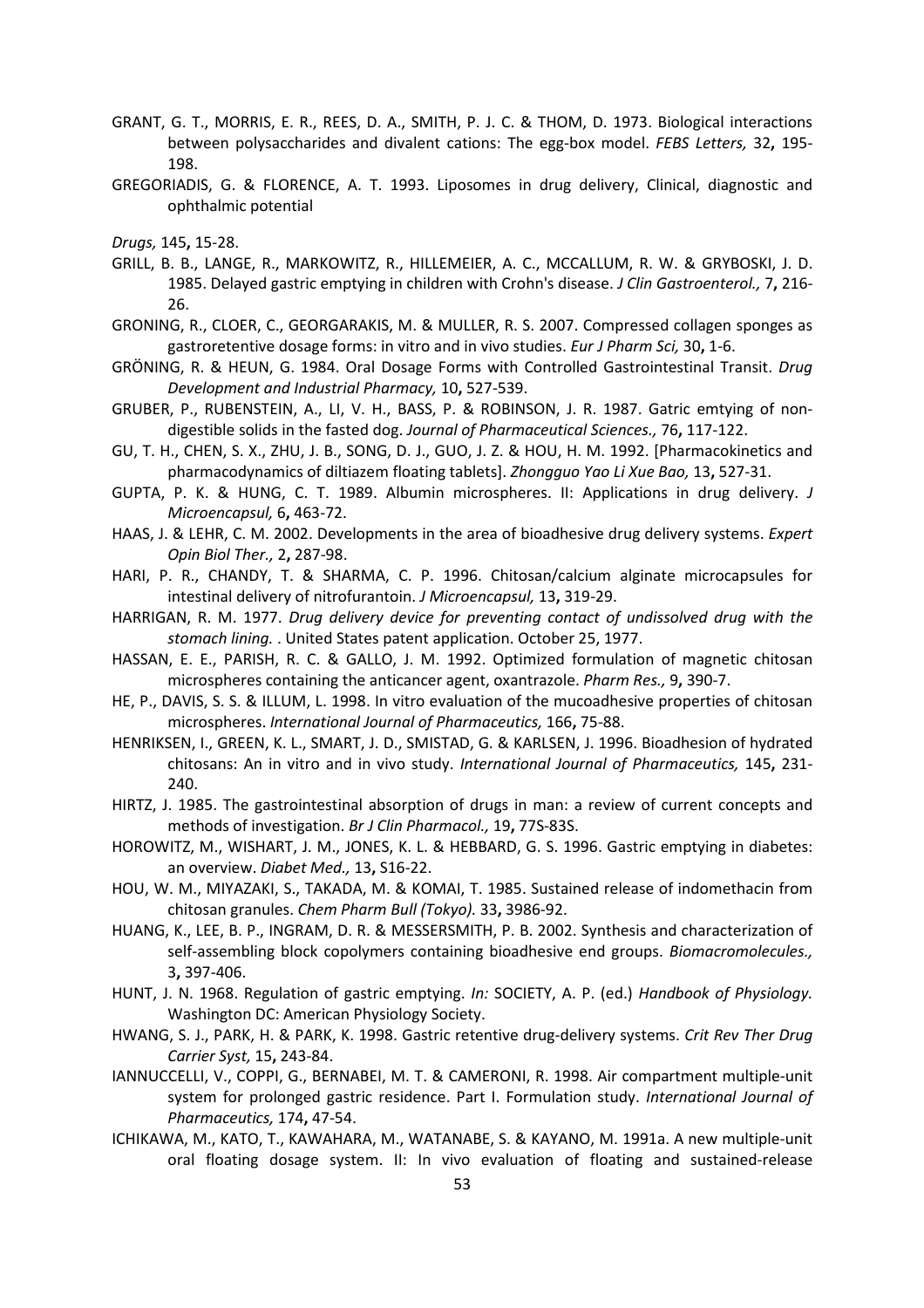GRANT, G. T., MORRIS, E. R., REES, D. A., SMITH, P. J. C. & THOM, D. 1973. Biological interactions between polysaccharides and divalent cations: The egg-box model. *FEBS Letters,* 32**,** 195-198.

GREGORIADIS, G. & FLORENCE, A. T. 1993. Liposomes in drug delivery, Clinical, diagnostic and ophthalmic potential

*Drugs,* 145**,** 15-28.

GRILL, B. B., LANGE, R., MARKOWITZ, R., HILLEMEIER, A. C., MCCALLUM, R. W. & GRYBOSKI, J. D. 1985. Delayed gastric emptying in children with Crohn's disease. *J Clin Gastroenterol.,* 7**,** 216-26.

GRONING, R., CLOER, C., GEORGARAKIS, M. & MULLER, R. S. 2007. Compressed collagen sponges as gastroretentive dosage forms: in vitro and in vivo studies. *Eur J Pharm Sci,* 30**,** 1-6.

GRÖNING, R. & HEUN, G. 1984. Oral Dosage Forms with Controlled Gastrointestinal Transit. *Drug Development and Industrial Pharmacy,* 10**,** 527-539.

GRUBER, P., RUBENSTEIN, A., LI, V. H., BASS, P. & ROBINSON, J. R. 1987. Gatric emtying of non-digestible solids in the fasted dog. *Journal of Pharmaceutical Sciences.,* 76**,** 117-122.

GU, T. H., CHEN, S. X., ZHU, J. B., SONG, D. J., GUO, J. Z. & HOU, H. M. 1992. [Pharmacokinetics and pharmacodynamics of diltiazem floating tablets]. *Zhongguo Yao Li Xue Bao,* 13**,** 527-31.

GUPTA, P. K. & HUNG, C. T. 1989. Albumin microspheres. II: Applications in drug delivery. *J Microencapsul,* 6**,** 463-72.

HAAS, J. & LEHR, C. M. 2002. Developments in the area of bioadhesive drug delivery systems. *Expert Opin Biol Ther.,* 2**,** 287-98.

HARI, P. R., CHANDY, T. & SHARMA, C. P. 1996. Chitosan/calcium alginate microcapsules for intestinal delivery of nitrofurantoin. *J Microencapsul,* 13**,** 319-29.

HARRIGAN, R. M. 1977. *Drug delivery device for preventing contact of undissolved drug with the stomach lining.* . United States patent application. October 25, 1977.

HASSAN, E. E., PARISH, R. C. & GALLO, J. M. 1992. Optimized formulation of magnetic chitosan microspheres containing the anticancer agent, oxantrazole. *Pharm Res.,* 9**,** 390-7.

HE, P., DAVIS, S. S. & ILLUM, L. 1998. In vitro evaluation of the mucoadhesive properties of chitosan microspheres. *International Journal of Pharmaceutics,* 166**,** 75-88.

HENRIKSEN, I., GREEN, K. L., SMART, J. D., SMISTAD, G. & KARLSEN, J. 1996. Bioadhesion of hydrated chitosans: An in vitro and in vivo study. *International Journal of Pharmaceutics,* 145**,** 231-240.

HIRTZ, J. 1985. The gastrointestinal absorption of drugs in man: a review of current concepts and methods of investigation. *Br J Clin Pharmacol.,* 19**,** 77S-83S.

HOROWITZ, M., WISHART, J. M., JONES, K. L. & HEBBARD, G. S. 1996. Gastric emptying in diabetes: an overview. *Diabet Med.,* 13**,** S16-22.

HOU, W. M., MIYAZAKI, S., TAKADA, M. & KOMAI, T. 1985. Sustained release of indomethacin from chitosan granules. *Chem Pharm Bull (Tokyo).* 33**,** 3986-92.

HUANG, K., LEE, B. P., INGRAM, D. R. & MESSERSMITH, P. B. 2002. Synthesis and characterization of self-assembling block copolymers containing bioadhesive end groups. *Biomacromolecules.,* 3**,** 397-406.

HUNT, J. N. 1968. Regulation of gastric emptying. *In:* SOCIETY, A. P. (ed.) *Handbook of Physiology.* Washington DC: American Physiology Society.

HWANG, S. J., PARK, H. & PARK, K. 1998. Gastric retentive drug-delivery systems. *Crit Rev Ther Drug Carrier Syst,* 15**,** 243-84.

IANNUCCELLI, V., COPPI, G., BERNABEI, M. T. & CAMERONI, R. 1998. Air compartment multiple-unit system for prolonged gastric residence. Part I. Formulation study. *International Journal of Pharmaceutics,* 174**,** 47-54.

ICHIKAWA, M., KATO, T., KAWAHARA, M., WATANABE, S. & KAYANO, M. 1991a. A new multiple-unit oral floating dosage system. II: In vivo evaluation of floating and sustained-release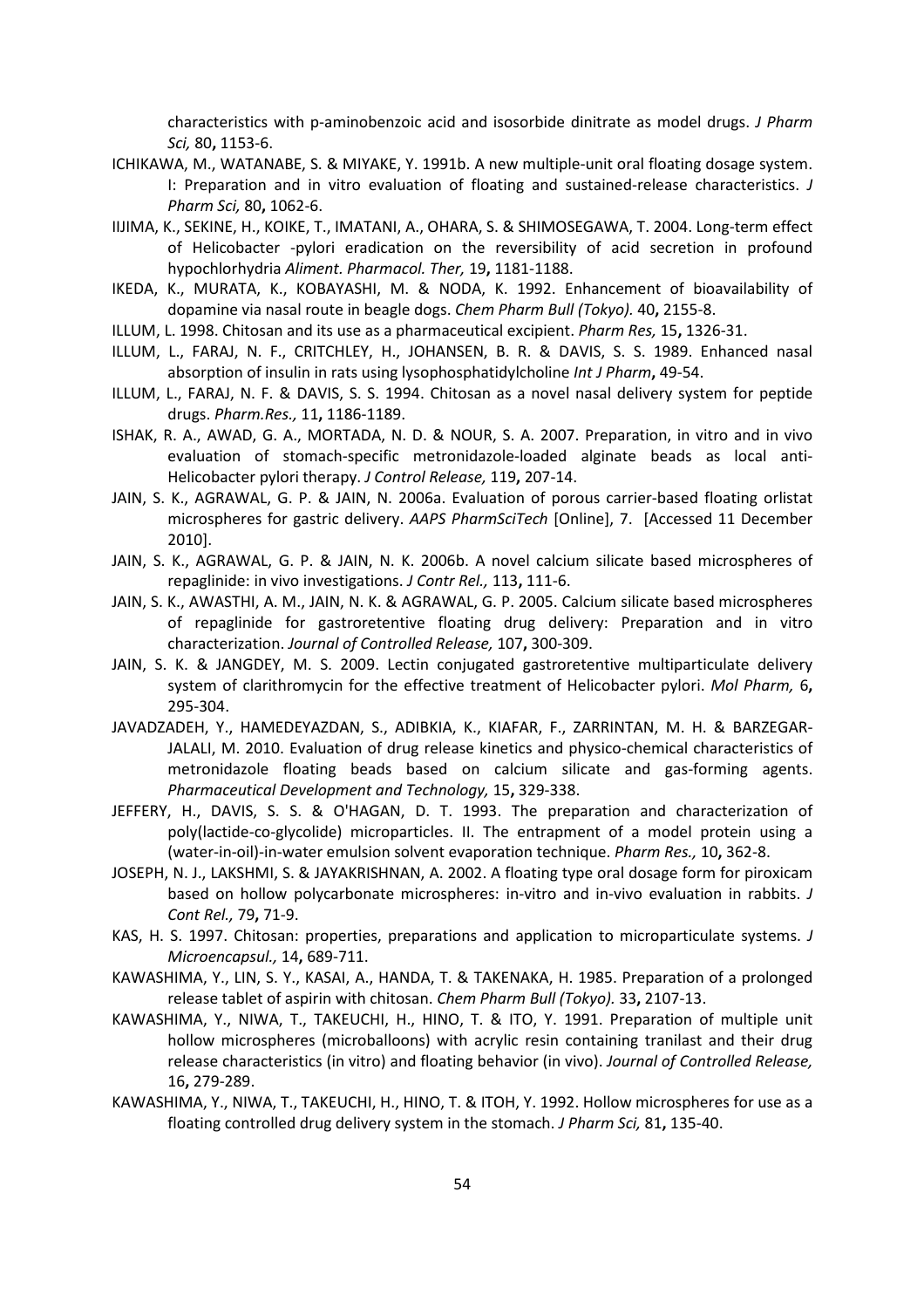characteristics with p-aminobenzoic acid and isosorbide dinitrate as model drugs. *J Pharm Sci,* 80**,** 1153-6.

ICHIKAWA, M., WATANABE, S. & MIYAKE, Y. 1991b. A new multiple-unit oral floating dosage system. I: Preparation and in vitro evaluation of floating and sustained-release characteristics. *J Pharm Sci,* 80**,** 1062-6.

IIJIMA, K., SEKINE, H., KOIKE, T., IMATANI, A., OHARA, S. & SHIMOSEGAWA, T. 2004. Long-term effect of Helicobacter -pylori eradication on the reversibility of acid secretion in profound hypochlorhydria *Aliment. Pharmacol. Ther,* 19**,** 1181-1188.

IKEDA, K., MURATA, K., KOBAYASHI, M. & NODA, K. 1992. Enhancement of bioavailability of dopamine via nasal route in beagle dogs. *Chem Pharm Bull (Tokyo).* 40**,** 2155-8.

ILLUM, L. 1998. Chitosan and its use as a pharmaceutical excipient. *Pharm Res,* 15**,** 1326-31.

ILLUM, L., FARAJ, N. F., CRITCHLEY, H., JOHANSEN, B. R. & DAVIS, S. S. 1989. Enhanced nasal absorption of insulin in rats using lysophosphatidylcholine *Int J Pharm***,** 49-54.

ILLUM, L., FARAJ, N. F. & DAVIS, S. S. 1994. Chitosan as a novel nasal delivery system for peptide drugs. *Pharm.Res.,* 11**,** 1186-1189.

ISHAK, R. A., AWAD, G. A., MORTADA, N. D. & NOUR, S. A. 2007. Preparation, in vitro and in vivo evaluation of stomach-specific metronidazole-loaded alginate beads as local anti-Helicobacter pylori therapy. *J Control Release,* 119**,** 207-14.

JAIN, S. K., AGRAWAL, G. P. & JAIN, N. 2006a. Evaluation of porous carrier-based floating orlistat microspheres for gastric delivery. *AAPS PharmSciTech* [Online], 7. [Accessed 11 December 2010].

JAIN, S. K., AGRAWAL, G. P. & JAIN, N. K. 2006b. A novel calcium silicate based microspheres of repaglinide: in vivo investigations. *J Contr Rel.,* 113**,** 111-6.

JAIN, S. K., AWASTHI, A. M., JAIN, N. K. & AGRAWAL, G. P. 2005. Calcium silicate based microspheres of repaglinide for gastroretentive floating drug delivery: Preparation and in vitro characterization. *Journal of Controlled Release,* 107**,** 300-309.

JAIN, S. K. & JANGDEY, M. S. 2009. Lectin conjugated gastroretentive multiparticulate delivery system of clarithromycin for the effective treatment of Helicobacter pylori. *Mol Pharm,* 6**,** 295-304.

JAVADZADEH, Y., HAMEDEYAZDAN, S., ADIBKIA, K., KIAFAR, F., ZARRINTAN, M. H. & BARZEGAR-JALALI, M. 2010. Evaluation of drug release kinetics and physico-chemical characteristics of metronidazole floating beads based on calcium silicate and gas-forming agents. *Pharmaceutical Development and Technology,* 15**,** 329-338.

JEFFERY, H., DAVIS, S. S. & O'HAGAN, D. T. 1993. The preparation and characterization of poly(lactide-co-glycolide) microparticles. II. The entrapment of a model protein using a (water-in-oil)-in-water emulsion solvent evaporation technique. *Pharm Res.,* 10**,** 362-8.

JOSEPH, N. J., LAKSHMI, S. & JAYAKRISHNAN, A. 2002. A floating type oral dosage form for piroxicam based on hollow polycarbonate microspheres: in-vitro and in-vivo evaluation in rabbits. *J Cont Rel.,* 79**,** 71-9.

KAS, H. S. 1997. Chitosan: properties, preparations and application to microparticulate systems. *J Microencapsul.,* 14**,** 689-711.

KAWASHIMA, Y., LIN, S. Y., KASAI, A., HANDA, T. & TAKENAKA, H. 1985. Preparation of a prolonged release tablet of aspirin with chitosan. *Chem Pharm Bull (Tokyo).* 33**,** 2107-13.

KAWASHIMA, Y., NIWA, T., TAKEUCHI, H., HINO, T. & ITO, Y. 1991. Preparation of multiple unit hollow microspheres (microballoons) with acrylic resin containing tranilast and their drug release characteristics (in vitro) and floating behavior (in vivo). *Journal of Controlled Release,* 16**,** 279-289.

KAWASHIMA, Y., NIWA, T., TAKEUCHI, H., HINO, T. & ITOH, Y. 1992. Hollow microspheres for use as a floating controlled drug delivery system in the stomach. *J Pharm Sci,* 81**,** 135-40.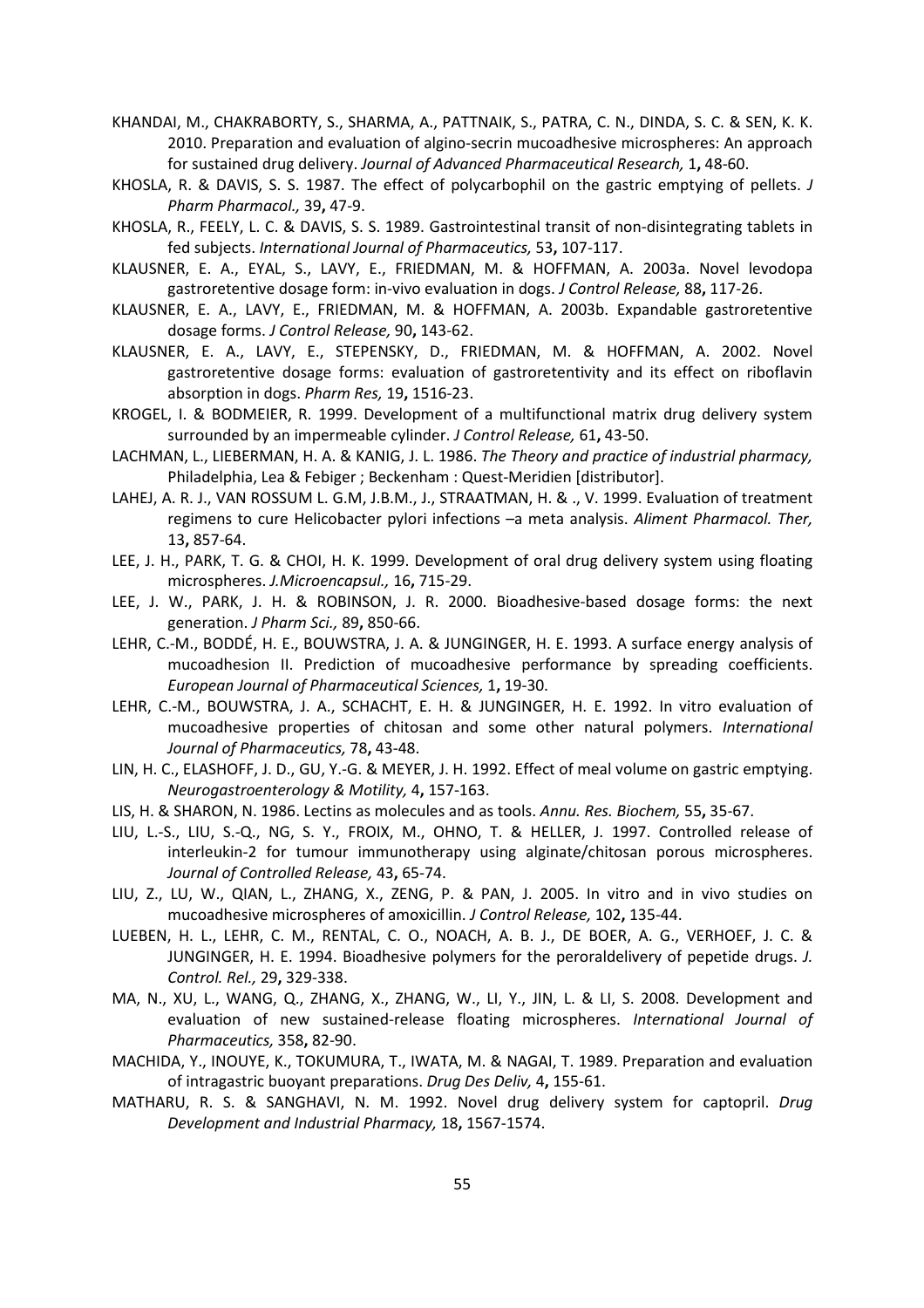KHANDAI, M., CHAKRABORTY, S., SHARMA, A., PATTNAIK, S., PATRA, C. N., DINDA, S. C. & SEN, K. K. 2010. Preparation and evaluation of algino-secrin mucoadhesive microspheres: An approach for sustained drug delivery. *Journal of Advanced Pharmaceutical Research,* 1**,** 48-60.

KHOSLA, R. & DAVIS, S. S. 1987. The effect of polycarbophil on the gastric emptying of pellets. *J Pharm Pharmacol.,* 39**,** 47-9.

KHOSLA, R., FEELY, L. C. & DAVIS, S. S. 1989. Gastrointestinal transit of non-disintegrating tablets in fed subjects. *International Journal of Pharmaceutics,* 53**,** 107-117.

KLAUSNER, E. A., EYAL, S., LAVY, E., FRIEDMAN, M. & HOFFMAN, A. 2003a. Novel levodopa gastroretentive dosage form: in-vivo evaluation in dogs. *J Control Release,* 88**,** 117-26.

KLAUSNER, E. A., LAVY, E., FRIEDMAN, M. & HOFFMAN, A. 2003b. Expandable gastroretentive dosage forms. *J Control Release,* 90**,** 143-62.

KLAUSNER, E. A., LAVY, E., STEPENSKY, D., FRIEDMAN, M. & HOFFMAN, A. 2002. Novel gastroretentive dosage forms: evaluation of gastroretentivity and its effect on riboflavin absorption in dogs. *Pharm Res,* 19**,** 1516-23.

KROGEL, I. & BODMEIER, R. 1999. Development of a multifunctional matrix drug delivery system surrounded by an impermeable cylinder. *J Control Release,* 61**,** 43-50.

LACHMAN, L., LIEBERMAN, H. A. & KANIG, J. L. 1986. *The Theory and practice of industrial pharmacy,* Philadelphia, Lea & Febiger ; Beckenham : Quest-Meridien [distributor].

LAHEJ, A. R. J., VAN ROSSUM L. G.M, J.B.M., J., STRAATMAN, H. & ., V. 1999. Evaluation of treatment regimens to cure Helicobacter pylori infections –a meta analysis. *Aliment Pharmacol. Ther,* 13**,** 857-64.

LEE, J. H., PARK, T. G. & CHOI, H. K. 1999. Development of oral drug delivery system using floating microspheres. *J.Microencapsul.,* 16**,** 715-29.

LEE, J. W., PARK, J. H. & ROBINSON, J. R. 2000. Bioadhesive-based dosage forms: the next generation. *J Pharm Sci.,* 89**,** 850-66.

LEHR, C.-M., BODDÉ, H. E., BOUWSTRA, J. A. & JUNGINGER, H. E. 1993. A surface energy analysis of mucoadhesion II. Prediction of mucoadhesive performance by spreading coefficients. *European Journal of Pharmaceutical Sciences,* 1**,** 19-30.

LEHR, C.-M., BOUWSTRA, J. A., SCHACHT, E. H. & JUNGINGER, H. E. 1992. In vitro evaluation of mucoadhesive properties of chitosan and some other natural polymers. *International Journal of Pharmaceutics,* 78**,** 43-48.

LIN, H. C., ELASHOFF, J. D., GU, Y.-G. & MEYER, J. H. 1992. Effect of meal volume on gastric emptying. *Neurogastroenterology & Motility,* 4**,** 157-163.

LIS, H. & SHARON, N. 1986. Lectins as molecules and as tools. *Annu. Res. Biochem,* 55**,** 35-67.

LIU, L.-S., LIU, S.-Q., NG, S. Y., FROIX, M., OHNO, T. & HELLER, J. 1997. Controlled release of interleukin-2 for tumour immunotherapy using alginate/chitosan porous microspheres. *Journal of Controlled Release,* 43**,** 65-74.

LIU, Z., LU, W., QIAN, L., ZHANG, X., ZENG, P. & PAN, J. 2005. In vitro and in vivo studies on mucoadhesive microspheres of amoxicillin. *J Control Release,* 102**,** 135-44.

LUEBEN, H. L., LEHR, C. M., RENTAL, C. O., NOACH, A. B. J., DE BOER, A. G., VERHOEF, J. C. & JUNGINGER, H. E. 1994. Bioadhesive polymers for the peroraldelivery of pepetide drugs. *J. Control. Rel.,* 29**,** 329-338.

MA, N., XU, L., WANG, Q., ZHANG, X., ZHANG, W., LI, Y., JIN, L. & LI, S. 2008. Development and evaluation of new sustained-release floating microspheres. *International Journal of Pharmaceutics,* 358**,** 82-90.

MACHIDA, Y., INOUYE, K., TOKUMURA, T., IWATA, M. & NAGAI, T. 1989. Preparation and evaluation of intragastric buoyant preparations. *Drug Des Deliv,* 4**,** 155-61.

MATHARU, R. S. & SANGHAVI, N. M. 1992. Novel drug delivery system for captopril. *Drug Development and Industrial Pharmacy,* 18**,** 1567-1574.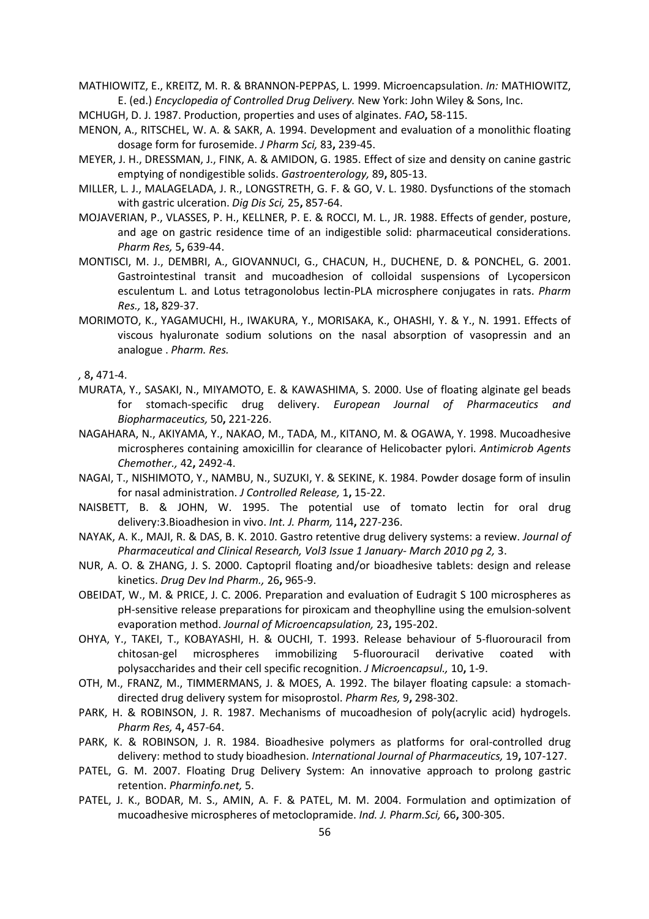MATHIOWITZ, E., KREITZ, M. R. & BRANNON-PEPPAS, L. 1999. Microencapsulation. *In:* MATHIOWITZ, E. (ed.) *Encyclopedia of Controlled Drug Delivery.* New York: John Wiley & Sons, Inc.

MCHUGH, D. J. 1987. Production, properties and uses of alginates. *FAO***,** 58-115.

MENON, A., RITSCHEL, W. A. & SAKR, A. 1994. Development and evaluation of a monolithic floating dosage form for furosemide. *J Pharm Sci,* 83**,** 239-45.

MEYER, J. H., DRESSMAN, J., FINK, A. & AMIDON, G. 1985. Effect of size and density on canine gastric emptying of nondigestible solids. *Gastroenterology,* 89**,** 805-13.

MILLER, L. J., MALAGELADA, J. R., LONGSTRETH, G. F. & GO, V. L. 1980. Dysfunctions of the stomach with gastric ulceration. *Dig Dis Sci,* 25**,** 857-64.

MOJAVERIAN, P., VLASSES, P. H., KELLNER, P. E. & ROCCI, M. L., JR. 1988. Effects of gender, posture, and age on gastric residence time of an indigestible solid: pharmaceutical considerations. *Pharm Res,* 5**,** 639-44.

MONTISCI, M. J., DEMBRI, A., GIOVANNUCI, G., CHACUN, H., DUCHENE, D. & PONCHEL, G. 2001. Gastrointestinal transit and mucoadhesion of colloidal suspensions of Lycopersicon esculentum L. and Lotus tetragonolobus lectin-PLA microsphere conjugates in rats. *Pharm Res.,* 18**,** 829-37.

MORIMOTO, K., YAGAMUCHI, H., IWAKURA, Y., MORISAKA, K., OHASHI, Y. & Y., N. 1991. Effects of viscous hyaluronate sodium solutions on the nasal absorption of vasopressin and an analogue . *Pharm. Res.*

*,* 8**,** 471-4.

MURATA, Y., SASAKI, N., MIYAMOTO, E. & KAWASHIMA, S. 2000. Use of floating alginate gel beads for stomach-specific drug delivery. *European Journal of Pharmaceutics and Biopharmaceutics,* 50**,** 221-226.

NAGAHARA, N., AKIYAMA, Y., NAKAO, M., TADA, M., KITANO, M. & OGAWA, Y. 1998. Mucoadhesive microspheres containing amoxicillin for clearance of Helicobacter pylori. *Antimicrob Agents Chemother.,* 42**,** 2492-4.

NAGAI, T., NISHIMOTO, Y., NAMBU, N., SUZUKI, Y. & SEKINE, K. 1984. Powder dosage form of insulin for nasal administration. *J Controlled Release,* 1**,** 15-22.

NAISBETT, B. & JOHN, W. 1995. The potential use of tomato lectin for oral drug delivery:3.Bioadhesion in vivo. *Int. J. Pharm,* 114**,** 227-236.

NAYAK, A. K., MAJI, R. & DAS, B. K. 2010. Gastro retentive drug delivery systems: a review. *Journal of Pharmaceutical and Clinical Research, Vol3 Issue 1 January- March 2010 pg 2,* 3.

NUR, A. O. & ZHANG, J. S. 2000. Captopril floating and/or bioadhesive tablets: design and release kinetics. *Drug Dev Ind Pharm.,* 26**,** 965-9.

OBEIDAT, W., M. & PRICE, J. C. 2006. Preparation and evaluation of Eudragit S 100 microspheres as pH-sensitive release preparations for piroxicam and theophylline using the emulsion-solvent evaporation method. *Journal of Microencapsulation,* 23**,** 195-202.

OHYA, Y., TAKEI, T., KOBAYASHI, H. & OUCHI, T. 1993. Release behaviour of 5-fluorouracil from chitosan-gel microspheres immobilizing 5-fluorouracil derivative coated with polysaccharides and their cell specific recognition. *J Microencapsul.,* 10**,** 1-9.

OTH, M., FRANZ, M., TIMMERMANS, J. & MOES, A. 1992. The bilayer floating capsule: a stomach-directed drug delivery system for misoprostol. *Pharm Res,* 9**,** 298-302.

PARK, H. & ROBINSON, J. R. 1987. Mechanisms of mucoadhesion of poly(acrylic acid) hydrogels. *Pharm Res,* 4**,** 457-64.

PARK, K. & ROBINSON, J. R. 1984. Bioadhesive polymers as platforms for oral-controlled drug delivery: method to study bioadhesion. *International Journal of Pharmaceutics,* 19**,** 107-127.

PATEL, G. M. 2007. Floating Drug Delivery System: An innovative approach to prolong gastric retention. *Pharminfo.net,* 5.

PATEL, J. K., BODAR, M. S., AMIN, A. F. & PATEL, M. M. 2004. Formulation and optimization of mucoadhesive microspheres of metoclopramide. *Ind. J. Pharm.Sci,* 66**,** 300-305.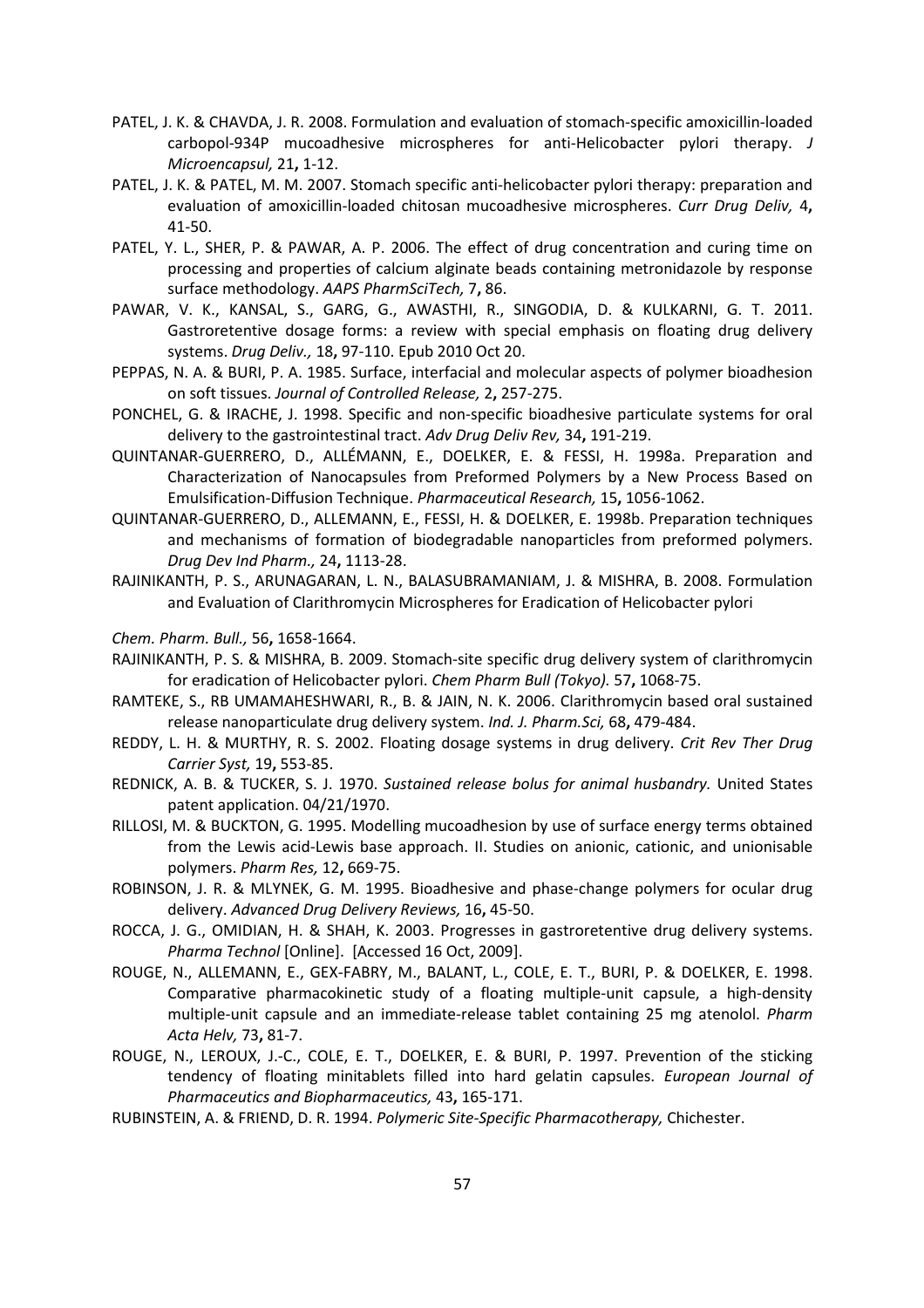PATEL, J. K. & CHAVDA, J. R. 2008. Formulation and evaluation of stomach-specific amoxicillin-loaded carbopol-934P mucoadhesive microspheres for anti-Helicobacter pylori therapy. *J Microencapsul,* 21**,** 1-12.

PATEL, J. K. & PATEL, M. M. 2007. Stomach specific anti-helicobacter pylori therapy: preparation and evaluation of amoxicillin-loaded chitosan mucoadhesive microspheres. *Curr Drug Deliv,* 4**,** 41-50.

PATEL, Y. L., SHER, P. & PAWAR, A. P. 2006. The effect of drug concentration and curing time on processing and properties of calcium alginate beads containing metronidazole by response surface methodology. *AAPS PharmSciTech,* 7**,** 86.

PAWAR, V. K., KANSAL, S., GARG, G., AWASTHI, R., SINGODIA, D. & KULKARNI, G. T. 2011. Gastroretentive dosage forms: a review with special emphasis on floating drug delivery systems. *Drug Deliv.,* 18**,** 97-110. Epub 2010 Oct 20.

PEPPAS, N. A. & BURI, P. A. 1985. Surface, interfacial and molecular aspects of polymer bioadhesion on soft tissues. *Journal of Controlled Release,* 2**,** 257-275.

PONCHEL, G. & IRACHE, J. 1998. Specific and non-specific bioadhesive particulate systems for oral delivery to the gastrointestinal tract. *Adv Drug Deliv Rev,* 34**,** 191-219.

QUINTANAR-GUERRERO, D., ALLÉMANN, E., DOELKER, E. & FESSI, H. 1998a. Preparation and Characterization of Nanocapsules from Preformed Polymers by a New Process Based on Emulsification-Diffusion Technique. *Pharmaceutical Research,* 15**,** 1056-1062.

QUINTANAR-GUERRERO, D., ALLEMANN, E., FESSI, H. & DOELKER, E. 1998b. Preparation techniques and mechanisms of formation of biodegradable nanoparticles from preformed polymers. *Drug Dev Ind Pharm.,* 24**,** 1113-28.

RAJINIKANTH, P. S., ARUNAGARAN, L. N., BALASUBRAMANIAM, J. & MISHRA, B. 2008. Formulation and Evaluation of Clarithromycin Microspheres for Eradication of Helicobacter pylori

*Chem. Pharm. Bull.,* 56**,** 1658-1664.

RAJINIKANTH, P. S. & MISHRA, B. 2009. Stomach-site specific drug delivery system of clarithromycin for eradication of Helicobacter pylori. *Chem Pharm Bull (Tokyo).* 57**,** 1068-75.

RAMTEKE, S., RB UMAMAHESHWARI, R., B. & JAIN, N. K. 2006. Clarithromycin based oral sustained release nanoparticulate drug delivery system. *Ind. J. Pharm.Sci,* 68**,** 479-484.

REDDY, L. H. & MURTHY, R. S. 2002. Floating dosage systems in drug delivery. *Crit Rev Ther Drug Carrier Syst,* 19**,** 553-85.

REDNICK, A. B. & TUCKER, S. J. 1970. *Sustained release bolus for animal husbandry.* United States patent application. 04/21/1970.

RILLOSI, M. & BUCKTON, G. 1995. Modelling mucoadhesion by use of surface energy terms obtained from the Lewis acid-Lewis base approach. II. Studies on anionic, cationic, and unionisable polymers. *Pharm Res,* 12**,** 669-75.

ROBINSON, J. R. & MLYNEK, G. M. 1995. Bioadhesive and phase-change polymers for ocular drug delivery. *Advanced Drug Delivery Reviews,* 16**,** 45-50.

ROCCA, J. G., OMIDIAN, H. & SHAH, K. 2003. Progresses in gastroretentive drug delivery systems. *Pharma Technol* [Online]. [Accessed 16 Oct, 2009].

ROUGE, N., ALLEMANN, E., GEX-FABRY, M., BALANT, L., COLE, E. T., BURI, P. & DOELKER, E. 1998. Comparative pharmacokinetic study of a floating multiple-unit capsule, a high-density multiple-unit capsule and an immediate-release tablet containing 25 mg atenolol. *Pharm Acta Helv,* 73**,** 81-7.

ROUGE, N., LEROUX, J.-C., COLE, E. T., DOELKER, E. & BURI, P. 1997. Prevention of the sticking tendency of floating minitablets filled into hard gelatin capsules. *European Journal of Pharmaceutics and Biopharmaceutics,* 43**,** 165-171.

RUBINSTEIN, A. & FRIEND, D. R. 1994. *Polymeric Site-Specific Pharmacotherapy,* Chichester.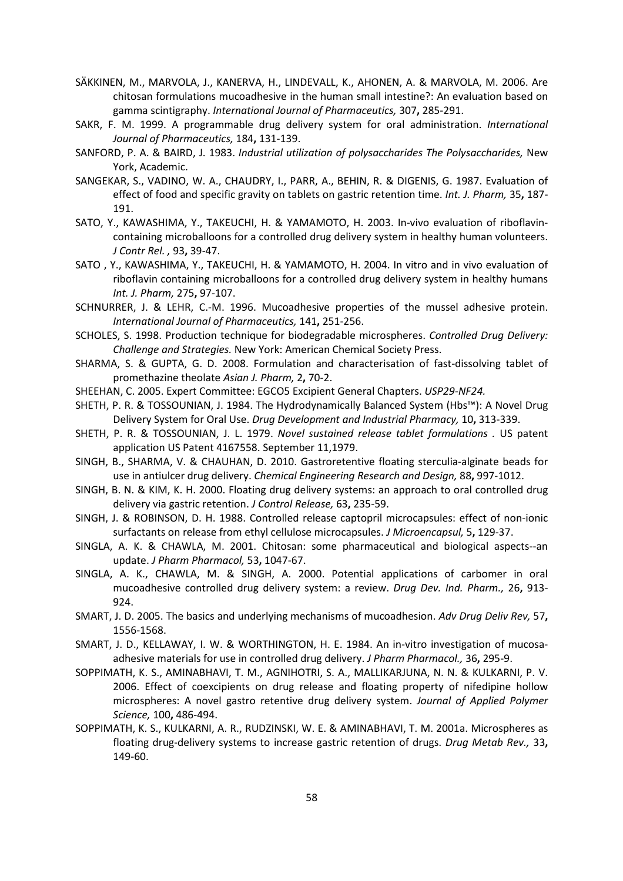SÄKKINEN, M., MARVOLA, J., KANERVA, H., LINDEVALL, K., AHONEN, A. & MARVOLA, M. 2006. Are chitosan formulations mucoadhesive in the human small intestine?: An evaluation based on gamma scintigraphy. *International Journal of Pharmaceutics,* 307**,** 285-291.

SAKR, F. M. 1999. A programmable drug delivery system for oral administration. *International Journal of Pharmaceutics,* 184**,** 131-139.

SANFORD, P. A. & BAIRD, J. 1983. *Industrial utilization of polysaccharides The Polysaccharides,* New York, Academic.

SANGEKAR, S., VADINO, W. A., CHAUDRY, I., PARR, A., BEHIN, R. & DIGENIS, G. 1987. Evaluation of effect of food and specific gravity on tablets on gastric retention time. *Int. J. Pharm,* 35**,** 187-191.

SATO, Y., KAWASHIMA, Y., TAKEUCHI, H. & YAMAMOTO, H. 2003. In-vivo evaluation of riboflavin-containing microballoons for a controlled drug delivery system in healthy human volunteers. *J Contr Rel. ,* 93**,** 39-47.

SATO , Y., KAWASHIMA, Y., TAKEUCHI, H. & YAMAMOTO, H. 2004. In vitro and in vivo evaluation of riboflavin containing microballoons for a controlled drug delivery system in healthy humans *Int. J. Pharm,* 275**,** 97-107.

SCHNURRER, J. & LEHR, C.-M. 1996. Mucoadhesive properties of the mussel adhesive protein. *International Journal of Pharmaceutics,* 141**,** 251-256.

SCHOLES, S. 1998. Production technique for biodegradable microspheres. *Controlled Drug Delivery: Challenge and Strategies.* New York: American Chemical Society Press.

SHARMA, S. & GUPTA, G. D. 2008. Formulation and characterisation of fast-dissolving tablet of promethazine theolate *Asian J. Pharm,* 2**,** 70-2.

SHEEHAN, C. 2005. Expert Committee: EGCO5 Excipient General Chapters. *USP29-NF24.*

SHETH, P. R. & TOSSOUNIAN, J. 1984. The Hydrodynamically Balanced System (Hbs™): A Novel Drug Delivery System for Oral Use. *Drug Development and Industrial Pharmacy,* 10**,** 313-339.

SHETH, P. R. & TOSSOUNIAN, J. L. 1979. *Novel sustained release tablet formulations* . US patent application US Patent 4167558. September 11,1979.

SINGH, B., SHARMA, V. & CHAUHAN, D. 2010. Gastroretentive floating sterculia-alginate beads for use in antiulcer drug delivery. *Chemical Engineering Research and Design,* 88**,** 997-1012.

SINGH, B. N. & KIM, K. H. 2000. Floating drug delivery systems: an approach to oral controlled drug delivery via gastric retention. *J Control Release,* 63**,** 235-59.

SINGH, J. & ROBINSON, D. H. 1988. Controlled release captopril microcapsules: effect of non-ionic surfactants on release from ethyl cellulose microcapsules. *J Microencapsul,* 5**,** 129-37.

SINGLA, A. K. & CHAWLA, M. 2001. Chitosan: some pharmaceutical and biological aspects--an update. *J Pharm Pharmacol,* 53**,** 1047-67.

SINGLA, A. K., CHAWLA, M. & SINGH, A. 2000. Potential applications of carbomer in oral mucoadhesive controlled drug delivery system: a review. *Drug Dev. Ind. Pharm.,* 26**,** 913-924.

SMART, J. D. 2005. The basics and underlying mechanisms of mucoadhesion. *Adv Drug Deliv Rev,* 57**,** 1556-1568.

SMART, J. D., KELLAWAY, I. W. & WORTHINGTON, H. E. 1984. An in-vitro investigation of mucosa-adhesive materials for use in controlled drug delivery. *J Pharm Pharmacol.,* 36**,** 295-9.

SOPPIMATH, K. S., AMINABHAVI, T. M., AGNIHOTRI, S. A., MALLIKARJUNA, N. N. & KULKARNI, P. V. 2006. Effect of coexcipients on drug release and floating property of nifedipine hollow microspheres: A novel gastro retentive drug delivery system. *Journal of Applied Polymer Science,* 100**,** 486-494.

SOPPIMATH, K. S., KULKARNI, A. R., RUDZINSKI, W. E. & AMINABHAVI, T. M. 2001a. Microspheres as floating drug-delivery systems to increase gastric retention of drugs. *Drug Metab Rev.,* 33**,** 149-60.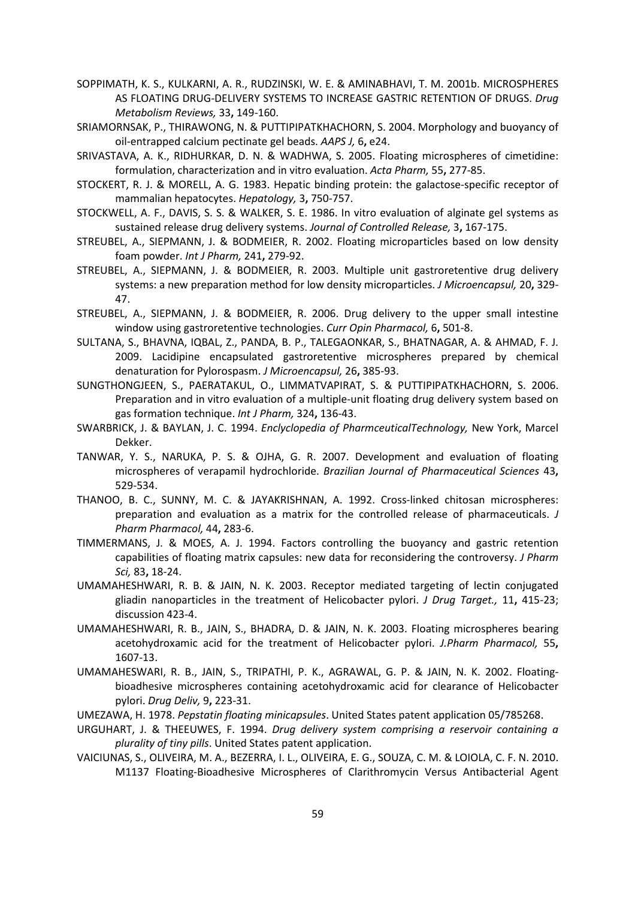SOPPIMATH, K. S., KULKARNI, A. R., RUDZINSKI, W. E. & AMINABHAVI, T. M. 2001b. MICROSPHERES AS FLOATING DRUG-DELIVERY SYSTEMS TO INCREASE GASTRIC RETENTION OF DRUGS. *Drug Metabolism Reviews,* 33**,** 149-160.

SRIAMORNSAK, P., THIRAWONG, N. & PUTTIPIPATKHACHORN, S. 2004. Morphology and buoyancy of oil-entrapped calcium pectinate gel beads. *AAPS J,* 6**,** e24.

SRIVASTAVA, A. K., RIDHURKAR, D. N. & WADHWA, S. 2005. Floating microspheres of cimetidine: formulation, characterization and in vitro evaluation. *Acta Pharm,* 55**,** 277-85.

STOCKERT, R. J. & MORELL, A. G. 1983. Hepatic binding protein: the galactose-specific receptor of mammalian hepatocytes. *Hepatology,* 3**,** 750-757.

STOCKWELL, A. F., DAVIS, S. S. & WALKER, S. E. 1986. In vitro evaluation of alginate gel systems as sustained release drug delivery systems. *Journal of Controlled Release,* 3**,** 167-175.

STREUBEL, A., SIEPMANN, J. & BODMEIER, R. 2002. Floating microparticles based on low density foam powder. *Int J Pharm,* 241**,** 279-92.

STREUBEL, A., SIEPMANN, J. & BODMEIER, R. 2003. Multiple unit gastroretentive drug delivery systems: a new preparation method for low density microparticles. *J Microencapsul,* 20**,** 329-47.

STREUBEL, A., SIEPMANN, J. & BODMEIER, R. 2006. Drug delivery to the upper small intestine window using gastroretentive technologies. *Curr Opin Pharmacol,* 6**,** 501-8.

SULTANA, S., BHAVNA, IQBAL, Z., PANDA, B. P., TALEGAONKAR, S., BHATNAGAR, A. & AHMAD, F. J. 2009. Lacidipine encapsulated gastroretentive microspheres prepared by chemical denaturation for Pylorospasm. *J Microencapsul,* 26**,** 385-93.

SUNGTHONGJEEN, S., PAERATAKUL, O., LIMMATVAPIRAT, S. & PUTTIPIPATKHACHORN, S. 2006. Preparation and in vitro evaluation of a multiple-unit floating drug delivery system based on gas formation technique. *Int J Pharm,* 324**,** 136-43.

SWARBRICK, J. & BAYLAN, J. C. 1994. *Enclyclopedia of PharmceuticalTechnology,* New York, Marcel Dekker.

TANWAR, Y. S., NARUKA, P. S. & OJHA, G. R. 2007. Development and evaluation of floating microspheres of verapamil hydrochloride. *Brazilian Journal of Pharmaceutical Sciences* 43**,** 529-534.

THANOO, B. C., SUNNY, M. C. & JAYAKRISHNAN, A. 1992. Cross-linked chitosan microspheres: preparation and evaluation as a matrix for the controlled release of pharmaceuticals. *J Pharm Pharmacol,* 44**,** 283-6.

TIMMERMANS, J. & MOES, A. J. 1994. Factors controlling the buoyancy and gastric retention capabilities of floating matrix capsules: new data for reconsidering the controversy. *J Pharm Sci,* 83**,** 18-24.

UMAMAHESHWARI, R. B. & JAIN, N. K. 2003. Receptor mediated targeting of lectin conjugated gliadin nanoparticles in the treatment of Helicobacter pylori. *J Drug Target.,* 11**,** 415-23; discussion 423-4.

UMAMAHESHWARI, R. B., JAIN, S., BHADRA, D. & JAIN, N. K. 2003. Floating microspheres bearing acetohydroxamic acid for the treatment of Helicobacter pylori. *J.Pharm Pharmacol,* 55**,** 1607-13.

UMAMAHESWARI, R. B., JAIN, S., TRIPATHI, P. K., AGRAWAL, G. P. & JAIN, N. K. 2002. Floating-bioadhesive microspheres containing acetohydroxamic acid for clearance of Helicobacter pylori. *Drug Deliv,* 9**,** 223-31.

UMEZAWA, H. 1978. *Pepstatin floating minicapsules*. United States patent application 05/785268.

URGUHART, J. & THEEUWES, F. 1994. *Drug delivery system comprising a reservoir containing a plurality of tiny pills*. United States patent application.

VAICIUNAS, S., OLIVEIRA, M. A., BEZERRA, I. L., OLIVEIRA, E. G., SOUZA, C. M. & LOIOLA, C. F. N. 2010. M1137 Floating-Bioadhesive Microspheres of Clarithromycin Versus Antibacterial Agent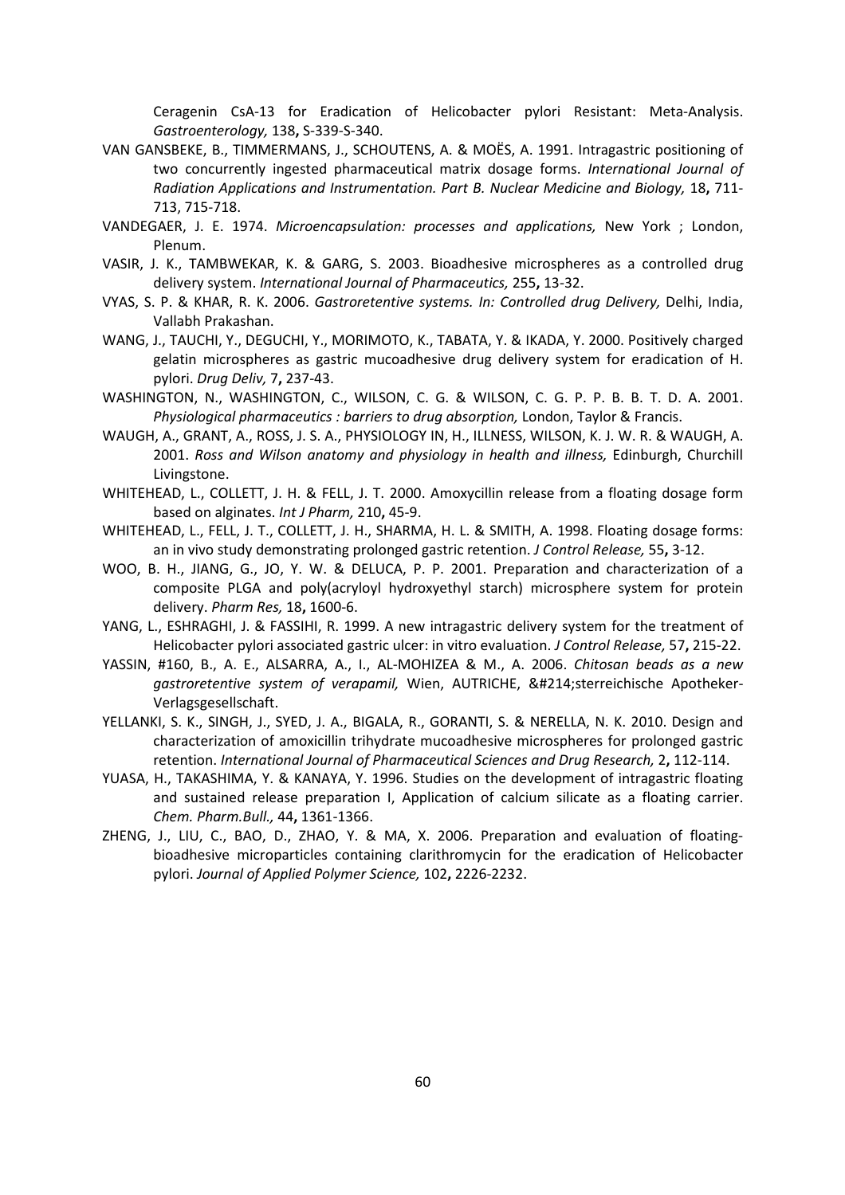Ceragenin CsA-13 for Eradication of Helicobacter pylori Resistant: Meta-Analysis. *Gastroenterology,* 138**,** S-339-S-340.

VAN GANSBEKE, B., TIMMERMANS, J., SCHOUTENS, A. & MOËS, A. 1991. Intragastric positioning of two concurrently ingested pharmaceutical matrix dosage forms. *International Journal of Radiation Applications and Instrumentation. Part B. Nuclear Medicine and Biology,* 18**,** 711-713, 715-718.

VANDEGAER, J. E. 1974. *Microencapsulation: processes and applications,* New York ; London, Plenum.

VASIR, J. K., TAMBWEKAR, K. & GARG, S. 2003. Bioadhesive microspheres as a controlled drug delivery system. *International Journal of Pharmaceutics,* 255**,** 13-32.

VYAS, S. P. & KHAR, R. K. 2006. *Gastroretentive systems. In: Controlled drug Delivery,* Delhi, India, Vallabh Prakashan.

WANG, J., TAUCHI, Y., DEGUCHI, Y., MORIMOTO, K., TABATA, Y. & IKADA, Y. 2000. Positively charged gelatin microspheres as gastric mucoadhesive drug delivery system for eradication of H. pylori. *Drug Deliv,* 7**,** 237-43.

WASHINGTON, N., WASHINGTON, C., WILSON, C. G. & WILSON, C. G. P. P. B. B. T. D. A. 2001. *Physiological pharmaceutics : barriers to drug absorption,* London, Taylor & Francis.

WAUGH, A., GRANT, A., ROSS, J. S. A., PHYSIOLOGY IN, H., ILLNESS, WILSON, K. J. W. R. & WAUGH, A. 2001. *Ross and Wilson anatomy and physiology in health and illness,* Edinburgh, Churchill Livingstone.

WHITEHEAD, L., COLLETT, J. H. & FELL, J. T. 2000. Amoxycillin release from a floating dosage form based on alginates. *Int J Pharm,* 210**,** 45-9.

WHITEHEAD, L., FELL, J. T., COLLETT, J. H., SHARMA, H. L. & SMITH, A. 1998. Floating dosage forms: an in vivo study demonstrating prolonged gastric retention. *J Control Release,* 55**,** 3-12.

WOO, B. H., JIANG, G., JO, Y. W. & DELUCA, P. P. 2001. Preparation and characterization of a composite PLGA and poly(acryloyl hydroxyethyl starch) microsphere system for protein delivery. *Pharm Res,* 18**,** 1600-6.

YANG, L., ESHRAGHI, J. & FASSIHI, R. 1999. A new intragastric delivery system for the treatment of Helicobacter pylori associated gastric ulcer: in vitro evaluation. *J Control Release,* 57**,** 215-22.

YASSIN, #160, B., A. E., ALSARRA, A., I., AL-MOHIZEA & M., A. 2006. *Chitosan beads as a new gastroretentive system of verapamil,* Wien, AUTRICHE, &#214;sterreichische Apotheker-Verlagsgesellschaft.

YELLANKI, S. K., SINGH, J., SYED, J. A., BIGALA, R., GORANTI, S. & NERELLA, N. K. 2010. Design and characterization of amoxicillin trihydrate mucoadhesive microspheres for prolonged gastric retention. *International Journal of Pharmaceutical Sciences and Drug Research,* 2**,** 112-114.

YUASA, H., TAKASHIMA, Y. & KANAYA, Y. 1996. Studies on the development of intragastric floating and sustained release preparation I, Application of calcium silicate as a floating carrier. *Chem. Pharm.Bull.,* 44**,** 1361-1366.

ZHENG, J., LIU, C., BAO, D., ZHAO, Y. & MA, X. 2006. Preparation and evaluation of floating-bioadhesive microparticles containing clarithromycin for the eradication of Helicobacter pylori. *Journal of Applied Polymer Science,* 102**,** 2226-2232.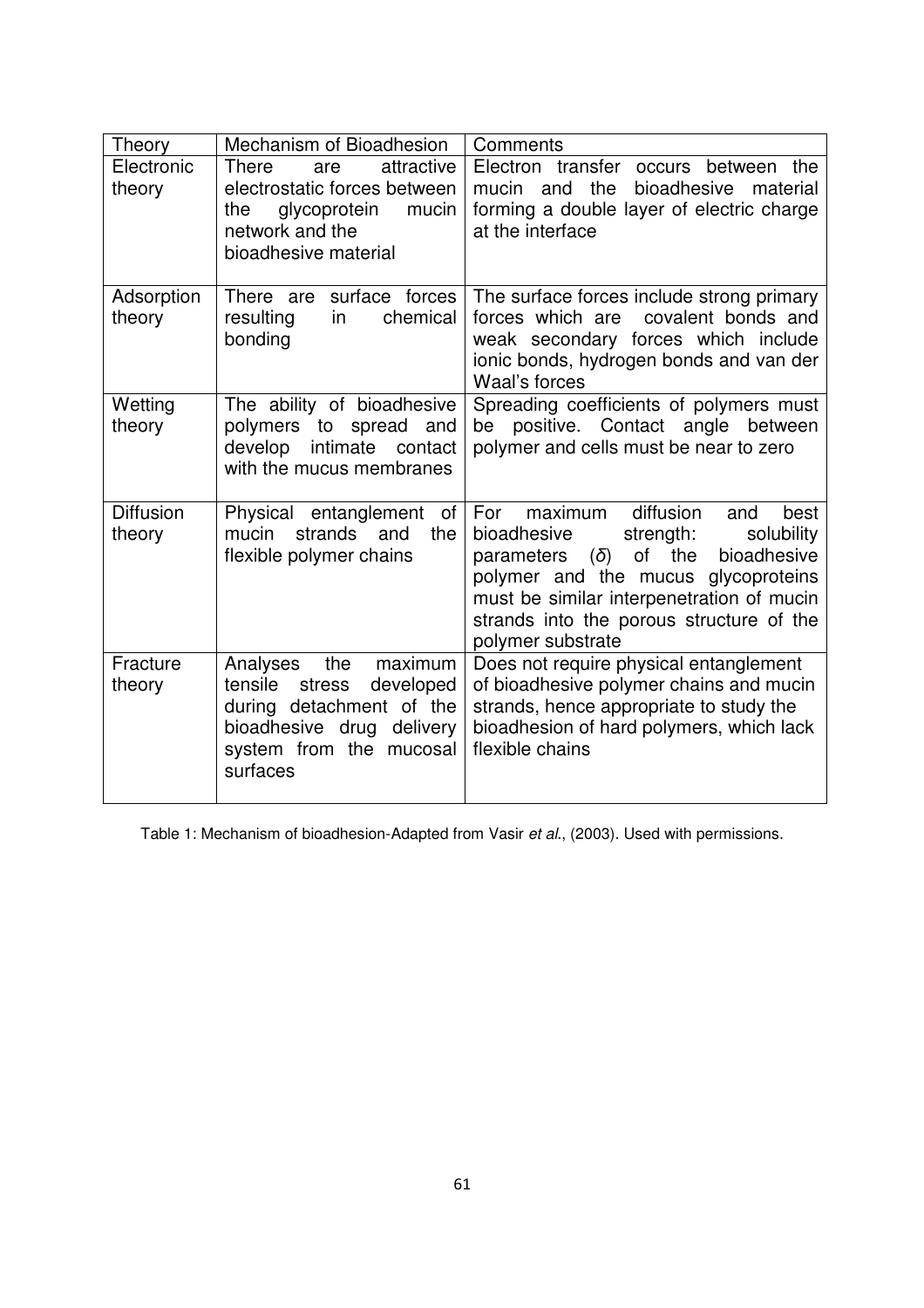| Theory | Mechanism of Bioadhesion | Comments |
| --- | --- | --- |
| Electronic theory | There are attractive electrostatic forces between the glycoprotein mucin network and the bioadhesive material | Electron transfer occurs between the mucin and the bioadhesive material forming a double layer of electric charge at the interface |
| Adsorption theory | There are surface forces resulting in chemical bonding | The surface forces include strong primary forces which are covalent bonds and weak secondary forces which include ionic bonds, hydrogen bonds and van der Waal's forces |
| Wetting theory | The ability of bioadhesive polymers to spread and develop intimate contact with the mucus membranes | Spreading coefficients of polymers must be positive. Contact angle between polymer and cells must be near to zero |
| Diffusion theory | Physical entanglement of mucin strands and the flexible polymer chains | For maximum diffusion and best bioadhesive strength: solubility parameters ($\delta$) of the bioadhesive polymer and the mucus glycoproteins must be similar interpenetration of mucin strands into the porous structure of the polymer substrate |
| Fracture theory | Analyses the maximum tensile stress developed during detachment of the bioadhesive drug delivery system from the mucosal surfaces | Does not require physical entanglement of bioadhesive polymer chains and mucin strands, hence appropriate to study the bioadhesion of hard polymers, which lack flexible chains |

Table 1: Mechanism of bioadhesion-Adapted from Vasir *et al.*, (2003). Used with permissions.